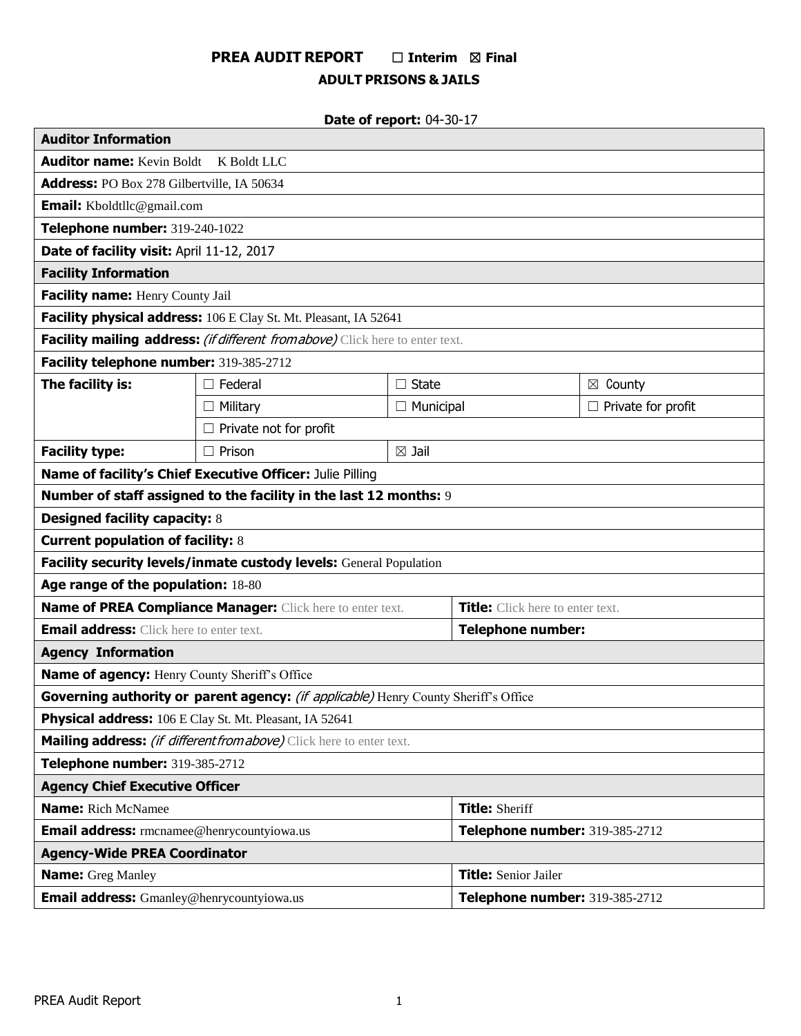# PREA AUDIT REPORT ☐ Interim ☒ Final

## ADULT PRISONS & JAILS

**Date of report:** 04-30-17

| **Auditor Information** | | | |
|---|---|---|---|
| **Auditor name:** Kevin Boldt K Boldt LLC | | | |
| **Address:** PO Box 278 Gilbertville, IA 50634 | | | |
| **Email:** Kboldtllc@gmail.com | | | |
| **Telephone number:** 319-240-1022 | | | |
| **Date of facility visit:** April 11-12, 2017 | | | |
| **Facility Information** | | | |
| **Facility name:** Henry County Jail | | | |
| **Facility physical address:** 106 E Clay St. Mt. Pleasant, IA 52641 | | | |
| **Facility mailing address:** *(if different from above)* Click here to enter text. | | | |
| **Facility telephone number:** 319-385-2712 | | | |
| **The facility is:** | ☐ Federal | ☐ State | ☒ County |
| | ☐ Military | ☐ Municipal | ☐ Private for profit |
| | ☐ Private not for profit | | |
| **Facility type:** | ☐ Prison | ☒ Jail | |
| **Name of facility's Chief Executive Officer:** Julie Pilling | | | |
| **Number of staff assigned to the facility in the last 12 months:** 9 | | | |
| **Designed facility capacity:** 8 | | | |
| **Current population of facility:** 8 | | | |
| **Facility security levels/inmate custody levels:** General Population | | | |
| **Age range of the population:** 18-80 | | | |
| **Name of PREA Compliance Manager:** Click here to enter text. | | **Title:** Click here to enter text. | |
| **Email address:** Click here to enter text. | | **Telephone number:** | |
| **Agency Information** | | | |
| **Name of agency:** Henry County Sheriff's Office | | | |
| **Governing authority or parent agency:** *(if applicable)* Henry County Sheriff's Office | | | |
| **Physical address:** 106 E Clay St. Mt. Pleasant, IA 52641 | | | |
| **Mailing address:** *(if different from above)* Click here to enter text. | | | |
| **Telephone number:** 319-385-2712 | | | |
| **Agency Chief Executive Officer** | | | |
| **Name:** Rich McNamee | | **Title:** Sheriff | |
| **Email address:** rmcnamee@henrycountyiowa.us | | **Telephone number:** 319-385-2712 | |
| **Agency-Wide PREA Coordinator** | | | |
| **Name:** Greg Manley | | **Title:** Senior Jailer | |
| **Email address:** Gmanley@henrycountyiowa.us | | **Telephone number:** 319-385-2712 | |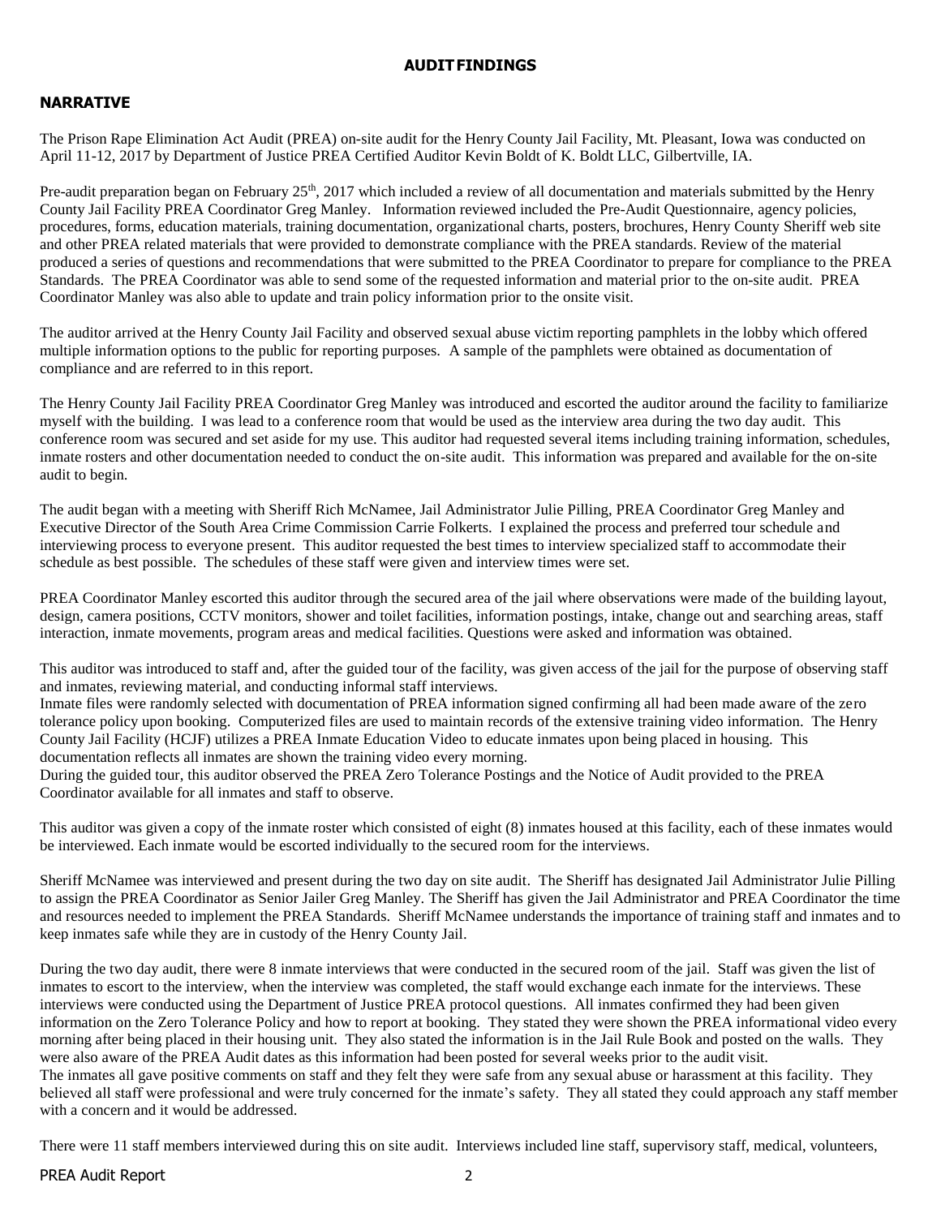## AUDIT FINDINGS

## NARRATIVE

The Prison Rape Elimination Act Audit (PREA) on-site audit for the Henry County Jail Facility, Mt. Pleasant, Iowa was conducted on April 11-12, 2017 by Department of Justice PREA Certified Auditor Kevin Boldt of K. Boldt LLC, Gilbertville, IA.

Pre-audit preparation began on February 25th, 2017 which included a review of all documentation and materials submitted by the Henry County Jail Facility PREA Coordinator Greg Manley. Information reviewed included the Pre-Audit Questionnaire, agency policies, procedures, forms, education materials, training documentation, organizational charts, posters, brochures, Henry County Sheriff web site and other PREA related materials that were provided to demonstrate compliance with the PREA standards. Review of the material produced a series of questions and recommendations that were submitted to the PREA Coordinator to prepare for compliance to the PREA Standards. The PREA Coordinator was able to send some of the requested information and material prior to the on-site audit. PREA Coordinator Manley was also able to update and train policy information prior to the onsite visit.

The auditor arrived at the Henry County Jail Facility and observed sexual abuse victim reporting pamphlets in the lobby which offered multiple information options to the public for reporting purposes. A sample of the pamphlets were obtained as documentation of compliance and are referred to in this report.

The Henry County Jail Facility PREA Coordinator Greg Manley was introduced and escorted the auditor around the facility to familiarize myself with the building. I was lead to a conference room that would be used as the interview area during the two day audit. This conference room was secured and set aside for my use. This auditor had requested several items including training information, schedules, inmate rosters and other documentation needed to conduct the on-site audit. This information was prepared and available for the on-site audit to begin.

The audit began with a meeting with Sheriff Rich McNamee, Jail Administrator Julie Pilling, PREA Coordinator Greg Manley and Executive Director of the South Area Crime Commission Carrie Folkerts. I explained the process and preferred tour schedule and interviewing process to everyone present. This auditor requested the best times to interview specialized staff to accommodate their schedule as best possible. The schedules of these staff were given and interview times were set.

PREA Coordinator Manley escorted this auditor through the secured area of the jail where observations were made of the building layout, design, camera positions, CCTV monitors, shower and toilet facilities, information postings, intake, change out and searching areas, staff interaction, inmate movements, program areas and medical facilities. Questions were asked and information was obtained.

This auditor was introduced to staff and, after the guided tour of the facility, was given access of the jail for the purpose of observing staff and inmates, reviewing material, and conducting informal staff interviews.

Inmate files were randomly selected with documentation of PREA information signed confirming all had been made aware of the zero tolerance policy upon booking. Computerized files are used to maintain records of the extensive training video information. The Henry County Jail Facility (HCJF) utilizes a PREA Inmate Education Video to educate inmates upon being placed in housing. This documentation reflects all inmates are shown the training video every morning.

During the guided tour, this auditor observed the PREA Zero Tolerance Postings and the Notice of Audit provided to the PREA Coordinator available for all inmates and staff to observe.

This auditor was given a copy of the inmate roster which consisted of eight (8) inmates housed at this facility, each of these inmates would be interviewed. Each inmate would be escorted individually to the secured room for the interviews.

Sheriff McNamee was interviewed and present during the two day on site audit. The Sheriff has designated Jail Administrator Julie Pilling to assign the PREA Coordinator as Senior Jailer Greg Manley. The Sheriff has given the Jail Administrator and PREA Coordinator the time and resources needed to implement the PREA Standards. Sheriff McNamee understands the importance of training staff and inmates and to keep inmates safe while they are in custody of the Henry County Jail.

During the two day audit, there were 8 inmate interviews that were conducted in the secured room of the jail. Staff was given the list of inmates to escort to the interview, when the interview was completed, the staff would exchange each inmate for the interviews. These interviews were conducted using the Department of Justice PREA protocol questions. All inmates confirmed they had been given information on the Zero Tolerance Policy and how to report at booking. They stated they were shown the PREA informational video every morning after being placed in their housing unit. They also stated the information is in the Jail Rule Book and posted on the walls. They were also aware of the PREA Audit dates as this information had been posted for several weeks prior to the audit visit.

The inmates all gave positive comments on staff and they felt they were safe from any sexual abuse or harassment at this facility. They believed all staff were professional and were truly concerned for the inmate's safety. They all stated they could approach any staff member with a concern and it would be addressed.

There were 11 staff members interviewed during this on site audit. Interviews included line staff, supervisory staff, medical, volunteers,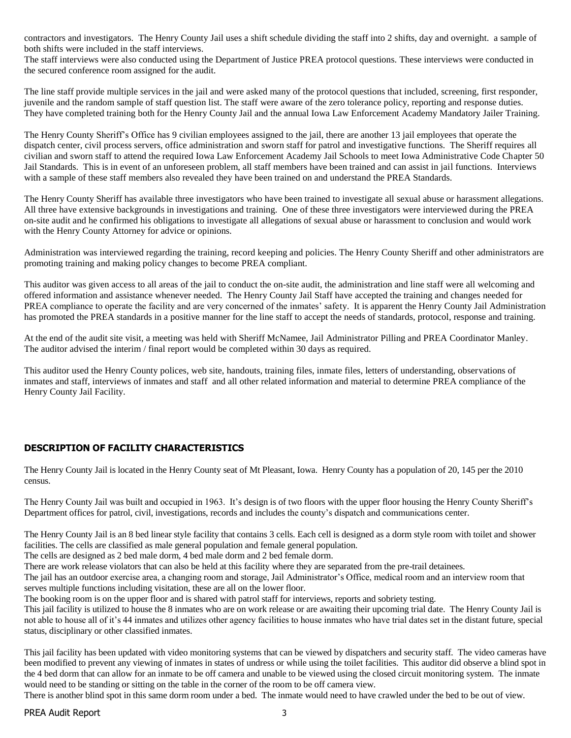contractors and investigators. The Henry County Jail uses a shift schedule dividing the staff into 2 shifts, day and overnight. a sample of both shifts were included in the staff interviews.
The staff interviews were also conducted using the Department of Justice PREA protocol questions. These interviews were conducted in the secured conference room assigned for the audit.

The line staff provide multiple services in the jail and were asked many of the protocol questions that included, screening, first responder, juvenile and the random sample of staff question list. The staff were aware of the zero tolerance policy, reporting and response duties. They have completed training both for the Henry County Jail and the annual Iowa Law Enforcement Academy Mandatory Jailer Training.

The Henry County Sheriff's Office has 9 civilian employees assigned to the jail, there are another 13 jail employees that operate the dispatch center, civil process servers, office administration and sworn staff for patrol and investigative functions. The Sheriff requires all civilian and sworn staff to attend the required Iowa Law Enforcement Academy Jail Schools to meet Iowa Administrative Code Chapter 50 Jail Standards. This is in event of an unforeseen problem, all staff members have been trained and can assist in jail functions. Interviews with a sample of these staff members also revealed they have been trained on and understand the PREA Standards.

The Henry County Sheriff has available three investigators who have been trained to investigate all sexual abuse or harassment allegations. All three have extensive backgrounds in investigations and training. One of these three investigators were interviewed during the PREA on-site audit and he confirmed his obligations to investigate all allegations of sexual abuse or harassment to conclusion and would work with the Henry County Attorney for advice or opinions.

Administration was interviewed regarding the training, record keeping and policies. The Henry County Sheriff and other administrators are promoting training and making policy changes to become PREA compliant.

This auditor was given access to all areas of the jail to conduct the on-site audit, the administration and line staff were all welcoming and offered information and assistance whenever needed. The Henry County Jail Staff have accepted the training and changes needed for PREA compliance to operate the facility and are very concerned of the inmates' safety. It is apparent the Henry County Jail Administration has promoted the PREA standards in a positive manner for the line staff to accept the needs of standards, protocol, response and training.

At the end of the audit site visit, a meeting was held with Sheriff McNamee, Jail Administrator Pilling and PREA Coordinator Manley. The auditor advised the interim / final report would be completed within 30 days as required.

This auditor used the Henry County polices, web site, handouts, training files, inmate files, letters of understanding, observations of inmates and staff, interviews of inmates and staff and all other related information and material to determine PREA compliance of the Henry County Jail Facility.

## DESCRIPTION OF FACILITY CHARACTERISTICS

The Henry County Jail is located in the Henry County seat of Mt Pleasant, Iowa. Henry County has a population of 20, 145 per the 2010 census.

The Henry County Jail was built and occupied in 1963. It's design is of two floors with the upper floor housing the Henry County Sheriff's Department offices for patrol, civil, investigations, records and includes the county's dispatch and communications center.

The Henry County Jail is an 8 bed linear style facility that contains 3 cells. Each cell is designed as a dorm style room with toilet and shower facilities. The cells are classified as male general population and female general population.
The cells are designed as 2 bed male dorm, 4 bed male dorm and 2 bed female dorm.
There are work release violators that can also be held at this facility where they are separated from the pre-trail detainees.
The jail has an outdoor exercise area, a changing room and storage, Jail Administrator's Office, medical room and an interview room that serves multiple functions including visitation, these are all on the lower floor.
The booking room is on the upper floor and is shared with patrol staff for interviews, reports and sobriety testing.
This jail facility is utilized to house the 8 inmates who are on work release or are awaiting their upcoming trial date. The Henry County Jail is not able to house all of it's 44 inmates and utilizes other agency facilities to house inmates who have trial dates set in the distant future, special status, disciplinary or other classified inmates.

This jail facility has been updated with video monitoring systems that can be viewed by dispatchers and security staff. The video cameras have been modified to prevent any viewing of inmates in states of undress or while using the toilet facilities. This auditor did observe a blind spot in the 4 bed dorm that can allow for an inmate to be off camera and unable to be viewed using the closed circuit monitoring system. The inmate would need to be standing or sitting on the table in the corner of the room to be off camera view.
There is another blind spot in this same dorm room under a bed. The inmate would need to have crawled under the bed to be out of view.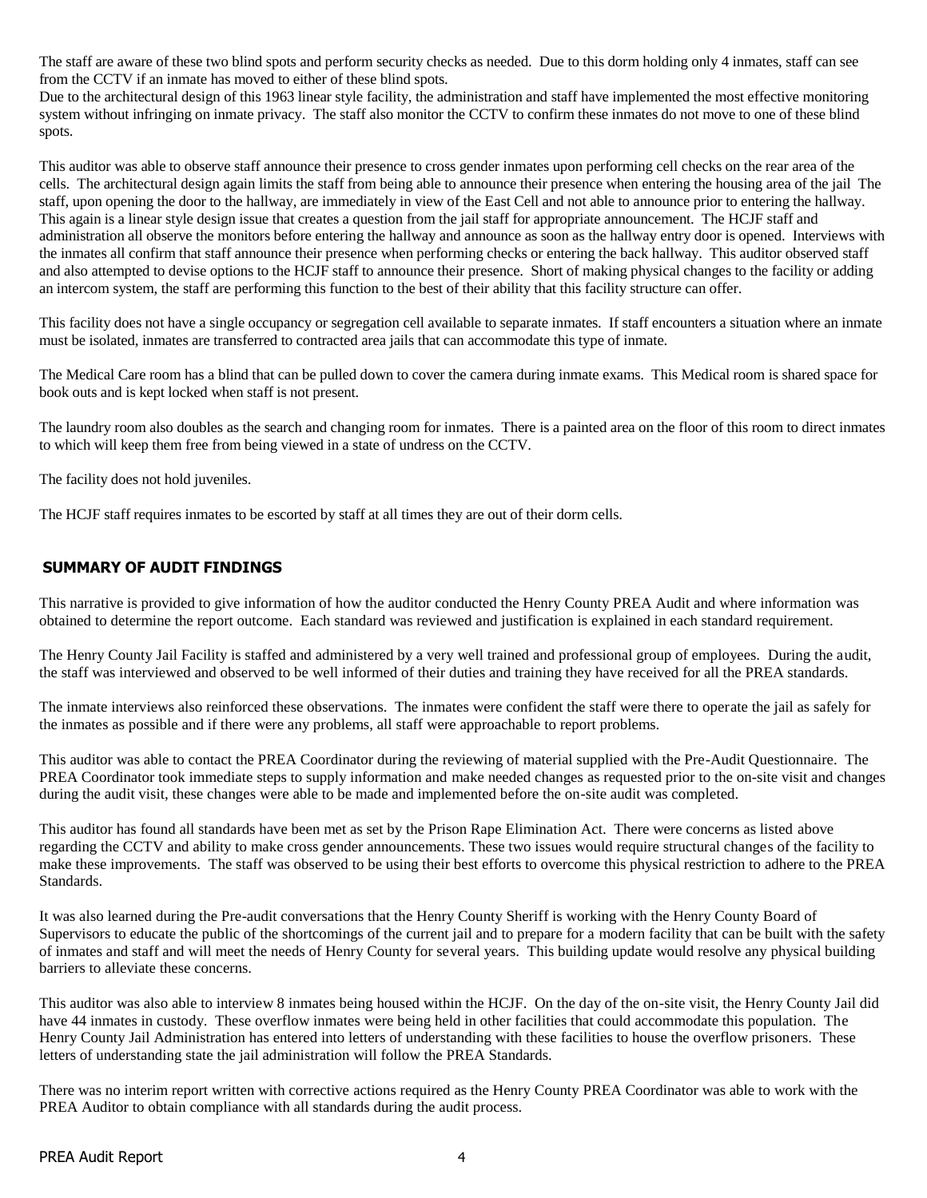The staff are aware of these two blind spots and perform security checks as needed. Due to this dorm holding only 4 inmates, staff can see from the CCTV if an inmate has moved to either of these blind spots.
Due to the architectural design of this 1963 linear style facility, the administration and staff have implemented the most effective monitoring system without infringing on inmate privacy. The staff also monitor the CCTV to confirm these inmates do not move to one of these blind spots.

This auditor was able to observe staff announce their presence to cross gender inmates upon performing cell checks on the rear area of the cells. The architectural design again limits the staff from being able to announce their presence when entering the housing area of the jail The staff, upon opening the door to the hallway, are immediately in view of the East Cell and not able to announce prior to entering the hallway. This again is a linear style design issue that creates a question from the jail staff for appropriate announcement. The HCJF staff and administration all observe the monitors before entering the hallway and announce as soon as the hallway entry door is opened. Interviews with the inmates all confirm that staff announce their presence when performing checks or entering the back hallway. This auditor observed staff and also attempted to devise options to the HCJF staff to announce their presence. Short of making physical changes to the facility or adding an intercom system, the staff are performing this function to the best of their ability that this facility structure can offer.

This facility does not have a single occupancy or segregation cell available to separate inmates. If staff encounters a situation where an inmate must be isolated, inmates are transferred to contracted area jails that can accommodate this type of inmate.

The Medical Care room has a blind that can be pulled down to cover the camera during inmate exams. This Medical room is shared space for book outs and is kept locked when staff is not present.

The laundry room also doubles as the search and changing room for inmates. There is a painted area on the floor of this room to direct inmates to which will keep them free from being viewed in a state of undress on the CCTV.

The facility does not hold juveniles.

The HCJF staff requires inmates to be escorted by staff at all times they are out of their dorm cells.

## SUMMARY OF AUDIT FINDINGS

This narrative is provided to give information of how the auditor conducted the Henry County PREA Audit and where information was obtained to determine the report outcome. Each standard was reviewed and justification is explained in each standard requirement.

The Henry County Jail Facility is staffed and administered by a very well trained and professional group of employees. During the audit, the staff was interviewed and observed to be well informed of their duties and training they have received for all the PREA standards.

The inmate interviews also reinforced these observations. The inmates were confident the staff were there to operate the jail as safely for the inmates as possible and if there were any problems, all staff were approachable to report problems.

This auditor was able to contact the PREA Coordinator during the reviewing of material supplied with the Pre-Audit Questionnaire. The PREA Coordinator took immediate steps to supply information and make needed changes as requested prior to the on-site visit and changes during the audit visit, these changes were able to be made and implemented before the on-site audit was completed.

This auditor has found all standards have been met as set by the Prison Rape Elimination Act. There were concerns as listed above regarding the CCTV and ability to make cross gender announcements. These two issues would require structural changes of the facility to make these improvements. The staff was observed to be using their best efforts to overcome this physical restriction to adhere to the PREA Standards.

It was also learned during the Pre-audit conversations that the Henry County Sheriff is working with the Henry County Board of Supervisors to educate the public of the shortcomings of the current jail and to prepare for a modern facility that can be built with the safety of inmates and staff and will meet the needs of Henry County for several years. This building update would resolve any physical building barriers to alleviate these concerns.

This auditor was also able to interview 8 inmates being housed within the HCJF. On the day of the on-site visit, the Henry County Jail did have 44 inmates in custody. These overflow inmates were being held in other facilities that could accommodate this population. The Henry County Jail Administration has entered into letters of understanding with these facilities to house the overflow prisoners. These letters of understanding state the jail administration will follow the PREA Standards.

There was no interim report written with corrective actions required as the Henry County PREA Coordinator was able to work with the PREA Auditor to obtain compliance with all standards during the audit process.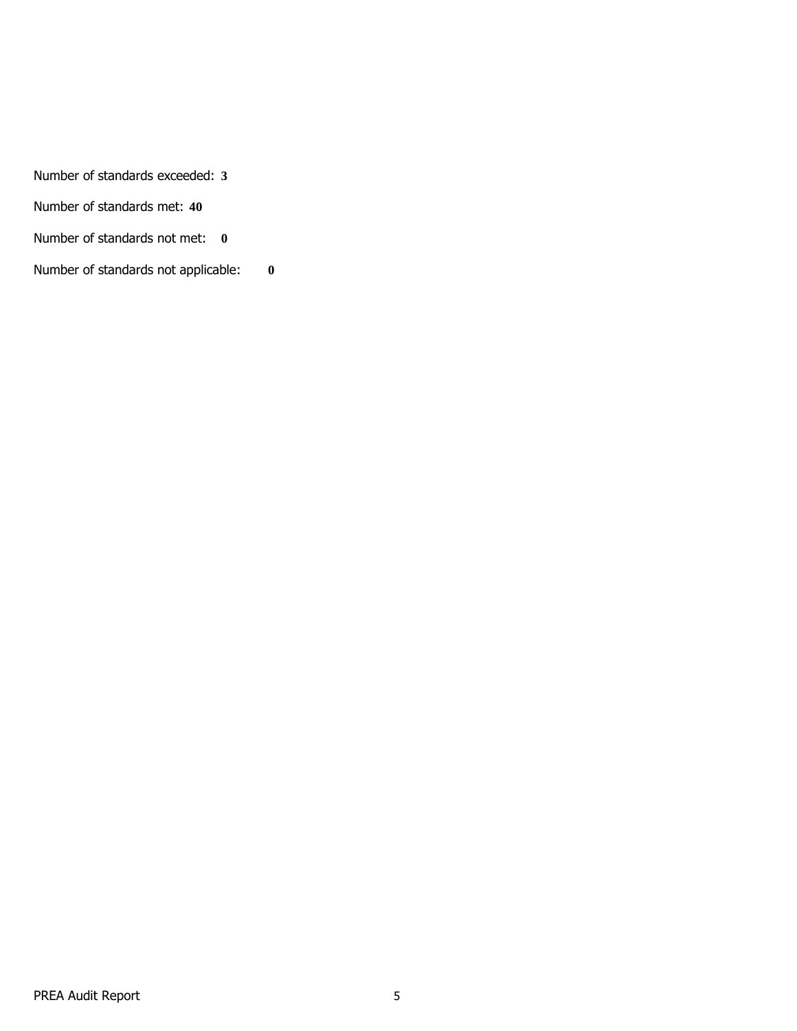Number of standards exceeded: **3**

Number of standards met: **40**

Number of standards not met: **0**

Number of standards not applicable: **0**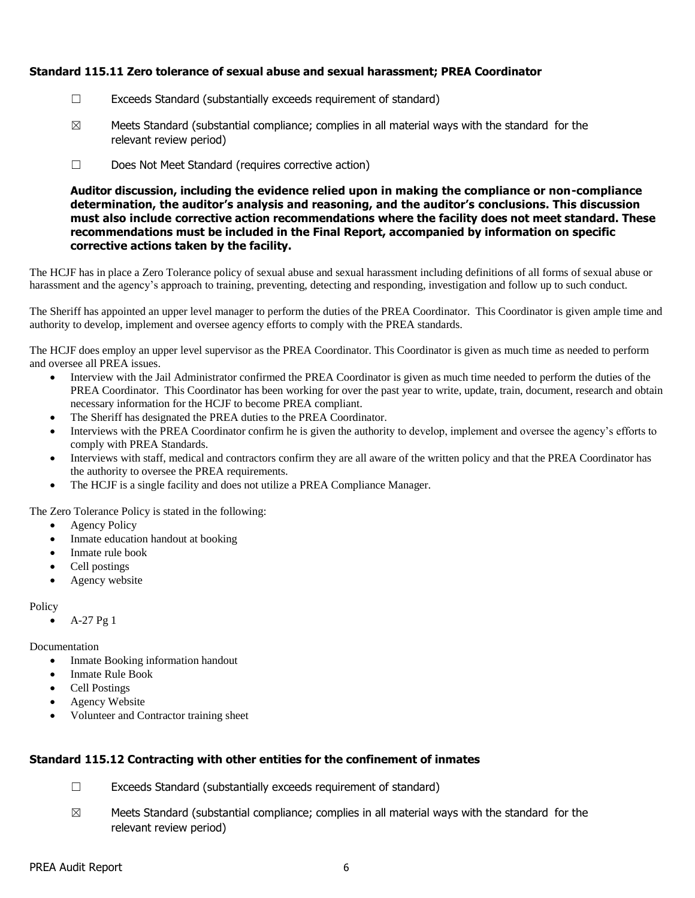### Standard 115.11 Zero tolerance of sexual abuse and sexual harassment; PREA Coordinator

☐ Exceeds Standard (substantially exceeds requirement of standard)

☒ Meets Standard (substantial compliance; complies in all material ways with the standard for the relevant review period)

☐ Does Not Meet Standard (requires corrective action)

**Auditor discussion, including the evidence relied upon in making the compliance or non-compliance determination, the auditor's analysis and reasoning, and the auditor's conclusions. This discussion must also include corrective action recommendations where the facility does not meet standard. These recommendations must be included in the Final Report, accompanied by information on specific corrective actions taken by the facility.**

The HCJF has in place a Zero Tolerance policy of sexual abuse and sexual harassment including definitions of all forms of sexual abuse or harassment and the agency's approach to training, preventing, detecting and responding, investigation and follow up to such conduct.

The Sheriff has appointed an upper level manager to perform the duties of the PREA Coordinator. This Coordinator is given ample time and authority to develop, implement and oversee agency efforts to comply with the PREA standards.

The HCJF does employ an upper level supervisor as the PREA Coordinator. This Coordinator is given as much time as needed to perform and oversee all PREA issues.

- Interview with the Jail Administrator confirmed the PREA Coordinator is given as much time needed to perform the duties of the PREA Coordinator. This Coordinator has been working for over the past year to write, update, train, document, research and obtain necessary information for the HCJF to become PREA compliant.
- The Sheriff has designated the PREA duties to the PREA Coordinator.
- Interviews with the PREA Coordinator confirm he is given the authority to develop, implement and oversee the agency's efforts to comply with PREA Standards.
- Interviews with staff, medical and contractors confirm they are all aware of the written policy and that the PREA Coordinator has the authority to oversee the PREA requirements.
- The HCJF is a single facility and does not utilize a PREA Compliance Manager.

The Zero Tolerance Policy is stated in the following:

- Agency Policy
- Inmate education handout at booking
- Inmate rule book
- Cell postings
- Agency website

Policy

- A-27 Pg 1

Documentation

- Inmate Booking information handout
- Inmate Rule Book
- Cell Postings
- Agency Website
- Volunteer and Contractor training sheet

### Standard 115.12 Contracting with other entities for the confinement of inmates

☐ Exceeds Standard (substantially exceeds requirement of standard)

☒ Meets Standard (substantial compliance; complies in all material ways with the standard for the relevant review period)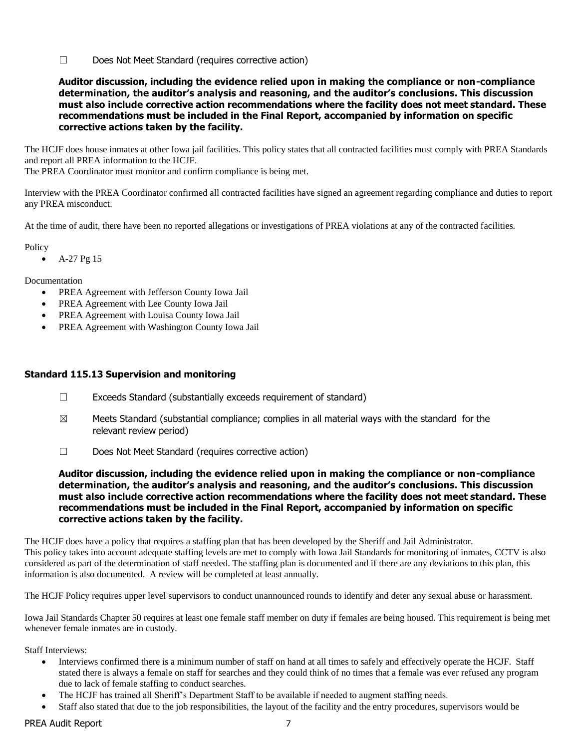☐ Does Not Meet Standard (requires corrective action)

**Auditor discussion, including the evidence relied upon in making the compliance or non-compliance determination, the auditor's analysis and reasoning, and the auditor's conclusions. This discussion must also include corrective action recommendations where the facility does not meet standard. These recommendations must be included in the Final Report, accompanied by information on specific corrective actions taken by the facility.**

The HCJF does house inmates at other Iowa jail facilities. This policy states that all contracted facilities must comply with PREA Standards and report all PREA information to the HCJF.
The PREA Coordinator must monitor and confirm compliance is being met.

Interview with the PREA Coordinator confirmed all contracted facilities have signed an agreement regarding compliance and duties to report any PREA misconduct.

At the time of audit, there have been no reported allegations or investigations of PREA violations at any of the contracted facilities.

Policy

- A-27 Pg 15

Documentation

- PREA Agreement with Jefferson County Iowa Jail
- PREA Agreement with Lee County Iowa Jail
- PREA Agreement with Louisa County Iowa Jail
- PREA Agreement with Washington County Iowa Jail

### Standard 115.13 Supervision and monitoring

☐ Exceeds Standard (substantially exceeds requirement of standard)

☒ Meets Standard (substantial compliance; complies in all material ways with the standard for the relevant review period)

☐ Does Not Meet Standard (requires corrective action)

**Auditor discussion, including the evidence relied upon in making the compliance or non-compliance determination, the auditor's analysis and reasoning, and the auditor's conclusions. This discussion must also include corrective action recommendations where the facility does not meet standard. These recommendations must be included in the Final Report, accompanied by information on specific corrective actions taken by the facility.**

The HCJF does have a policy that requires a staffing plan that has been developed by the Sheriff and Jail Administrator.
This policy takes into account adequate staffing levels are met to comply with Iowa Jail Standards for monitoring of inmates, CCTV is also considered as part of the determination of staff needed. The staffing plan is documented and if there are any deviations to this plan, this information is also documented. A review will be completed at least annually.

The HCJF Policy requires upper level supervisors to conduct unannounced rounds to identify and deter any sexual abuse or harassment.

Iowa Jail Standards Chapter 50 requires at least one female staff member on duty if females are being housed. This requirement is being met whenever female inmates are in custody.

Staff Interviews:

- Interviews confirmed there is a minimum number of staff on hand at all times to safely and effectively operate the HCJF. Staff stated there is always a female on staff for searches and they could think of no times that a female was ever refused any program due to lack of female staffing to conduct searches.
- The HCJF has trained all Sheriff's Department Staff to be available if needed to augment staffing needs.
- Staff also stated that due to the job responsibilities, the layout of the facility and the entry procedures, supervisors would be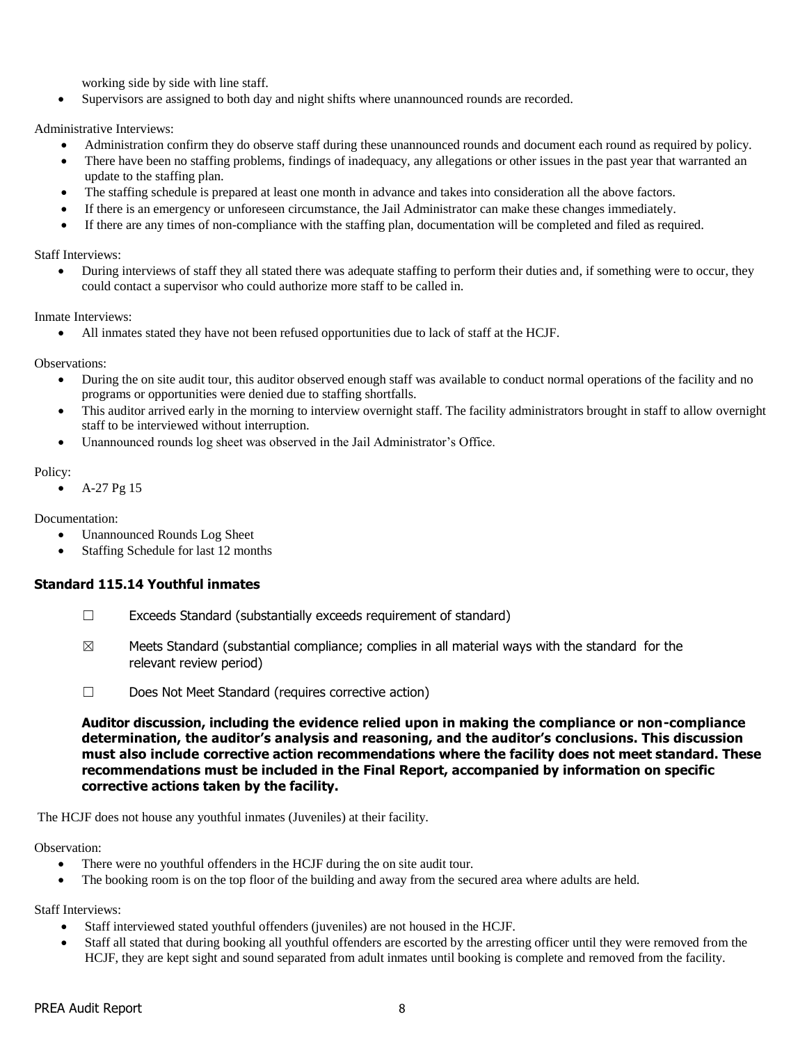working side by side with line staff.

- Supervisors are assigned to both day and night shifts where unannounced rounds are recorded.

Administrative Interviews:

- Administration confirm they do observe staff during these unannounced rounds and document each round as required by policy.
- There have been no staffing problems, findings of inadequacy, any allegations or other issues in the past year that warranted an update to the staffing plan.
- The staffing schedule is prepared at least one month in advance and takes into consideration all the above factors.
- If there is an emergency or unforeseen circumstance, the Jail Administrator can make these changes immediately.
- If there are any times of non-compliance with the staffing plan, documentation will be completed and filed as required.

Staff Interviews:

- During interviews of staff they all stated there was adequate staffing to perform their duties and, if something were to occur, they could contact a supervisor who could authorize more staff to be called in.

Inmate Interviews:

- All inmates stated they have not been refused opportunities due to lack of staff at the HCJF.

Observations:

- During the on site audit tour, this auditor observed enough staff was available to conduct normal operations of the facility and no programs or opportunities were denied due to staffing shortfalls.
- This auditor arrived early in the morning to interview overnight staff. The facility administrators brought in staff to allow overnight staff to be interviewed without interruption.
- Unannounced rounds log sheet was observed in the Jail Administrator's Office.

Policy:

- A-27 Pg 15

Documentation:

- Unannounced Rounds Log Sheet
- Staffing Schedule for last 12 months

### Standard 115.14 Youthful inmates

☐ Exceeds Standard (substantially exceeds requirement of standard)

☒ Meets Standard (substantial compliance; complies in all material ways with the standard for the relevant review period)

☐ Does Not Meet Standard (requires corrective action)

**Auditor discussion, including the evidence relied upon in making the compliance or non-compliance determination, the auditor's analysis and reasoning, and the auditor's conclusions. This discussion must also include corrective action recommendations where the facility does not meet standard. These recommendations must be included in the Final Report, accompanied by information on specific corrective actions taken by the facility.**

The HCJF does not house any youthful inmates (Juveniles) at their facility.

Observation:

- There were no youthful offenders in the HCJF during the on site audit tour.
- The booking room is on the top floor of the building and away from the secured area where adults are held.

Staff Interviews:

- Staff interviewed stated youthful offenders (juveniles) are not housed in the HCJF.
- Staff all stated that during booking all youthful offenders are escorted by the arresting officer until they were removed from the HCJF, they are kept sight and sound separated from adult inmates until booking is complete and removed from the facility.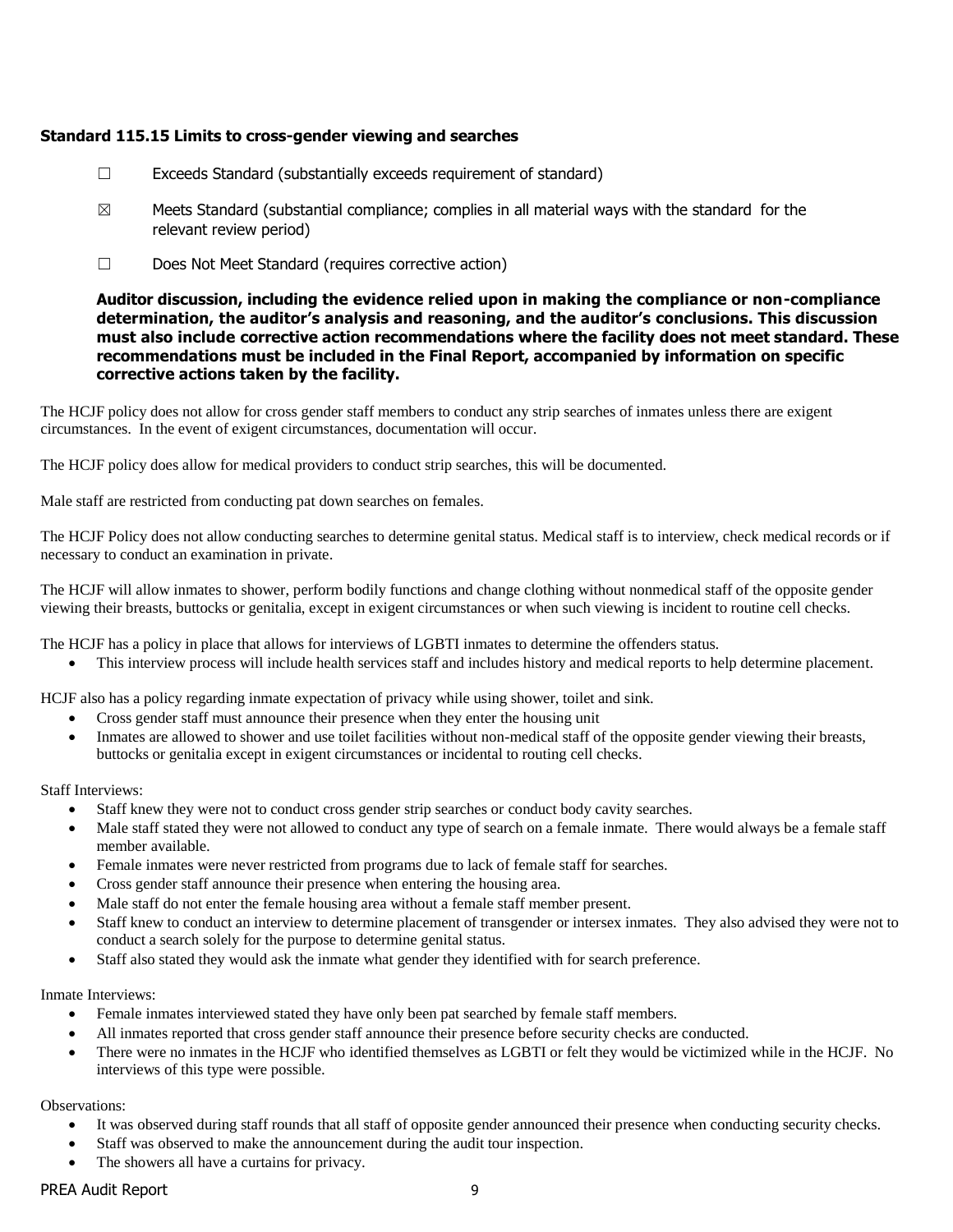### Standard 115.15 Limits to cross-gender viewing and searches

☐ Exceeds Standard (substantially exceeds requirement of standard)

☒ Meets Standard (substantial compliance; complies in all material ways with the standard for the relevant review period)

☐ Does Not Meet Standard (requires corrective action)

**Auditor discussion, including the evidence relied upon in making the compliance or non-compliance determination, the auditor's analysis and reasoning, and the auditor's conclusions. This discussion must also include corrective action recommendations where the facility does not meet standard. These recommendations must be included in the Final Report, accompanied by information on specific corrective actions taken by the facility.**

The HCJF policy does not allow for cross gender staff members to conduct any strip searches of inmates unless there are exigent circumstances. In the event of exigent circumstances, documentation will occur.

The HCJF policy does allow for medical providers to conduct strip searches, this will be documented.

Male staff are restricted from conducting pat down searches on females.

The HCJF Policy does not allow conducting searches to determine genital status. Medical staff is to interview, check medical records or if necessary to conduct an examination in private.

The HCJF will allow inmates to shower, perform bodily functions and change clothing without nonmedical staff of the opposite gender viewing their breasts, buttocks or genitalia, except in exigent circumstances or when such viewing is incident to routine cell checks.

The HCJF has a policy in place that allows for interviews of LGBTI inmates to determine the offenders status.

- This interview process will include health services staff and includes history and medical reports to help determine placement.

HCJF also has a policy regarding inmate expectation of privacy while using shower, toilet and sink.

- Cross gender staff must announce their presence when they enter the housing unit
- Inmates are allowed to shower and use toilet facilities without non-medical staff of the opposite gender viewing their breasts, buttocks or genitalia except in exigent circumstances or incidental to routing cell checks.

Staff Interviews:

- Staff knew they were not to conduct cross gender strip searches or conduct body cavity searches.
- Male staff stated they were not allowed to conduct any type of search on a female inmate. There would always be a female staff member available.
- Female inmates were never restricted from programs due to lack of female staff for searches.
- Cross gender staff announce their presence when entering the housing area.
- Male staff do not enter the female housing area without a female staff member present.
- Staff knew to conduct an interview to determine placement of transgender or intersex inmates. They also advised they were not to conduct a search solely for the purpose to determine genital status.
- Staff also stated they would ask the inmate what gender they identified with for search preference.

Inmate Interviews:

- Female inmates interviewed stated they have only been pat searched by female staff members.
- All inmates reported that cross gender staff announce their presence before security checks are conducted.
- There were no inmates in the HCJF who identified themselves as LGBTI or felt they would be victimized while in the HCJF. No interviews of this type were possible.

Observations:

- It was observed during staff rounds that all staff of opposite gender announced their presence when conducting security checks.
- Staff was observed to make the announcement during the audit tour inspection.
- The showers all have a curtains for privacy.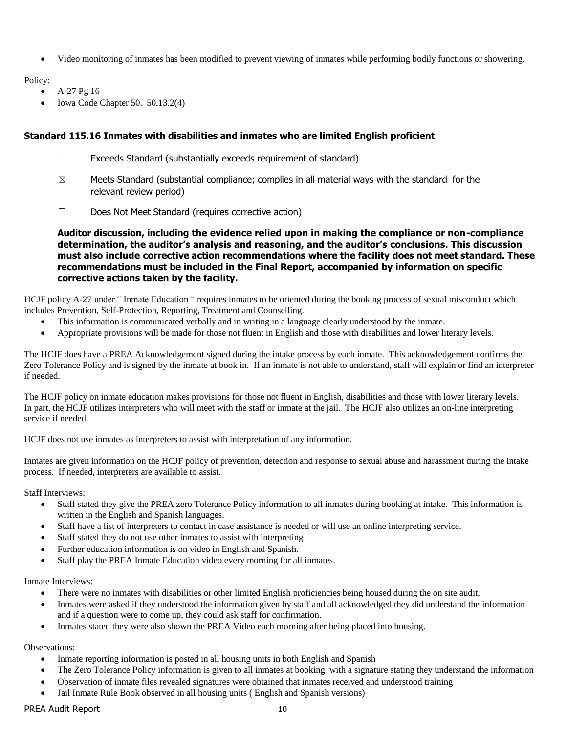- Video monitoring of inmates has been modified to prevent viewing of inmates while performing bodily functions or showering.

Policy:

- A-27 Pg 16
- Iowa Code Chapter 50. 50.13.2(4)

### Standard 115.16 Inmates with disabilities and inmates who are limited English proficient

☐ Exceeds Standard (substantially exceeds requirement of standard)

☒ Meets Standard (substantial compliance; complies in all material ways with the standard for the relevant review period)

☐ Does Not Meet Standard (requires corrective action)

**Auditor discussion, including the evidence relied upon in making the compliance or non-compliance determination, the auditor's analysis and reasoning, and the auditor's conclusions. This discussion must also include corrective action recommendations where the facility does not meet standard. These recommendations must be included in the Final Report, accompanied by information on specific corrective actions taken by the facility.**

HCJF policy A-27 under " Inmate Education " requires inmates to be oriented during the booking process of sexual misconduct which includes Prevention, Self-Protection, Reporting, Treatment and Counselling.

- This information is communicated verbally and in writing in a language clearly understood by the inmate.
- Appropriate provisions will be made for those not fluent in English and those with disabilities and lower literary levels.

The HCJF does have a PREA Acknowledgement signed during the intake process by each inmate. This acknowledgement confirms the Zero Tolerance Policy and is signed by the inmate at book in. If an inmate is not able to understand, staff will explain or find an interpreter if needed.

The HCJF policy on inmate education makes provisions for those not fluent in English, disabilities and those with lower literary levels. In part, the HCJF utilizes interpreters who will meet with the staff or inmate at the jail. The HCJF also utilizes an on-line interpreting service if needed.

HCJF does not use inmates as interpreters to assist with interpretation of any information.

Inmates are given information on the HCJF policy of prevention, detection and response to sexual abuse and harassment during the intake process. If needed, interpreters are available to assist.

Staff Interviews:

- Staff stated they give the PREA zero Tolerance Policy information to all inmates during booking at intake. This information is written in the English and Spanish languages.
- Staff have a list of interpreters to contact in case assistance is needed or will use an online interpreting service.
- Staff stated they do not use other inmates to assist with interpreting
- Further education information is on video in English and Spanish.
- Staff play the PREA Inmate Education video every morning for all inmates.

Inmate Interviews:

- There were no inmates with disabilities or other limited English proficiencies being housed during the on site audit.
- Inmates were asked if they understood the information given by staff and all acknowledged they did understand the information and if a question were to come up, they could ask staff for confirmation.
- Inmates stated they were also shown the PREA Video each morning after being placed into housing.

Observations:

- Inmate reporting information is posted in all housing units in both English and Spanish
- The Zero Tolerance Policy information is given to all inmates at booking with a signature stating they understand the information
- Observation of inmate files revealed signatures were obtained that inmates received and understood training
- Jail Inmate Rule Book observed in all housing units ( English and Spanish versions)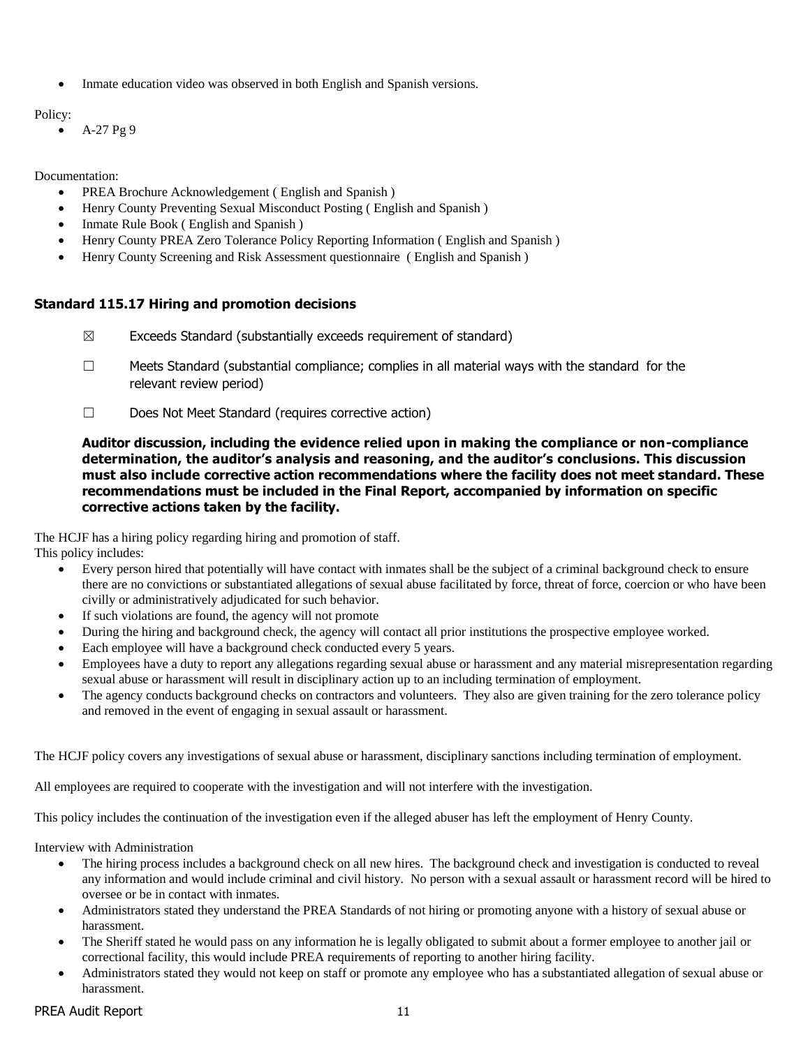- Inmate education video was observed in both English and Spanish versions.

Policy:

- A-27 Pg 9

Documentation:

- PREA Brochure Acknowledgement ( English and Spanish )
- Henry County Preventing Sexual Misconduct Posting ( English and Spanish )
- Inmate Rule Book ( English and Spanish )
- Henry County PREA Zero Tolerance Policy Reporting Information ( English and Spanish )
- Henry County Screening and Risk Assessment questionnaire ( English and Spanish )

### Standard 115.17 Hiring and promotion decisions

☒ Exceeds Standard (substantially exceeds requirement of standard)

☐ Meets Standard (substantial compliance; complies in all material ways with the standard for the relevant review period)

☐ Does Not Meet Standard (requires corrective action)

**Auditor discussion, including the evidence relied upon in making the compliance or non-compliance determination, the auditor's analysis and reasoning, and the auditor's conclusions. This discussion must also include corrective action recommendations where the facility does not meet standard. These recommendations must be included in the Final Report, accompanied by information on specific corrective actions taken by the facility.**

The HCJF has a hiring policy regarding hiring and promotion of staff.
This policy includes:

- Every person hired that potentially will have contact with inmates shall be the subject of a criminal background check to ensure there are no convictions or substantiated allegations of sexual abuse facilitated by force, threat of force, coercion or who have been civilly or administratively adjudicated for such behavior.
- If such violations are found, the agency will not promote
- During the hiring and background check, the agency will contact all prior institutions the prospective employee worked.
- Each employee will have a background check conducted every 5 years.
- Employees have a duty to report any allegations regarding sexual abuse or harassment and any material misrepresentation regarding sexual abuse or harassment will result in disciplinary action up to an including termination of employment.
- The agency conducts background checks on contractors and volunteers. They also are given training for the zero tolerance policy and removed in the event of engaging in sexual assault or harassment.

The HCJF policy covers any investigations of sexual abuse or harassment, disciplinary sanctions including termination of employment.

All employees are required to cooperate with the investigation and will not interfere with the investigation.

This policy includes the continuation of the investigation even if the alleged abuser has left the employment of Henry County.

Interview with Administration

- The hiring process includes a background check on all new hires. The background check and investigation is conducted to reveal any information and would include criminal and civil history. No person with a sexual assault or harassment record will be hired to oversee or be in contact with inmates.
- Administrators stated they understand the PREA Standards of not hiring or promoting anyone with a history of sexual abuse or harassment.
- The Sheriff stated he would pass on any information he is legally obligated to submit about a former employee to another jail or correctional facility, this would include PREA requirements of reporting to another hiring facility.
- Administrators stated they would not keep on staff or promote any employee who has a substantiated allegation of sexual abuse or harassment.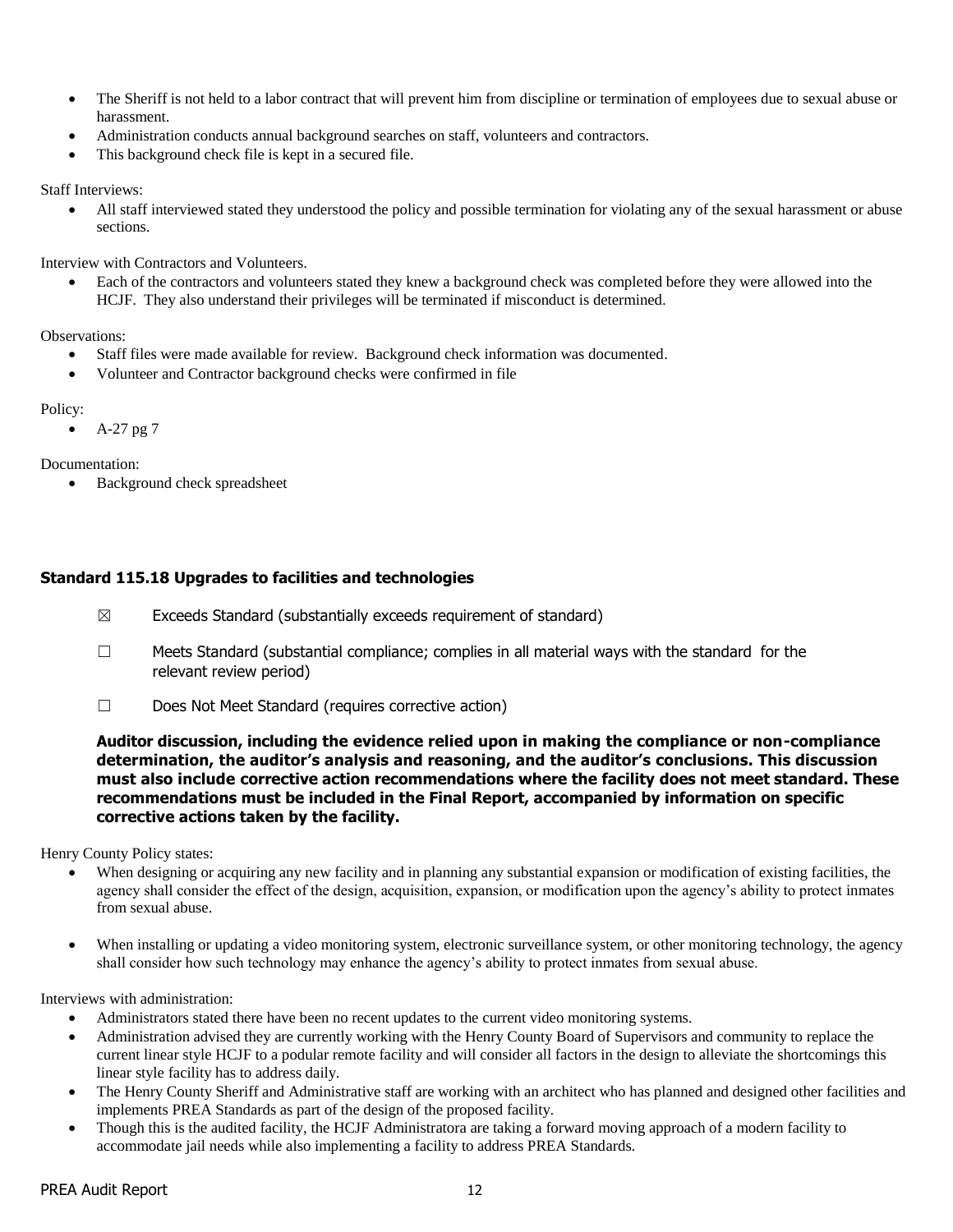- The Sheriff is not held to a labor contract that will prevent him from discipline or termination of employees due to sexual abuse or harassment.
- Administration conducts annual background searches on staff, volunteers and contractors.
- This background check file is kept in a secured file.

Staff Interviews:

- All staff interviewed stated they understood the policy and possible termination for violating any of the sexual harassment or abuse sections.

Interview with Contractors and Volunteers.

- Each of the contractors and volunteers stated they knew a background check was completed before they were allowed into the HCJF. They also understand their privileges will be terminated if misconduct is determined.

Observations:

- Staff files were made available for review. Background check information was documented.
- Volunteer and Contractor background checks were confirmed in file

Policy:

- A-27 pg 7

Documentation:

- Background check spreadsheet

### Standard 115.18 Upgrades to facilities and technologies

☒ Exceeds Standard (substantially exceeds requirement of standard)

☐ Meets Standard (substantial compliance; complies in all material ways with the standard for the relevant review period)

☐ Does Not Meet Standard (requires corrective action)

**Auditor discussion, including the evidence relied upon in making the compliance or non-compliance determination, the auditor's analysis and reasoning, and the auditor's conclusions. This discussion must also include corrective action recommendations where the facility does not meet standard. These recommendations must be included in the Final Report, accompanied by information on specific corrective actions taken by the facility.**

Henry County Policy states:

- When designing or acquiring any new facility and in planning any substantial expansion or modification of existing facilities, the agency shall consider the effect of the design, acquisition, expansion, or modification upon the agency's ability to protect inmates from sexual abuse.
- When installing or updating a video monitoring system, electronic surveillance system, or other monitoring technology, the agency shall consider how such technology may enhance the agency's ability to protect inmates from sexual abuse.

Interviews with administration:

- Administrators stated there have been no recent updates to the current video monitoring systems.
- Administration advised they are currently working with the Henry County Board of Supervisors and community to replace the current linear style HCJF to a podular remote facility and will consider all factors in the design to alleviate the shortcomings this linear style facility has to address daily.
- The Henry County Sheriff and Administrative staff are working with an architect who has planned and designed other facilities and implements PREA Standards as part of the design of the proposed facility.
- Though this is the audited facility, the HCJF Administratora are taking a forward moving approach of a modern facility to accommodate jail needs while also implementing a facility to address PREA Standards.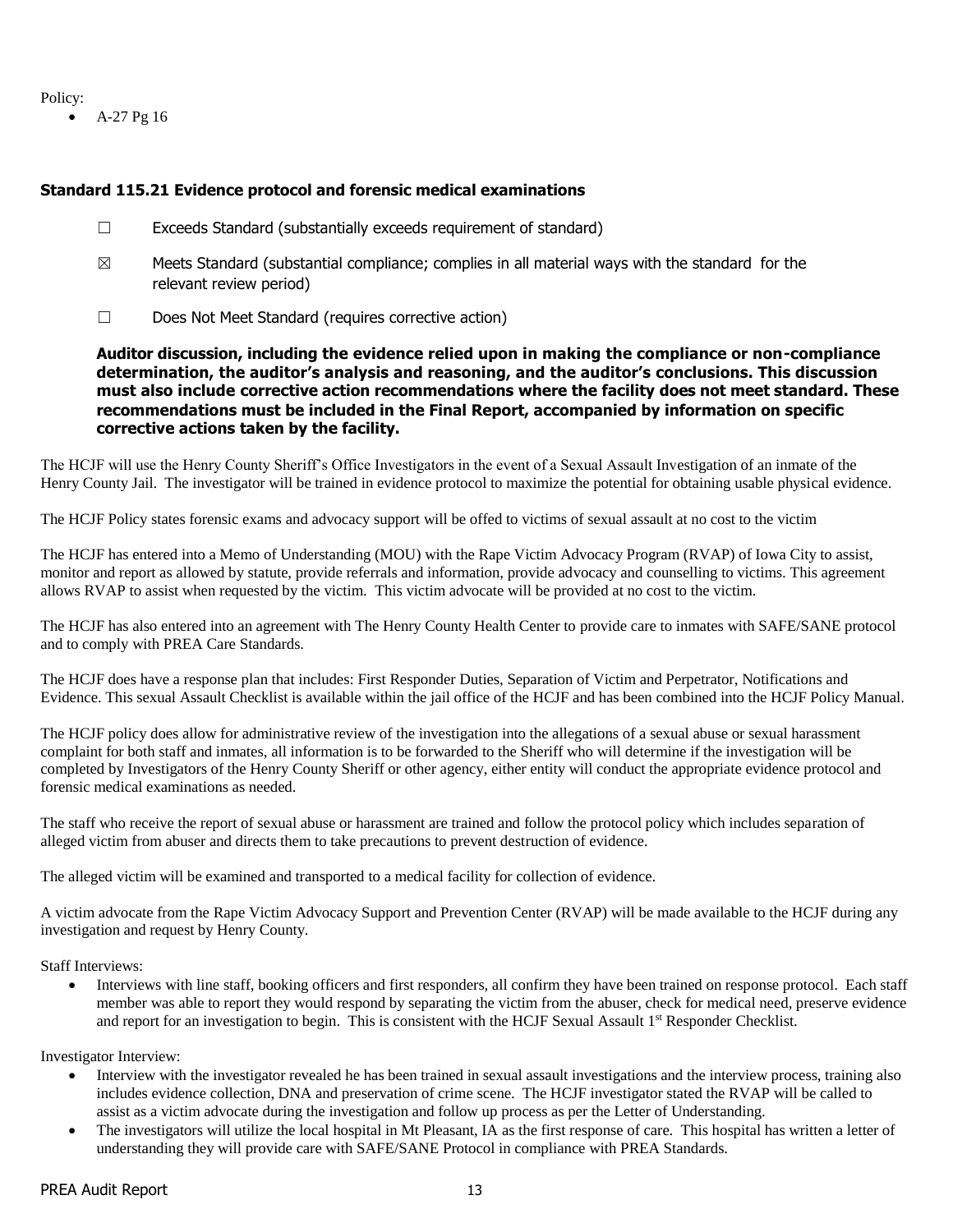Policy:

- A-27 Pg 16

### Standard 115.21 Evidence protocol and forensic medical examinations

☐ Exceeds Standard (substantially exceeds requirement of standard)

☒ Meets Standard (substantial compliance; complies in all material ways with the standard for the relevant review period)

☐ Does Not Meet Standard (requires corrective action)

**Auditor discussion, including the evidence relied upon in making the compliance or non-compliance determination, the auditor's analysis and reasoning, and the auditor's conclusions. This discussion must also include corrective action recommendations where the facility does not meet standard. These recommendations must be included in the Final Report, accompanied by information on specific corrective actions taken by the facility.**

The HCJF will use the Henry County Sheriff's Office Investigators in the event of a Sexual Assault Investigation of an inmate of the Henry County Jail. The investigator will be trained in evidence protocol to maximize the potential for obtaining usable physical evidence.

The HCJF Policy states forensic exams and advocacy support will be offed to victims of sexual assault at no cost to the victim

The HCJF has entered into a Memo of Understanding (MOU) with the Rape Victim Advocacy Program (RVAP) of Iowa City to assist, monitor and report as allowed by statute, provide referrals and information, provide advocacy and counselling to victims. This agreement allows RVAP to assist when requested by the victim. This victim advocate will be provided at no cost to the victim.

The HCJF has also entered into an agreement with The Henry County Health Center to provide care to inmates with SAFE/SANE protocol and to comply with PREA Care Standards.

The HCJF does have a response plan that includes: First Responder Duties, Separation of Victim and Perpetrator, Notifications and Evidence. This sexual Assault Checklist is available within the jail office of the HCJF and has been combined into the HCJF Policy Manual.

The HCJF policy does allow for administrative review of the investigation into the allegations of a sexual abuse or sexual harassment complaint for both staff and inmates, all information is to be forwarded to the Sheriff who will determine if the investigation will be completed by Investigators of the Henry County Sheriff or other agency, either entity will conduct the appropriate evidence protocol and forensic medical examinations as needed.

The staff who receive the report of sexual abuse or harassment are trained and follow the protocol policy which includes separation of alleged victim from abuser and directs them to take precautions to prevent destruction of evidence.

The alleged victim will be examined and transported to a medical facility for collection of evidence.

A victim advocate from the Rape Victim Advocacy Support and Prevention Center (RVAP) will be made available to the HCJF during any investigation and request by Henry County.

Staff Interviews:

- Interviews with line staff, booking officers and first responders, all confirm they have been trained on response protocol. Each staff member was able to report they would respond by separating the victim from the abuser, check for medical need, preserve evidence and report for an investigation to begin. This is consistent with the HCJF Sexual Assault 1st Responder Checklist.

Investigator Interview:

- Interview with the investigator revealed he has been trained in sexual assault investigations and the interview process, training also includes evidence collection, DNA and preservation of crime scene. The HCJF investigator stated the RVAP will be called to assist as a victim advocate during the investigation and follow up process as per the Letter of Understanding.
- The investigators will utilize the local hospital in Mt Pleasant, IA as the first response of care. This hospital has written a letter of understanding they will provide care with SAFE/SANE Protocol in compliance with PREA Standards.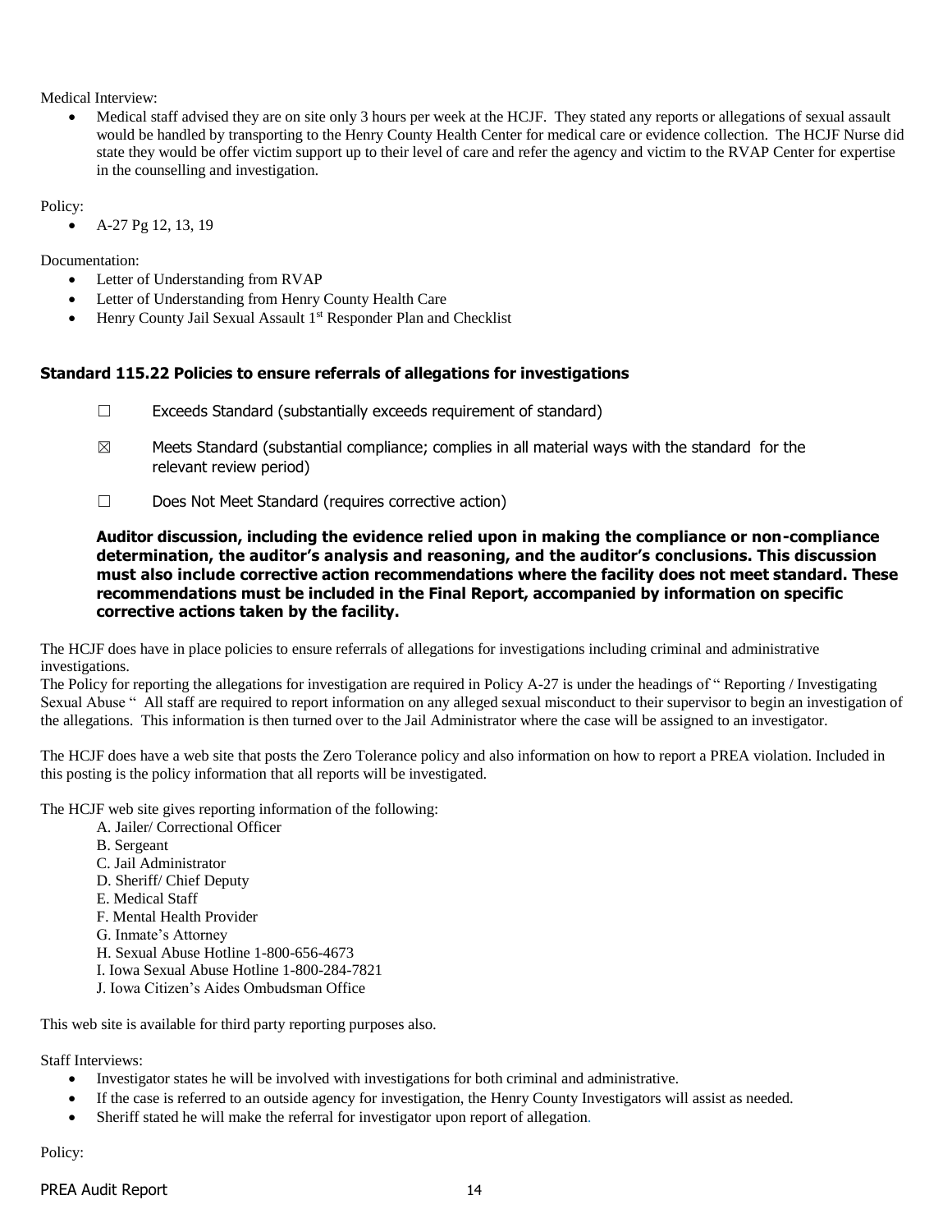Medical Interview:

- Medical staff advised they are on site only 3 hours per week at the HCJF. They stated any reports or allegations of sexual assault would be handled by transporting to the Henry County Health Center for medical care or evidence collection. The HCJF Nurse did state they would be offer victim support up to their level of care and refer the agency and victim to the RVAP Center for expertise in the counselling and investigation.

Policy:

- A-27 Pg 12, 13, 19

Documentation:

- Letter of Understanding from RVAP
- Letter of Understanding from Henry County Health Care
- Henry County Jail Sexual Assault 1st Responder Plan and Checklist

### Standard 115.22 Policies to ensure referrals of allegations for investigations

☐ Exceeds Standard (substantially exceeds requirement of standard)

☒ Meets Standard (substantial compliance; complies in all material ways with the standard for the relevant review period)

☐ Does Not Meet Standard (requires corrective action)

**Auditor discussion, including the evidence relied upon in making the compliance or non-compliance determination, the auditor's analysis and reasoning, and the auditor's conclusions. This discussion must also include corrective action recommendations where the facility does not meet standard. These recommendations must be included in the Final Report, accompanied by information on specific corrective actions taken by the facility.**

The HCJF does have in place policies to ensure referrals of allegations for investigations including criminal and administrative investigations.
The Policy for reporting the allegations for investigation are required in Policy A-27 is under the headings of " Reporting / Investigating Sexual Abuse " All staff are required to report information on any alleged sexual misconduct to their supervisor to begin an investigation of the allegations. This information is then turned over to the Jail Administrator where the case will be assigned to an investigator.

The HCJF does have a web site that posts the Zero Tolerance policy and also information on how to report a PREA violation. Included in this posting is the policy information that all reports will be investigated.

The HCJF web site gives reporting information of the following:

A. Jailer/ Correctional Officer
B. Sergeant
C. Jail Administrator
D. Sheriff/ Chief Deputy
E. Medical Staff
F. Mental Health Provider
G. Inmate's Attorney
H. Sexual Abuse Hotline 1-800-656-4673
I. Iowa Sexual Abuse Hotline 1-800-284-7821
J. Iowa Citizen's Aides Ombudsman Office

This web site is available for third party reporting purposes also.

Staff Interviews:

- Investigator states he will be involved with investigations for both criminal and administrative.
- If the case is referred to an outside agency for investigation, the Henry County Investigators will assist as needed.
- Sheriff stated he will make the referral for investigator upon report of allegation.

Policy: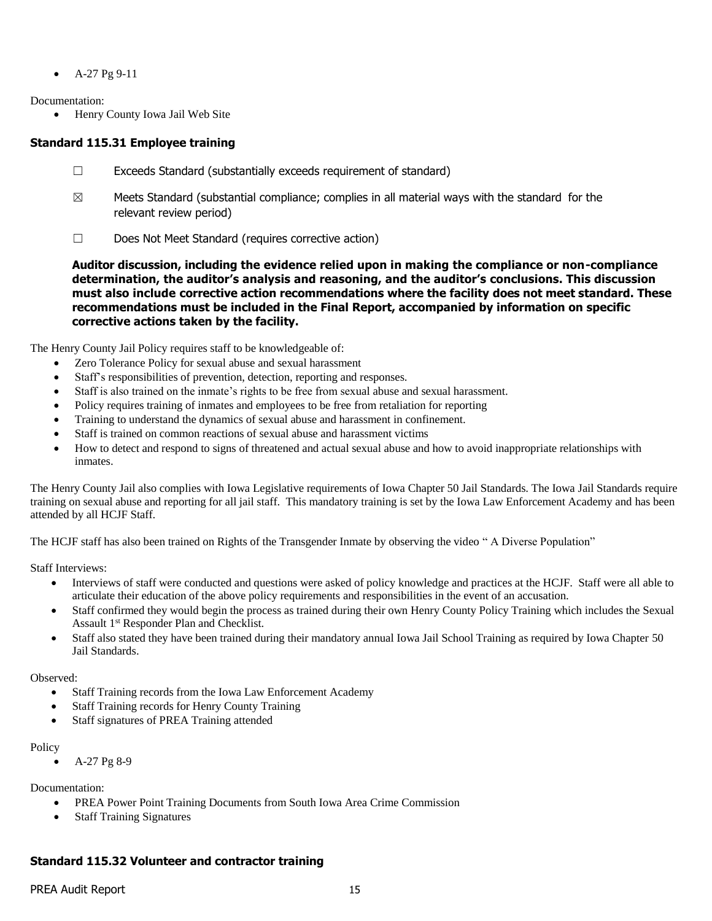- A-27 Pg 9-11

Documentation:

- Henry County Iowa Jail Web Site

### Standard 115.31 Employee training

☐ Exceeds Standard (substantially exceeds requirement of standard)

☒ Meets Standard (substantial compliance; complies in all material ways with the standard for the relevant review period)

☐ Does Not Meet Standard (requires corrective action)

**Auditor discussion, including the evidence relied upon in making the compliance or non-compliance determination, the auditor's analysis and reasoning, and the auditor's conclusions. This discussion must also include corrective action recommendations where the facility does not meet standard. These recommendations must be included in the Final Report, accompanied by information on specific corrective actions taken by the facility.**

The Henry County Jail Policy requires staff to be knowledgeable of:

- Zero Tolerance Policy for sexual abuse and sexual harassment
- Staff's responsibilities of prevention, detection, reporting and responses.
- Staff is also trained on the inmate's rights to be free from sexual abuse and sexual harassment.
- Policy requires training of inmates and employees to be free from retaliation for reporting
- Training to understand the dynamics of sexual abuse and harassment in confinement.
- Staff is trained on common reactions of sexual abuse and harassment victims
- How to detect and respond to signs of threatened and actual sexual abuse and how to avoid inappropriate relationships with inmates.

The Henry County Jail also complies with Iowa Legislative requirements of Iowa Chapter 50 Jail Standards. The Iowa Jail Standards require training on sexual abuse and reporting for all jail staff. This mandatory training is set by the Iowa Law Enforcement Academy and has been attended by all HCJF Staff.

The HCJF staff has also been trained on Rights of the Transgender Inmate by observing the video " A Diverse Population"

Staff Interviews:

- Interviews of staff were conducted and questions were asked of policy knowledge and practices at the HCJF. Staff were all able to articulate their education of the above policy requirements and responsibilities in the event of an accusation.
- Staff confirmed they would begin the process as trained during their own Henry County Policy Training which includes the Sexual Assault 1st Responder Plan and Checklist.
- Staff also stated they have been trained during their mandatory annual Iowa Jail School Training as required by Iowa Chapter 50 Jail Standards.

Observed:

- Staff Training records from the Iowa Law Enforcement Academy
- Staff Training records for Henry County Training
- Staff signatures of PREA Training attended

Policy

- A-27 Pg 8-9

Documentation:

- PREA Power Point Training Documents from South Iowa Area Crime Commission
- Staff Training Signatures

### Standard 115.32 Volunteer and contractor training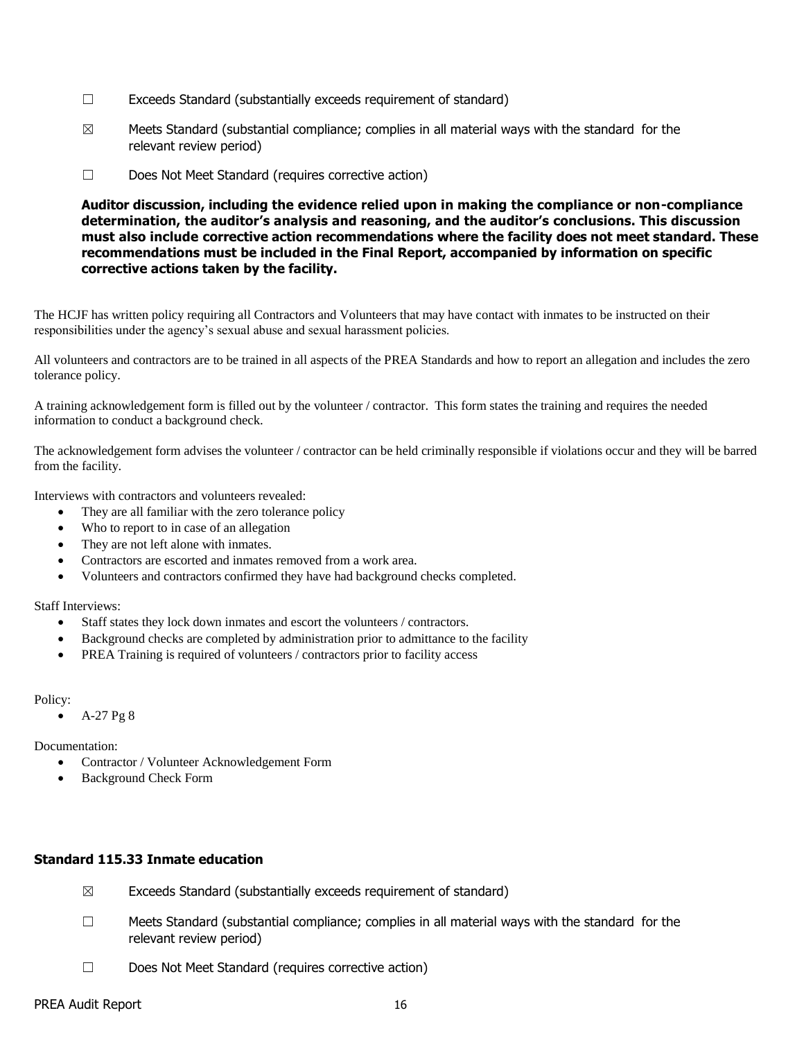☐ Exceeds Standard (substantially exceeds requirement of standard)

☒ Meets Standard (substantial compliance; complies in all material ways with the standard for the relevant review period)

☐ Does Not Meet Standard (requires corrective action)

**Auditor discussion, including the evidence relied upon in making the compliance or non-compliance determination, the auditor's analysis and reasoning, and the auditor's conclusions. This discussion must also include corrective action recommendations where the facility does not meet standard. These recommendations must be included in the Final Report, accompanied by information on specific corrective actions taken by the facility.**

The HCJF has written policy requiring all Contractors and Volunteers that may have contact with inmates to be instructed on their responsibilities under the agency's sexual abuse and sexual harassment policies.

All volunteers and contractors are to be trained in all aspects of the PREA Standards and how to report an allegation and includes the zero tolerance policy.

A training acknowledgement form is filled out by the volunteer / contractor. This form states the training and requires the needed information to conduct a background check.

The acknowledgement form advises the volunteer / contractor can be held criminally responsible if violations occur and they will be barred from the facility.

Interviews with contractors and volunteers revealed:

- They are all familiar with the zero tolerance policy
- Who to report to in case of an allegation
- They are not left alone with inmates.
- Contractors are escorted and inmates removed from a work area.
- Volunteers and contractors confirmed they have had background checks completed.

Staff Interviews:

- Staff states they lock down inmates and escort the volunteers / contractors.
- Background checks are completed by administration prior to admittance to the facility
- PREA Training is required of volunteers / contractors prior to facility access

Policy:

- A-27 Pg 8

Documentation:

- Contractor / Volunteer Acknowledgement Form
- Background Check Form

### Standard 115.33 Inmate education

☒ Exceeds Standard (substantially exceeds requirement of standard)

☐ Meets Standard (substantial compliance; complies in all material ways with the standard for the relevant review period)

☐ Does Not Meet Standard (requires corrective action)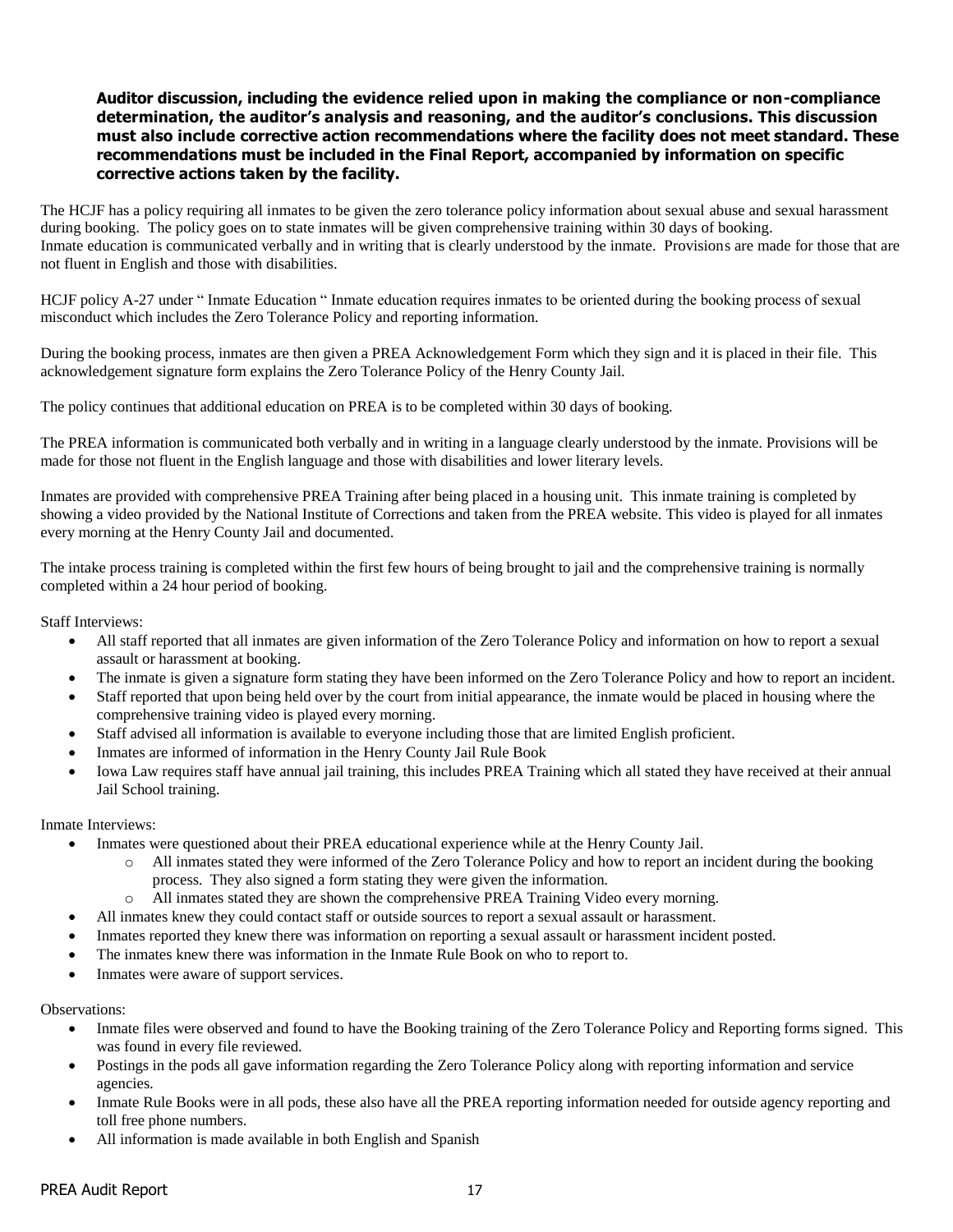**Auditor discussion, including the evidence relied upon in making the compliance or non-compliance determination, the auditor's analysis and reasoning, and the auditor's conclusions. This discussion must also include corrective action recommendations where the facility does not meet standard. These recommendations must be included in the Final Report, accompanied by information on specific corrective actions taken by the facility.**

The HCJF has a policy requiring all inmates to be given the zero tolerance policy information about sexual abuse and sexual harassment during booking. The policy goes on to state inmates will be given comprehensive training within 30 days of booking. Inmate education is communicated verbally and in writing that is clearly understood by the inmate. Provisions are made for those that are not fluent in English and those with disabilities.

HCJF policy A-27 under " Inmate Education " Inmate education requires inmates to be oriented during the booking process of sexual misconduct which includes the Zero Tolerance Policy and reporting information.

During the booking process, inmates are then given a PREA Acknowledgement Form which they sign and it is placed in their file. This acknowledgement signature form explains the Zero Tolerance Policy of the Henry County Jail.

The policy continues that additional education on PREA is to be completed within 30 days of booking.

The PREA information is communicated both verbally and in writing in a language clearly understood by the inmate. Provisions will be made for those not fluent in the English language and those with disabilities and lower literary levels.

Inmates are provided with comprehensive PREA Training after being placed in a housing unit. This inmate training is completed by showing a video provided by the National Institute of Corrections and taken from the PREA website. This video is played for all inmates every morning at the Henry County Jail and documented.

The intake process training is completed within the first few hours of being brought to jail and the comprehensive training is normally completed within a 24 hour period of booking.

Staff Interviews:

- All staff reported that all inmates are given information of the Zero Tolerance Policy and information on how to report a sexual assault or harassment at booking.
- The inmate is given a signature form stating they have been informed on the Zero Tolerance Policy and how to report an incident.
- Staff reported that upon being held over by the court from initial appearance, the inmate would be placed in housing where the comprehensive training video is played every morning.
- Staff advised all information is available to everyone including those that are limited English proficient.
- Inmates are informed of information in the Henry County Jail Rule Book
- Iowa Law requires staff have annual jail training, this includes PREA Training which all stated they have received at their annual Jail School training.

Inmate Interviews:

- Inmates were questioned about their PREA educational experience while at the Henry County Jail.
  - All inmates stated they were informed of the Zero Tolerance Policy and how to report an incident during the booking process. They also signed a form stating they were given the information.
  - All inmates stated they are shown the comprehensive PREA Training Video every morning.
- All inmates knew they could contact staff or outside sources to report a sexual assault or harassment.
- Inmates reported they knew there was information on reporting a sexual assault or harassment incident posted.
- The inmates knew there was information in the Inmate Rule Book on who to report to.
- Inmates were aware of support services.

Observations:

- Inmate files were observed and found to have the Booking training of the Zero Tolerance Policy and Reporting forms signed. This was found in every file reviewed.
- Postings in the pods all gave information regarding the Zero Tolerance Policy along with reporting information and service agencies.
- Inmate Rule Books were in all pods, these also have all the PREA reporting information needed for outside agency reporting and toll free phone numbers.
- All information is made available in both English and Spanish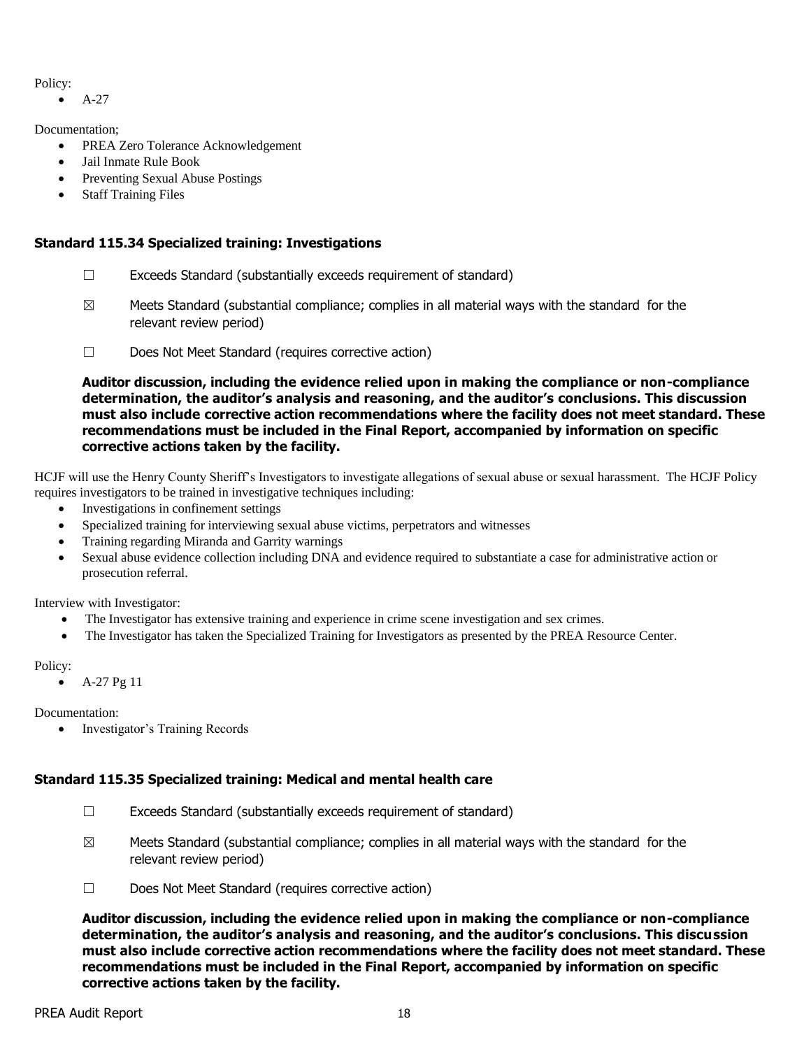Policy:

- A-27

Documentation;

- PREA Zero Tolerance Acknowledgement
- Jail Inmate Rule Book
- Preventing Sexual Abuse Postings
- Staff Training Files

### Standard 115.34 Specialized training: Investigations

☐ Exceeds Standard (substantially exceeds requirement of standard)

☒ Meets Standard (substantial compliance; complies in all material ways with the standard for the relevant review period)

☐ Does Not Meet Standard (requires corrective action)

**Auditor discussion, including the evidence relied upon in making the compliance or non-compliance determination, the auditor's analysis and reasoning, and the auditor's conclusions. This discussion must also include corrective action recommendations where the facility does not meet standard. These recommendations must be included in the Final Report, accompanied by information on specific corrective actions taken by the facility.**

HCJF will use the Henry County Sheriff's Investigators to investigate allegations of sexual abuse or sexual harassment. The HCJF Policy requires investigators to be trained in investigative techniques including:

- Investigations in confinement settings
- Specialized training for interviewing sexual abuse victims, perpetrators and witnesses
- Training regarding Miranda and Garrity warnings
- Sexual abuse evidence collection including DNA and evidence required to substantiate a case for administrative action or prosecution referral.

Interview with Investigator:

- The Investigator has extensive training and experience in crime scene investigation and sex crimes.
- The Investigator has taken the Specialized Training for Investigators as presented by the PREA Resource Center.

Policy:

- A-27 Pg 11

Documentation:

- Investigator's Training Records

### Standard 115.35 Specialized training: Medical and mental health care

☐ Exceeds Standard (substantially exceeds requirement of standard)

☒ Meets Standard (substantial compliance; complies in all material ways with the standard for the relevant review period)

☐ Does Not Meet Standard (requires corrective action)

**Auditor discussion, including the evidence relied upon in making the compliance or non-compliance determination, the auditor's analysis and reasoning, and the auditor's conclusions. This discussion must also include corrective action recommendations where the facility does not meet standard. These recommendations must be included in the Final Report, accompanied by information on specific corrective actions taken by the facility.**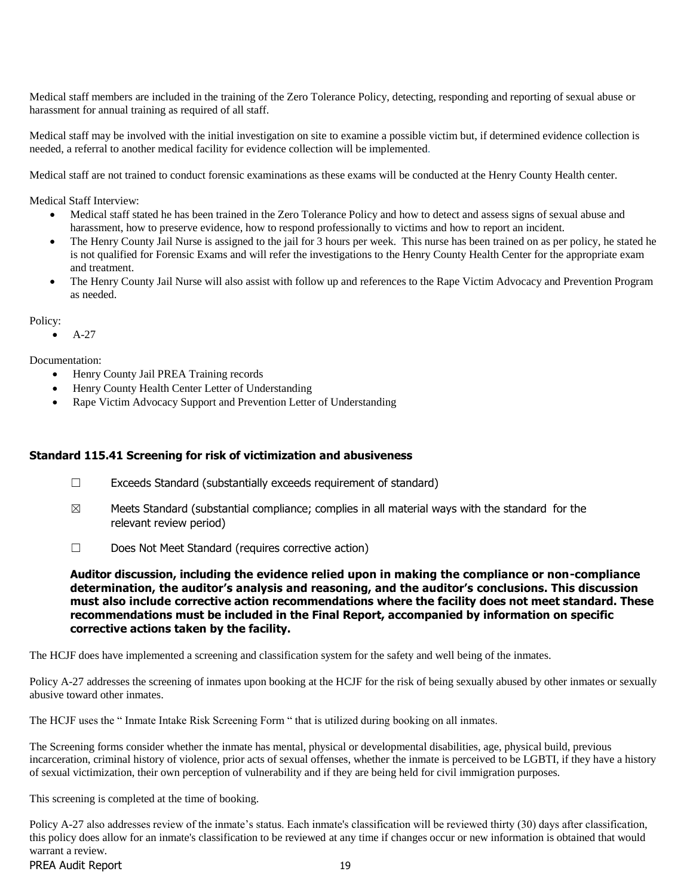Medical staff members are included in the training of the Zero Tolerance Policy, detecting, responding and reporting of sexual abuse or harassment for annual training as required of all staff.

Medical staff may be involved with the initial investigation on site to examine a possible victim but, if determined evidence collection is needed, a referral to another medical facility for evidence collection will be implemented.

Medical staff are not trained to conduct forensic examinations as these exams will be conducted at the Henry County Health center.

Medical Staff Interview:

- Medical staff stated he has been trained in the Zero Tolerance Policy and how to detect and assess signs of sexual abuse and harassment, how to preserve evidence, how to respond professionally to victims and how to report an incident.
- The Henry County Jail Nurse is assigned to the jail for 3 hours per week. This nurse has been trained on as per policy, he stated he is not qualified for Forensic Exams and will refer the investigations to the Henry County Health Center for the appropriate exam and treatment.
- The Henry County Jail Nurse will also assist with follow up and references to the Rape Victim Advocacy and Prevention Program as needed.

Policy:

- A-27

Documentation:

- Henry County Jail PREA Training records
- Henry County Health Center Letter of Understanding
- Rape Victim Advocacy Support and Prevention Letter of Understanding

### Standard 115.41 Screening for risk of victimization and abusiveness

☐ Exceeds Standard (substantially exceeds requirement of standard)

☒ Meets Standard (substantial compliance; complies in all material ways with the standard for the relevant review period)

☐ Does Not Meet Standard (requires corrective action)

**Auditor discussion, including the evidence relied upon in making the compliance or non-compliance determination, the auditor's analysis and reasoning, and the auditor's conclusions. This discussion must also include corrective action recommendations where the facility does not meet standard. These recommendations must be included in the Final Report, accompanied by information on specific corrective actions taken by the facility.**

The HCJF does have implemented a screening and classification system for the safety and well being of the inmates.

Policy A-27 addresses the screening of inmates upon booking at the HCJF for the risk of being sexually abused by other inmates or sexually abusive toward other inmates.

The HCJF uses the " Inmate Intake Risk Screening Form " that is utilized during booking on all inmates.

The Screening forms consider whether the inmate has mental, physical or developmental disabilities, age, physical build, previous incarceration, criminal history of violence, prior acts of sexual offenses, whether the inmate is perceived to be LGBTI, if they have a history of sexual victimization, their own perception of vulnerability and if they are being held for civil immigration purposes.

This screening is completed at the time of booking.

Policy A-27 also addresses review of the inmate's status. Each inmate's classification will be reviewed thirty (30) days after classification, this policy does allow for an inmate's classification to be reviewed at any time if changes occur or new information is obtained that would warrant a review.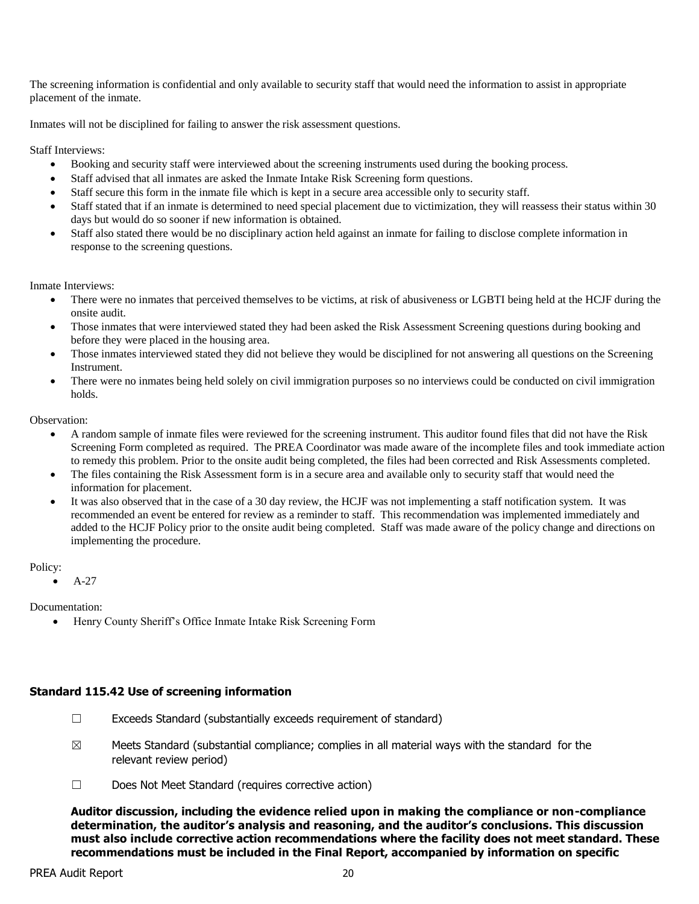The screening information is confidential and only available to security staff that would need the information to assist in appropriate placement of the inmate.

Inmates will not be disciplined for failing to answer the risk assessment questions.

Staff Interviews:

- Booking and security staff were interviewed about the screening instruments used during the booking process.
- Staff advised that all inmates are asked the Inmate Intake Risk Screening form questions.
- Staff secure this form in the inmate file which is kept in a secure area accessible only to security staff.
- Staff stated that if an inmate is determined to need special placement due to victimization, they will reassess their status within 30 days but would do so sooner if new information is obtained.
- Staff also stated there would be no disciplinary action held against an inmate for failing to disclose complete information in response to the screening questions.

Inmate Interviews:

- There were no inmates that perceived themselves to be victims, at risk of abusiveness or LGBTI being held at the HCJF during the onsite audit.
- Those inmates that were interviewed stated they had been asked the Risk Assessment Screening questions during booking and before they were placed in the housing area.
- Those inmates interviewed stated they did not believe they would be disciplined for not answering all questions on the Screening Instrument.
- There were no inmates being held solely on civil immigration purposes so no interviews could be conducted on civil immigration holds.

Observation:

- A random sample of inmate files were reviewed for the screening instrument. This auditor found files that did not have the Risk Screening Form completed as required. The PREA Coordinator was made aware of the incomplete files and took immediate action to remedy this problem. Prior to the onsite audit being completed, the files had been corrected and Risk Assessments completed.
- The files containing the Risk Assessment form is in a secure area and available only to security staff that would need the information for placement.
- It was also observed that in the case of a 30 day review, the HCJF was not implementing a staff notification system. It was recommended an event be entered for review as a reminder to staff. This recommendation was implemented immediately and added to the HCJF Policy prior to the onsite audit being completed. Staff was made aware of the policy change and directions on implementing the procedure.

Policy:

- A-27

Documentation:

- Henry County Sheriff's Office Inmate Intake Risk Screening Form

### Standard 115.42 Use of screening information

☐ Exceeds Standard (substantially exceeds requirement of standard)

☒ Meets Standard (substantial compliance; complies in all material ways with the standard for the relevant review period)

☐ Does Not Meet Standard (requires corrective action)

**Auditor discussion, including the evidence relied upon in making the compliance or non-compliance determination, the auditor's analysis and reasoning, and the auditor's conclusions. This discussion must also include corrective action recommendations where the facility does not meet standard. These recommendations must be included in the Final Report, accompanied by information on specific**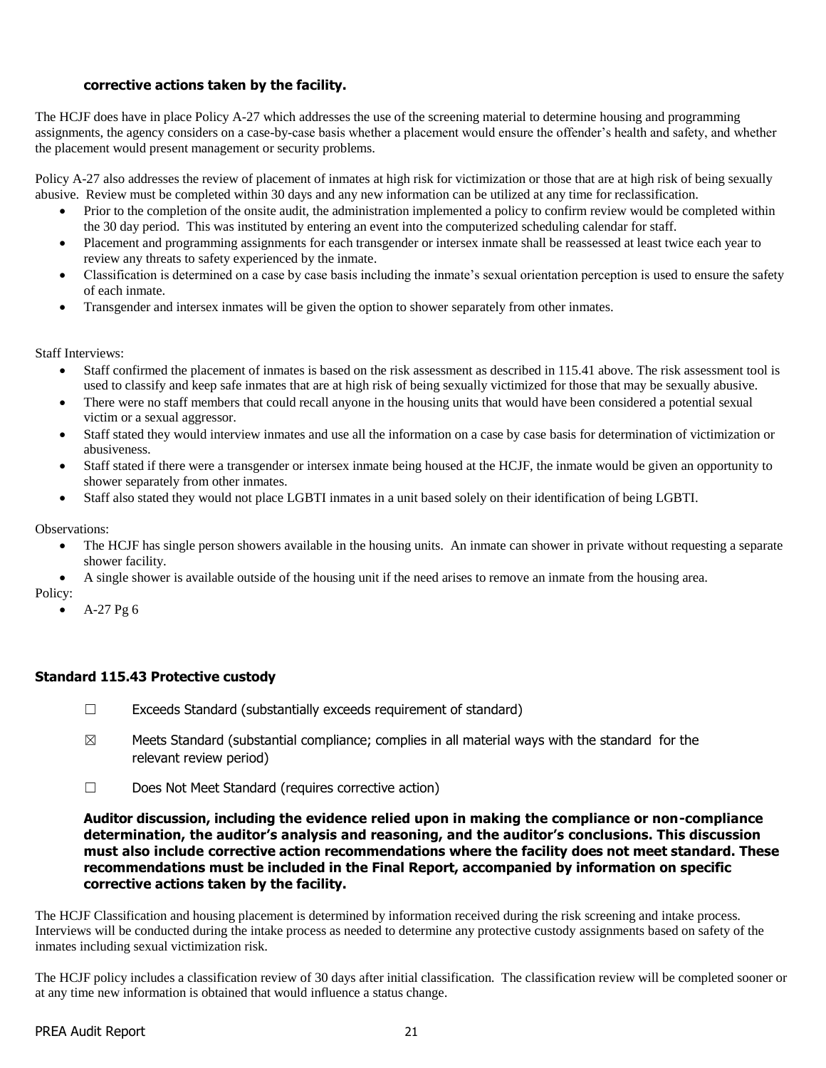**corrective actions taken by the facility.**

The HCJF does have in place Policy A-27 which addresses the use of the screening material to determine housing and programming assignments, the agency considers on a case-by-case basis whether a placement would ensure the offender's health and safety, and whether the placement would present management or security problems.

Policy A-27 also addresses the review of placement of inmates at high risk for victimization or those that are at high risk of being sexually abusive. Review must be completed within 30 days and any new information can be utilized at any time for reclassification.

- Prior to the completion of the onsite audit, the administration implemented a policy to confirm review would be completed within the 30 day period. This was instituted by entering an event into the computerized scheduling calendar for staff.
- Placement and programming assignments for each transgender or intersex inmate shall be reassessed at least twice each year to review any threats to safety experienced by the inmate.
- Classification is determined on a case by case basis including the inmate's sexual orientation perception is used to ensure the safety of each inmate.
- Transgender and intersex inmates will be given the option to shower separately from other inmates.

Staff Interviews:

- Staff confirmed the placement of inmates is based on the risk assessment as described in 115.41 above. The risk assessment tool is used to classify and keep safe inmates that are at high risk of being sexually victimized for those that may be sexually abusive.
- There were no staff members that could recall anyone in the housing units that would have been considered a potential sexual victim or a sexual aggressor.
- Staff stated they would interview inmates and use all the information on a case by case basis for determination of victimization or abusiveness.
- Staff stated if there were a transgender or intersex inmate being housed at the HCJF, the inmate would be given an opportunity to shower separately from other inmates.
- Staff also stated they would not place LGBTI inmates in a unit based solely on their identification of being LGBTI.

Observations:

- The HCJF has single person showers available in the housing units. An inmate can shower in private without requesting a separate shower facility.
- A single shower is available outside of the housing unit if the need arises to remove an inmate from the housing area.

Policy:

- A-27 Pg 6

### Standard 115.43 Protective custody

☐ Exceeds Standard (substantially exceeds requirement of standard)

☒ Meets Standard (substantial compliance; complies in all material ways with the standard for the relevant review period)

☐ Does Not Meet Standard (requires corrective action)

**Auditor discussion, including the evidence relied upon in making the compliance or non-compliance determination, the auditor's analysis and reasoning, and the auditor's conclusions. This discussion must also include corrective action recommendations where the facility does not meet standard. These recommendations must be included in the Final Report, accompanied by information on specific corrective actions taken by the facility.**

The HCJF Classification and housing placement is determined by information received during the risk screening and intake process. Interviews will be conducted during the intake process as needed to determine any protective custody assignments based on safety of the inmates including sexual victimization risk.

The HCJF policy includes a classification review of 30 days after initial classification. The classification review will be completed sooner or at any time new information is obtained that would influence a status change.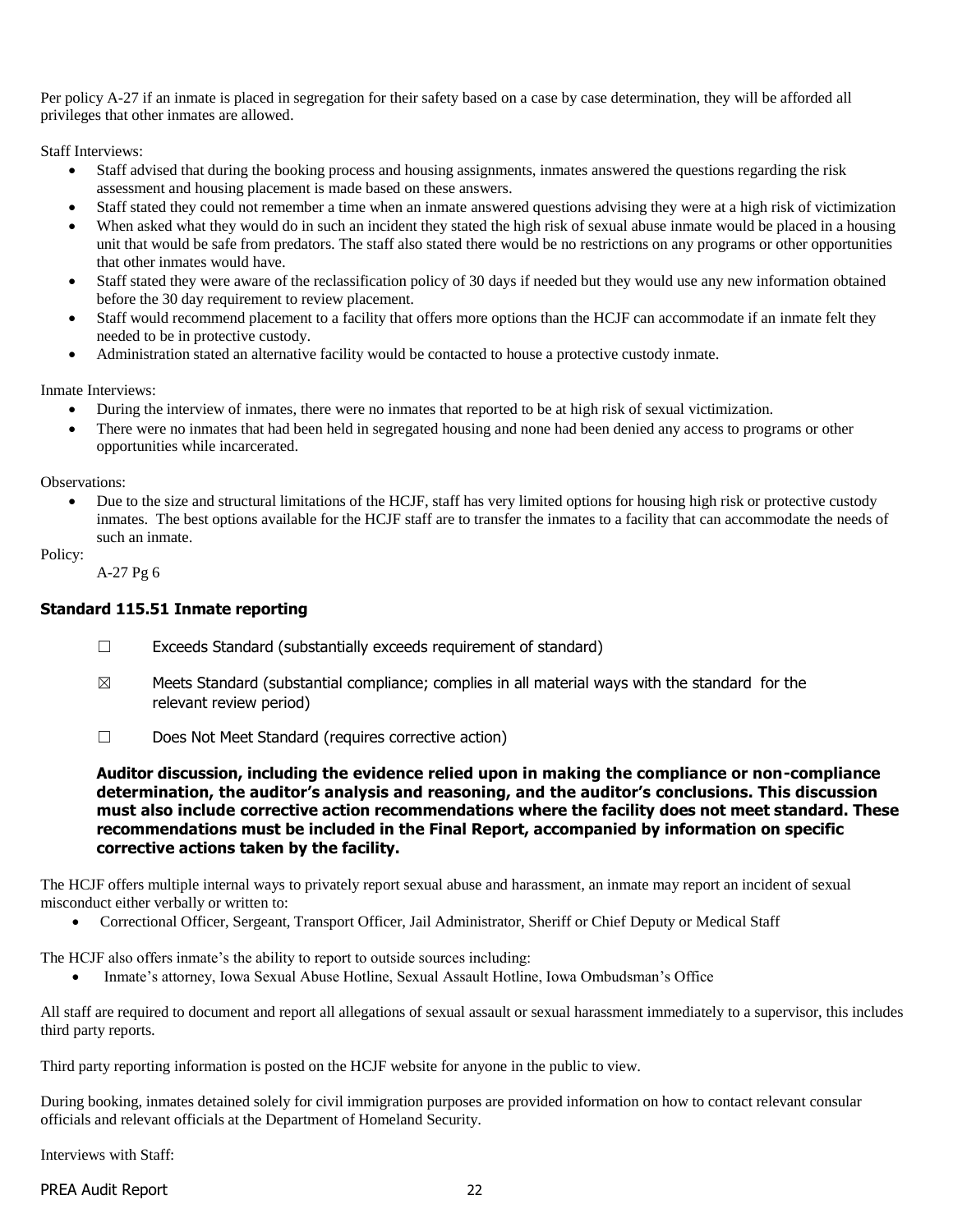Per policy A-27 if an inmate is placed in segregation for their safety based on a case by case determination, they will be afforded all privileges that other inmates are allowed.

Staff Interviews:

- Staff advised that during the booking process and housing assignments, inmates answered the questions regarding the risk assessment and housing placement is made based on these answers.
- Staff stated they could not remember a time when an inmate answered questions advising they were at a high risk of victimization
- When asked what they would do in such an incident they stated the high risk of sexual abuse inmate would be placed in a housing unit that would be safe from predators. The staff also stated there would be no restrictions on any programs or other opportunities that other inmates would have.
- Staff stated they were aware of the reclassification policy of 30 days if needed but they would use any new information obtained before the 30 day requirement to review placement.
- Staff would recommend placement to a facility that offers more options than the HCJF can accommodate if an inmate felt they needed to be in protective custody.
- Administration stated an alternative facility would be contacted to house a protective custody inmate.

Inmate Interviews:

- During the interview of inmates, there were no inmates that reported to be at high risk of sexual victimization.
- There were no inmates that had been held in segregated housing and none had been denied any access to programs or other opportunities while incarcerated.

Observations:

- Due to the size and structural limitations of the HCJF, staff has very limited options for housing high risk or protective custody inmates. The best options available for the HCJF staff are to transfer the inmates to a facility that can accommodate the needs of such an inmate.

Policy:

A-27 Pg 6

### Standard 115.51 Inmate reporting

☐ Exceeds Standard (substantially exceeds requirement of standard)

☒ Meets Standard (substantial compliance; complies in all material ways with the standard for the relevant review period)

☐ Does Not Meet Standard (requires corrective action)

**Auditor discussion, including the evidence relied upon in making the compliance or non-compliance determination, the auditor's analysis and reasoning, and the auditor's conclusions. This discussion must also include corrective action recommendations where the facility does not meet standard. These recommendations must be included in the Final Report, accompanied by information on specific corrective actions taken by the facility.**

The HCJF offers multiple internal ways to privately report sexual abuse and harassment, an inmate may report an incident of sexual misconduct either verbally or written to:

- Correctional Officer, Sergeant, Transport Officer, Jail Administrator, Sheriff or Chief Deputy or Medical Staff

The HCJF also offers inmate's the ability to report to outside sources including:

- Inmate's attorney, Iowa Sexual Abuse Hotline, Sexual Assault Hotline, Iowa Ombudsman's Office

All staff are required to document and report all allegations of sexual assault or sexual harassment immediately to a supervisor, this includes third party reports.

Third party reporting information is posted on the HCJF website for anyone in the public to view.

During booking, inmates detained solely for civil immigration purposes are provided information on how to contact relevant consular officials and relevant officials at the Department of Homeland Security.

Interviews with Staff: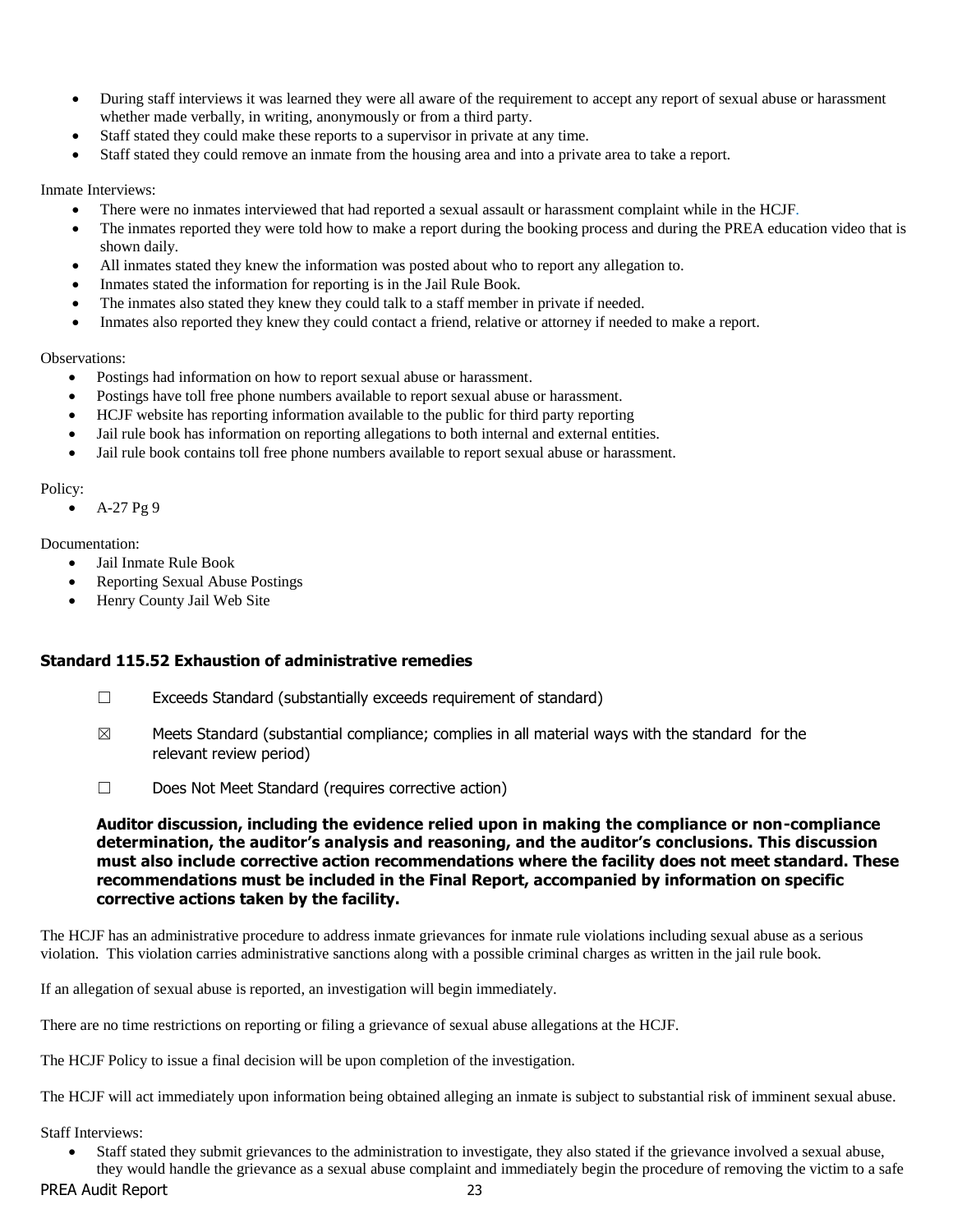- During staff interviews it was learned they were all aware of the requirement to accept any report of sexual abuse or harassment whether made verbally, in writing, anonymously or from a third party.
- Staff stated they could make these reports to a supervisor in private at any time.
- Staff stated they could remove an inmate from the housing area and into a private area to take a report.

Inmate Interviews:

- There were no inmates interviewed that had reported a sexual assault or harassment complaint while in the HCJF.
- The inmates reported they were told how to make a report during the booking process and during the PREA education video that is shown daily.
- All inmates stated they knew the information was posted about who to report any allegation to.
- Inmates stated the information for reporting is in the Jail Rule Book.
- The inmates also stated they knew they could talk to a staff member in private if needed.
- Inmates also reported they knew they could contact a friend, relative or attorney if needed to make a report.

Observations:

- Postings had information on how to report sexual abuse or harassment.
- Postings have toll free phone numbers available to report sexual abuse or harassment.
- HCJF website has reporting information available to the public for third party reporting
- Jail rule book has information on reporting allegations to both internal and external entities.
- Jail rule book contains toll free phone numbers available to report sexual abuse or harassment.

Policy:

- A-27 Pg 9

Documentation:

- Jail Inmate Rule Book
- Reporting Sexual Abuse Postings
- Henry County Jail Web Site

### Standard 115.52 Exhaustion of administrative remedies

☐ Exceeds Standard (substantially exceeds requirement of standard)

☒ Meets Standard (substantial compliance; complies in all material ways with the standard for the relevant review period)

☐ Does Not Meet Standard (requires corrective action)

**Auditor discussion, including the evidence relied upon in making the compliance or non-compliance determination, the auditor's analysis and reasoning, and the auditor's conclusions. This discussion must also include corrective action recommendations where the facility does not meet standard. These recommendations must be included in the Final Report, accompanied by information on specific corrective actions taken by the facility.**

The HCJF has an administrative procedure to address inmate grievances for inmate rule violations including sexual abuse as a serious violation. This violation carries administrative sanctions along with a possible criminal charges as written in the jail rule book.

If an allegation of sexual abuse is reported, an investigation will begin immediately.

There are no time restrictions on reporting or filing a grievance of sexual abuse allegations at the HCJF.

The HCJF Policy to issue a final decision will be upon completion of the investigation.

The HCJF will act immediately upon information being obtained alleging an inmate is subject to substantial risk of imminent sexual abuse.

Staff Interviews:

- Staff stated they submit grievances to the administration to investigate, they also stated if the grievance involved a sexual abuse, they would handle the grievance as a sexual abuse complaint and immediately begin the procedure of removing the victim to a safe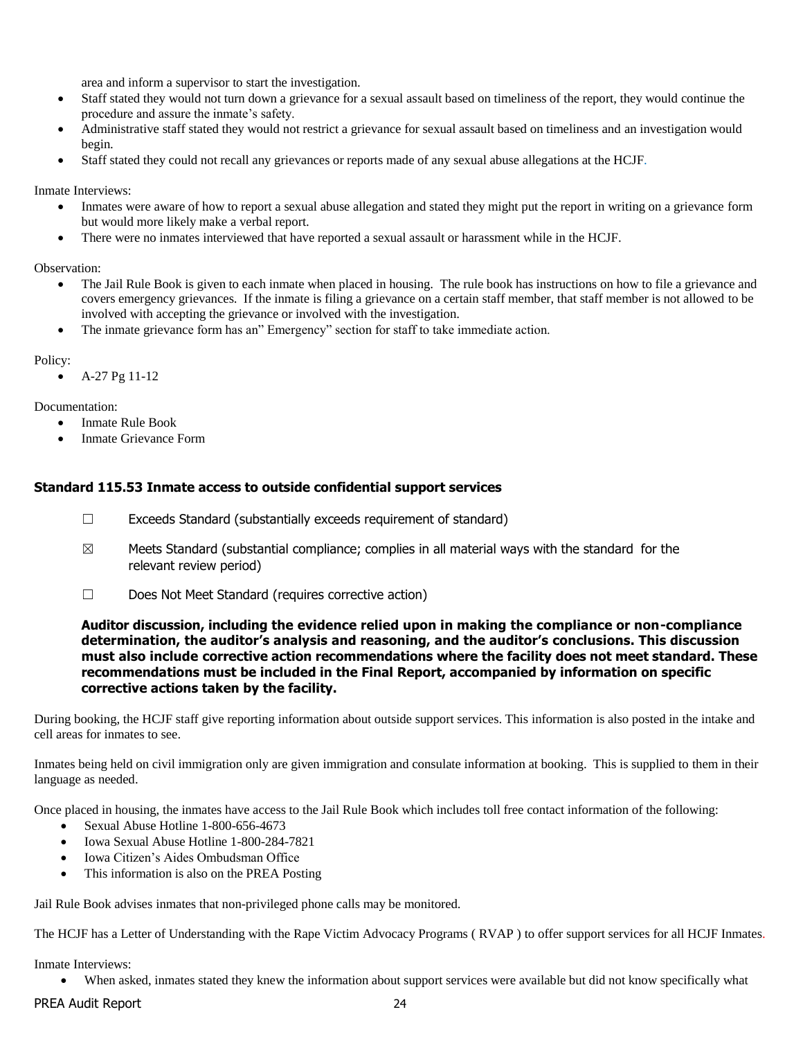area and inform a supervisor to start the investigation.

- Staff stated they would not turn down a grievance for a sexual assault based on timeliness of the report, they would continue the procedure and assure the inmate's safety.
- Administrative staff stated they would not restrict a grievance for sexual assault based on timeliness and an investigation would begin.
- Staff stated they could not recall any grievances or reports made of any sexual abuse allegations at the HCJF.

Inmate Interviews:

- Inmates were aware of how to report a sexual abuse allegation and stated they might put the report in writing on a grievance form but would more likely make a verbal report.
- There were no inmates interviewed that have reported a sexual assault or harassment while in the HCJF.

Observation:

- The Jail Rule Book is given to each inmate when placed in housing. The rule book has instructions on how to file a grievance and covers emergency grievances. If the inmate is filing a grievance on a certain staff member, that staff member is not allowed to be involved with accepting the grievance or involved with the investigation.
- The inmate grievance form has an" Emergency" section for staff to take immediate action.

Policy:

- A-27 Pg 11-12

Documentation:

- Inmate Rule Book
- Inmate Grievance Form

### Standard 115.53 Inmate access to outside confidential support services

☐ Exceeds Standard (substantially exceeds requirement of standard)

☒ Meets Standard (substantial compliance; complies in all material ways with the standard for the relevant review period)

☐ Does Not Meet Standard (requires corrective action)

**Auditor discussion, including the evidence relied upon in making the compliance or non-compliance determination, the auditor's analysis and reasoning, and the auditor's conclusions. This discussion must also include corrective action recommendations where the facility does not meet standard. These recommendations must be included in the Final Report, accompanied by information on specific corrective actions taken by the facility.**

During booking, the HCJF staff give reporting information about outside support services. This information is also posted in the intake and cell areas for inmates to see.

Inmates being held on civil immigration only are given immigration and consulate information at booking. This is supplied to them in their language as needed.

Once placed in housing, the inmates have access to the Jail Rule Book which includes toll free contact information of the following:

- Sexual Abuse Hotline 1-800-656-4673
- Iowa Sexual Abuse Hotline 1-800-284-7821
- Iowa Citizen's Aides Ombudsman Office
- This information is also on the PREA Posting

Jail Rule Book advises inmates that non-privileged phone calls may be monitored.

The HCJF has a Letter of Understanding with the Rape Victim Advocacy Programs ( RVAP ) to offer support services for all HCJF Inmates.

Inmate Interviews:

- When asked, inmates stated they knew the information about support services were available but did not know specifically what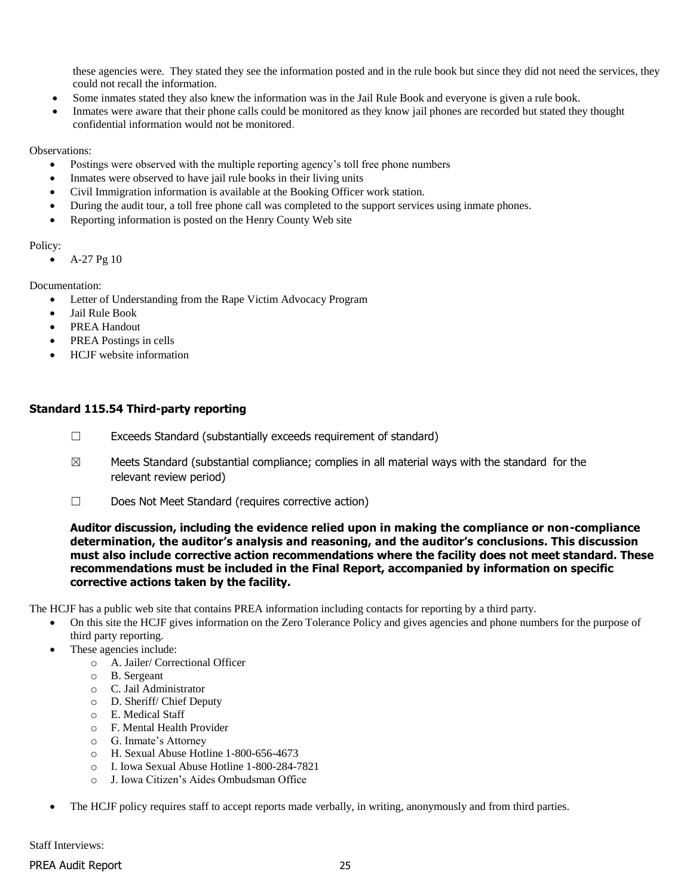these agencies were. They stated they see the information posted and in the rule book but since they did not need the services, they could not recall the information.

- Some inmates stated they also knew the information was in the Jail Rule Book and everyone is given a rule book.
- Inmates were aware that their phone calls could be monitored as they know jail phones are recorded but stated they thought confidential information would not be monitored.

Observations:

- Postings were observed with the multiple reporting agency's toll free phone numbers
- Inmates were observed to have jail rule books in their living units
- Civil Immigration information is available at the Booking Officer work station.
- During the audit tour, a toll free phone call was completed to the support services using inmate phones.
- Reporting information is posted on the Henry County Web site

Policy:

- A-27 Pg 10

Documentation:

- Letter of Understanding from the Rape Victim Advocacy Program
- Jail Rule Book
- PREA Handout
- PREA Postings in cells
- HCJF website information

### Standard 115.54 Third-party reporting

☐ Exceeds Standard (substantially exceeds requirement of standard)

☒ Meets Standard (substantial compliance; complies in all material ways with the standard for the relevant review period)

☐ Does Not Meet Standard (requires corrective action)

**Auditor discussion, including the evidence relied upon in making the compliance or non-compliance determination, the auditor's analysis and reasoning, and the auditor's conclusions. This discussion must also include corrective action recommendations where the facility does not meet standard. These recommendations must be included in the Final Report, accompanied by information on specific corrective actions taken by the facility.**

The HCJF has a public web site that contains PREA information including contacts for reporting by a third party.

- On this site the HCJF gives information on the Zero Tolerance Policy and gives agencies and phone numbers for the purpose of third party reporting.
- These agencies include:
  - A. Jailer/ Correctional Officer
  - B. Sergeant
  - C. Jail Administrator
  - D. Sheriff/ Chief Deputy
  - E. Medical Staff
  - F. Mental Health Provider
  - G. Inmate's Attorney
  - H. Sexual Abuse Hotline 1-800-656-4673
  - I. Iowa Sexual Abuse Hotline 1-800-284-7821
  - J. Iowa Citizen's Aides Ombudsman Office

- The HCJF policy requires staff to accept reports made verbally, in writing, anonymously and from third parties.

Staff Interviews: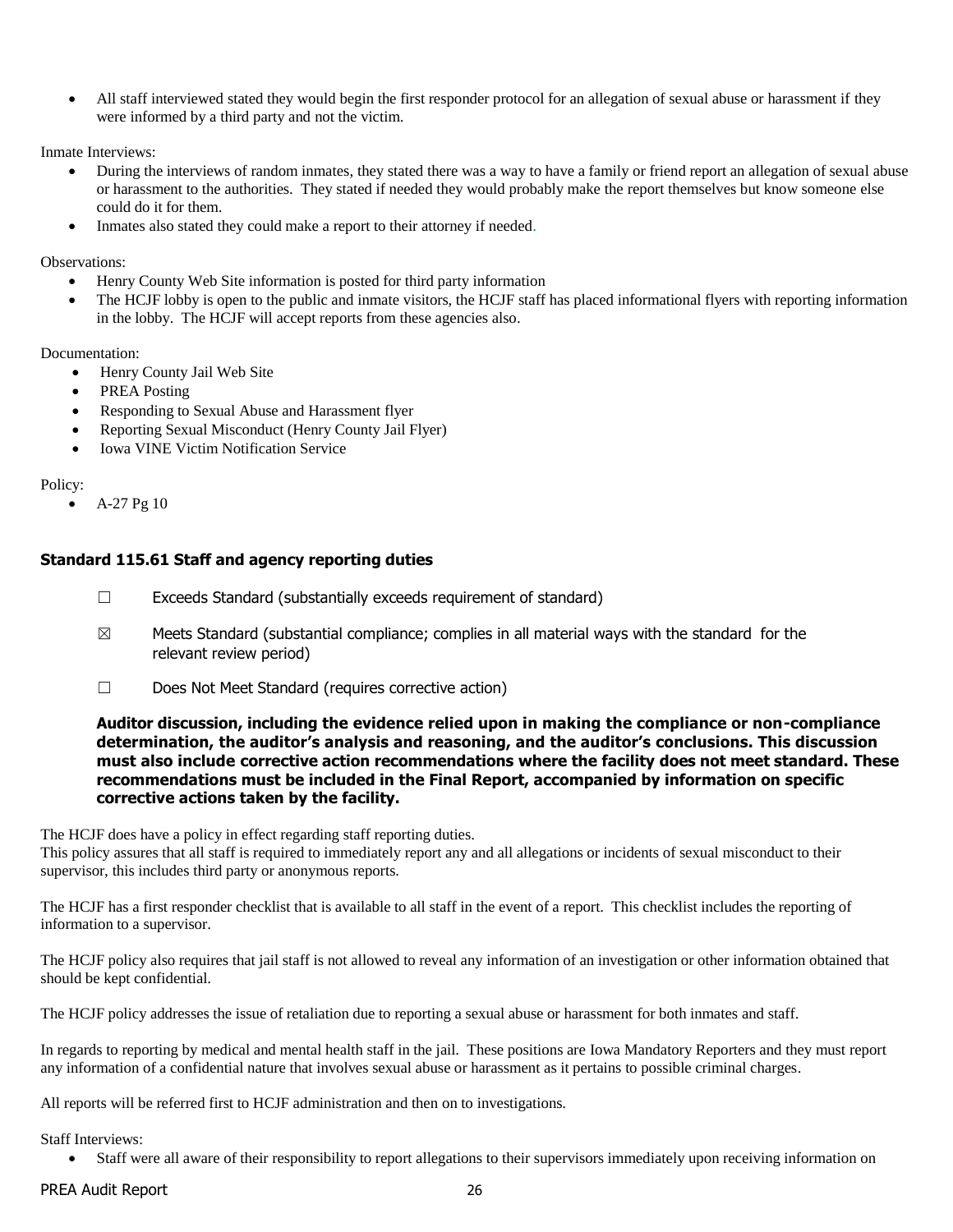- All staff interviewed stated they would begin the first responder protocol for an allegation of sexual abuse or harassment if they were informed by a third party and not the victim.

Inmate Interviews:

- During the interviews of random inmates, they stated there was a way to have a family or friend report an allegation of sexual abuse or harassment to the authorities. They stated if needed they would probably make the report themselves but know someone else could do it for them.
- Inmates also stated they could make a report to their attorney if needed.

Observations:

- Henry County Web Site information is posted for third party information
- The HCJF lobby is open to the public and inmate visitors, the HCJF staff has placed informational flyers with reporting information in the lobby. The HCJF will accept reports from these agencies also.

Documentation:

- Henry County Jail Web Site
- PREA Posting
- Responding to Sexual Abuse and Harassment flyer
- Reporting Sexual Misconduct (Henry County Jail Flyer)
- Iowa VINE Victim Notification Service

Policy:

- A-27 Pg 10

### Standard 115.61 Staff and agency reporting duties

☐ Exceeds Standard (substantially exceeds requirement of standard)

☒ Meets Standard (substantial compliance; complies in all material ways with the standard for the relevant review period)

☐ Does Not Meet Standard (requires corrective action)

**Auditor discussion, including the evidence relied upon in making the compliance or non-compliance determination, the auditor's analysis and reasoning, and the auditor's conclusions. This discussion must also include corrective action recommendations where the facility does not meet standard. These recommendations must be included in the Final Report, accompanied by information on specific corrective actions taken by the facility.**

The HCJF does have a policy in effect regarding staff reporting duties.
This policy assures that all staff is required to immediately report any and all allegations or incidents of sexual misconduct to their supervisor, this includes third party or anonymous reports.

The HCJF has a first responder checklist that is available to all staff in the event of a report. This checklist includes the reporting of information to a supervisor.

The HCJF policy also requires that jail staff is not allowed to reveal any information of an investigation or other information obtained that should be kept confidential.

The HCJF policy addresses the issue of retaliation due to reporting a sexual abuse or harassment for both inmates and staff.

In regards to reporting by medical and mental health staff in the jail. These positions are Iowa Mandatory Reporters and they must report any information of a confidential nature that involves sexual abuse or harassment as it pertains to possible criminal charges.

All reports will be referred first to HCJF administration and then on to investigations.

Staff Interviews:

- Staff were all aware of their responsibility to report allegations to their supervisors immediately upon receiving information on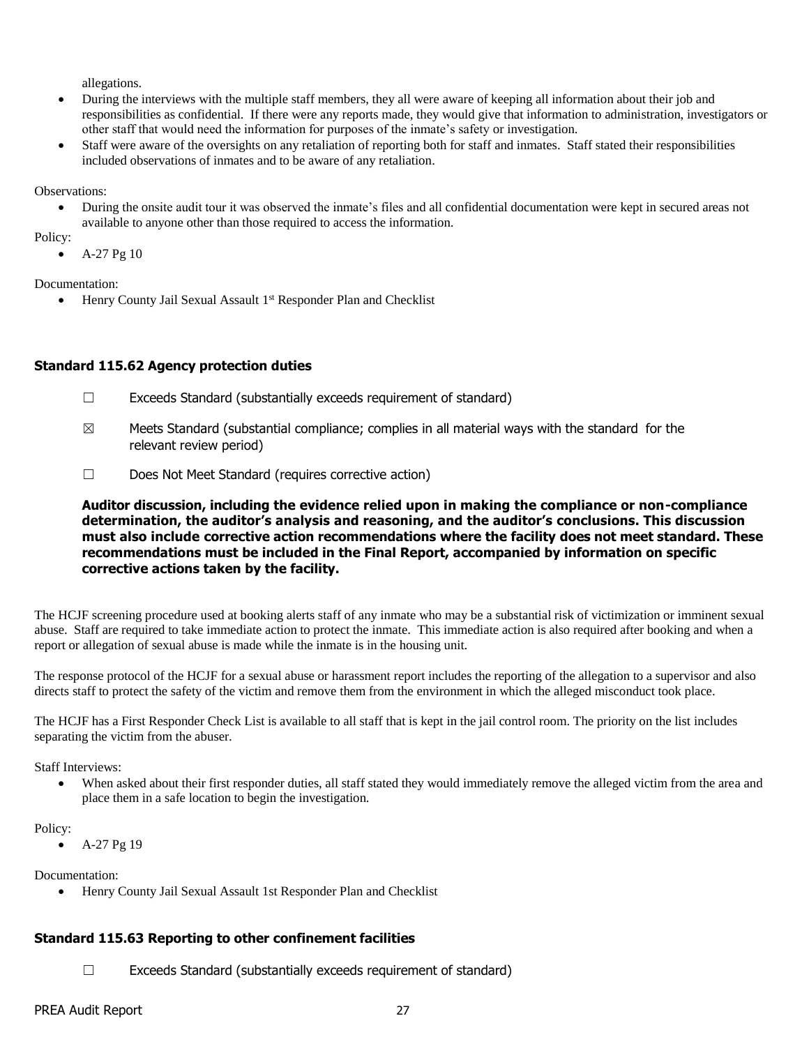allegations.

- During the interviews with the multiple staff members, they all were aware of keeping all information about their job and responsibilities as confidential. If there were any reports made, they would give that information to administration, investigators or other staff that would need the information for purposes of the inmate's safety or investigation.
- Staff were aware of the oversights on any retaliation of reporting both for staff and inmates. Staff stated their responsibilities included observations of inmates and to be aware of any retaliation.

Observations:

- During the onsite audit tour it was observed the inmate's files and all confidential documentation were kept in secured areas not available to anyone other than those required to access the information.

Policy:

- A-27 Pg 10

Documentation:

- Henry County Jail Sexual Assault 1st Responder Plan and Checklist

### Standard 115.62 Agency protection duties

☐ Exceeds Standard (substantially exceeds requirement of standard)

☒ Meets Standard (substantial compliance; complies in all material ways with the standard for the relevant review period)

☐ Does Not Meet Standard (requires corrective action)

**Auditor discussion, including the evidence relied upon in making the compliance or non-compliance determination, the auditor's analysis and reasoning, and the auditor's conclusions. This discussion must also include corrective action recommendations where the facility does not meet standard. These recommendations must be included in the Final Report, accompanied by information on specific corrective actions taken by the facility.**

The HCJF screening procedure used at booking alerts staff of any inmate who may be a substantial risk of victimization or imminent sexual abuse. Staff are required to take immediate action to protect the inmate. This immediate action is also required after booking and when a report or allegation of sexual abuse is made while the inmate is in the housing unit.

The response protocol of the HCJF for a sexual abuse or harassment report includes the reporting of the allegation to a supervisor and also directs staff to protect the safety of the victim and remove them from the environment in which the alleged misconduct took place.

The HCJF has a First Responder Check List is available to all staff that is kept in the jail control room. The priority on the list includes separating the victim from the abuser.

Staff Interviews:

- When asked about their first responder duties, all staff stated they would immediately remove the alleged victim from the area and place them in a safe location to begin the investigation.

Policy:

- A-27 Pg 19

Documentation:

- Henry County Jail Sexual Assault 1st Responder Plan and Checklist

### Standard 115.63 Reporting to other confinement facilities

☐ Exceeds Standard (substantially exceeds requirement of standard)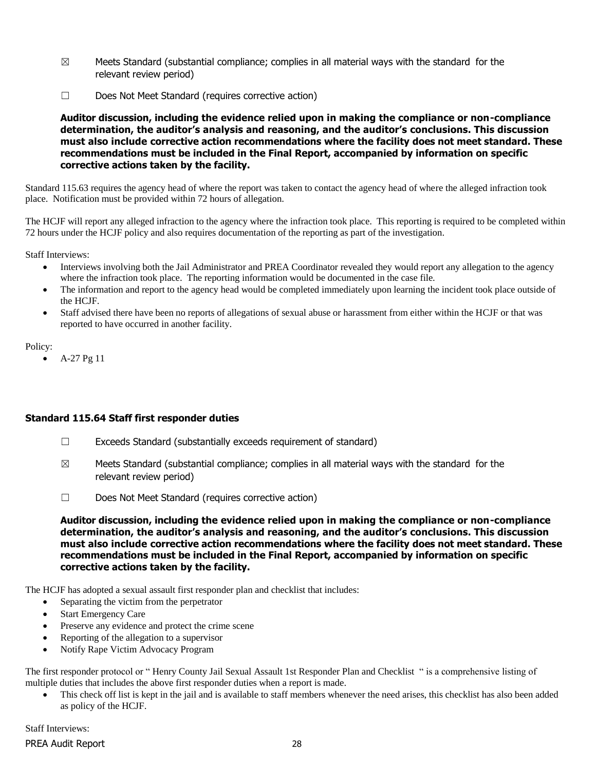☒ Meets Standard (substantial compliance; complies in all material ways with the standard for the relevant review period)

☐ Does Not Meet Standard (requires corrective action)

**Auditor discussion, including the evidence relied upon in making the compliance or non-compliance determination, the auditor's analysis and reasoning, and the auditor's conclusions. This discussion must also include corrective action recommendations where the facility does not meet standard. These recommendations must be included in the Final Report, accompanied by information on specific corrective actions taken by the facility.**

Standard 115.63 requires the agency head of where the report was taken to contact the agency head of where the alleged infraction took place. Notification must be provided within 72 hours of allegation.

The HCJF will report any alleged infraction to the agency where the infraction took place. This reporting is required to be completed within 72 hours under the HCJF policy and also requires documentation of the reporting as part of the investigation.

Staff Interviews:

- Interviews involving both the Jail Administrator and PREA Coordinator revealed they would report any allegation to the agency where the infraction took place. The reporting information would be documented in the case file.
- The information and report to the agency head would be completed immediately upon learning the incident took place outside of the HCJF.
- Staff advised there have been no reports of allegations of sexual abuse or harassment from either within the HCJF or that was reported to have occurred in another facility.

Policy:

- A-27 Pg 11

### Standard 115.64 Staff first responder duties

☐ Exceeds Standard (substantially exceeds requirement of standard)

☒ Meets Standard (substantial compliance; complies in all material ways with the standard for the relevant review period)

☐ Does Not Meet Standard (requires corrective action)

**Auditor discussion, including the evidence relied upon in making the compliance or non-compliance determination, the auditor's analysis and reasoning, and the auditor's conclusions. This discussion must also include corrective action recommendations where the facility does not meet standard. These recommendations must be included in the Final Report, accompanied by information on specific corrective actions taken by the facility.**

The HCJF has adopted a sexual assault first responder plan and checklist that includes:

- Separating the victim from the perpetrator
- Start Emergency Care
- Preserve any evidence and protect the crime scene
- Reporting of the allegation to a supervisor
- Notify Rape Victim Advocacy Program

The first responder protocol or " Henry County Jail Sexual Assault 1st Responder Plan and Checklist " is a comprehensive listing of multiple duties that includes the above first responder duties when a report is made.

- This check off list is kept in the jail and is available to staff members whenever the need arises, this checklist has also been added as policy of the HCJF.

Staff Interviews: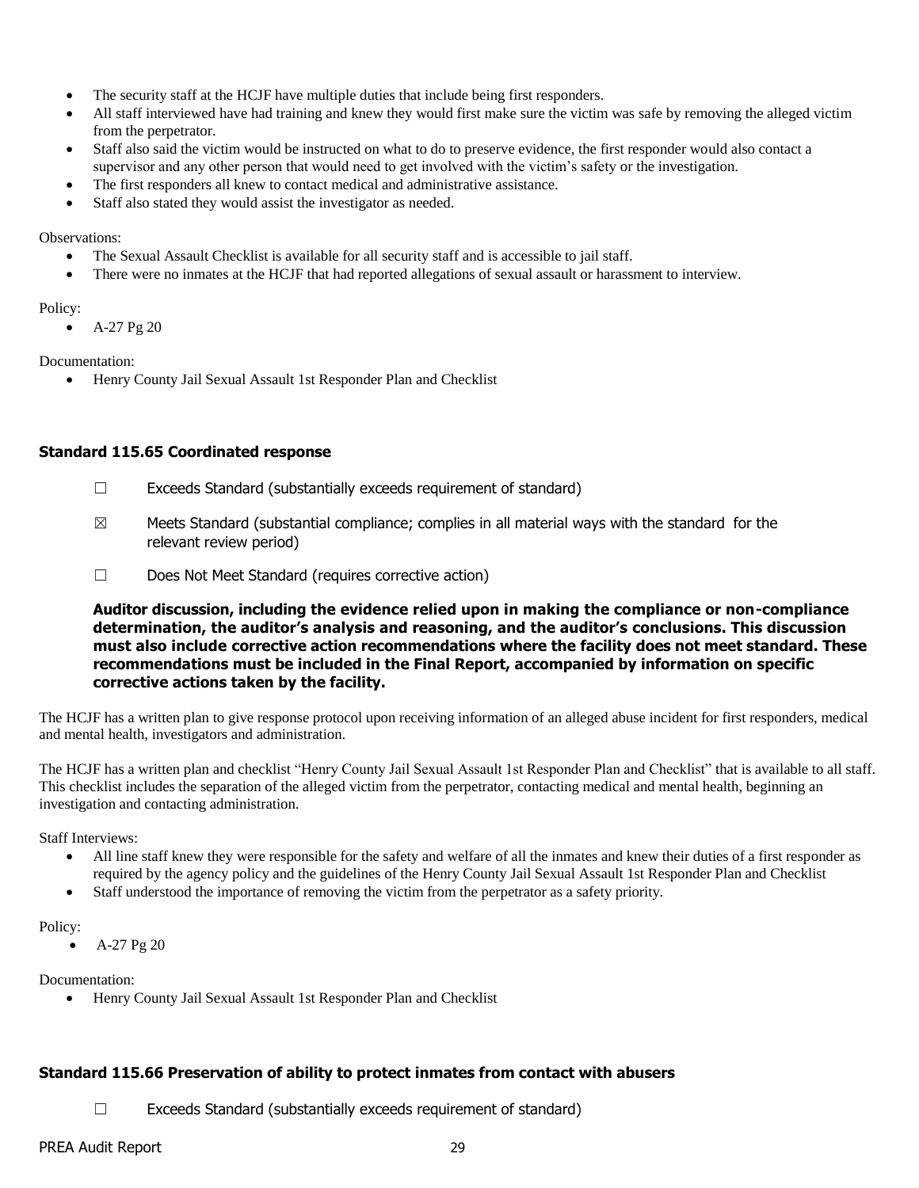- The security staff at the HCJF have multiple duties that include being first responders.
- All staff interviewed have had training and knew they would first make sure the victim was safe by removing the alleged victim from the perpetrator.
- Staff also said the victim would be instructed on what to do to preserve evidence, the first responder would also contact a supervisor and any other person that would need to get involved with the victim's safety or the investigation.
- The first responders all knew to contact medical and administrative assistance.
- Staff also stated they would assist the investigator as needed.

Observations:

- The Sexual Assault Checklist is available for all security staff and is accessible to jail staff.
- There were no inmates at the HCJF that had reported allegations of sexual assault or harassment to interview.

Policy:

- A-27 Pg 20

Documentation:

- Henry County Jail Sexual Assault 1st Responder Plan and Checklist

### Standard 115.65 Coordinated response

☐ Exceeds Standard (substantially exceeds requirement of standard)

☒ Meets Standard (substantial compliance; complies in all material ways with the standard for the relevant review period)

☐ Does Not Meet Standard (requires corrective action)

**Auditor discussion, including the evidence relied upon in making the compliance or non-compliance determination, the auditor's analysis and reasoning, and the auditor's conclusions. This discussion must also include corrective action recommendations where the facility does not meet standard. These recommendations must be included in the Final Report, accompanied by information on specific corrective actions taken by the facility.**

The HCJF has a written plan to give response protocol upon receiving information of an alleged abuse incident for first responders, medical and mental health, investigators and administration.

The HCJF has a written plan and checklist "Henry County Jail Sexual Assault 1st Responder Plan and Checklist" that is available to all staff. This checklist includes the separation of the alleged victim from the perpetrator, contacting medical and mental health, beginning an investigation and contacting administration.

Staff Interviews:

- All line staff knew they were responsible for the safety and welfare of all the inmates and knew their duties of a first responder as required by the agency policy and the guidelines of the Henry County Jail Sexual Assault 1st Responder Plan and Checklist
- Staff understood the importance of removing the victim from the perpetrator as a safety priority.

Policy:

- A-27 Pg 20

Documentation:

- Henry County Jail Sexual Assault 1st Responder Plan and Checklist

### Standard 115.66 Preservation of ability to protect inmates from contact with abusers

☐ Exceeds Standard (substantially exceeds requirement of standard)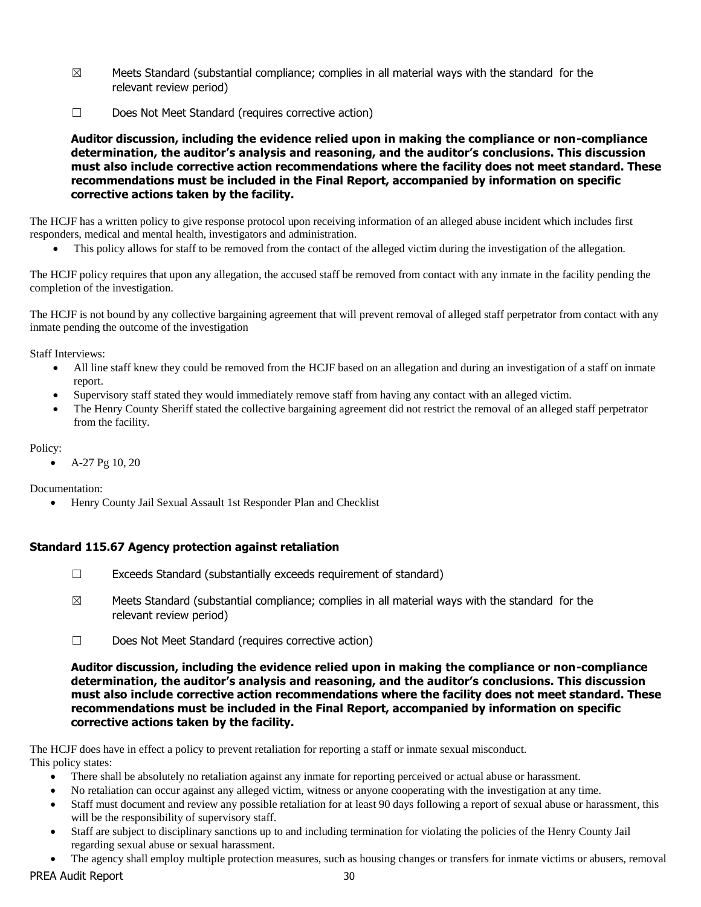☒ Meets Standard (substantial compliance; complies in all material ways with the standard for the relevant review period)

☐ Does Not Meet Standard (requires corrective action)

**Auditor discussion, including the evidence relied upon in making the compliance or non-compliance determination, the auditor's analysis and reasoning, and the auditor's conclusions. This discussion must also include corrective action recommendations where the facility does not meet standard. These recommendations must be included in the Final Report, accompanied by information on specific corrective actions taken by the facility.**

The HCJF has a written policy to give response protocol upon receiving information of an alleged abuse incident which includes first responders, medical and mental health, investigators and administration.

- This policy allows for staff to be removed from the contact of the alleged victim during the investigation of the allegation.

The HCJF policy requires that upon any allegation, the accused staff be removed from contact with any inmate in the facility pending the completion of the investigation.

The HCJF is not bound by any collective bargaining agreement that will prevent removal of alleged staff perpetrator from contact with any inmate pending the outcome of the investigation

Staff Interviews:

- All line staff knew they could be removed from the HCJF based on an allegation and during an investigation of a staff on inmate report.
- Supervisory staff stated they would immediately remove staff from having any contact with an alleged victim.
- The Henry County Sheriff stated the collective bargaining agreement did not restrict the removal of an alleged staff perpetrator from the facility.

Policy:

- A-27 Pg 10, 20

Documentation:

- Henry County Jail Sexual Assault 1st Responder Plan and Checklist

### Standard 115.67 Agency protection against retaliation

☐ Exceeds Standard (substantially exceeds requirement of standard)

☒ Meets Standard (substantial compliance; complies in all material ways with the standard for the relevant review period)

☐ Does Not Meet Standard (requires corrective action)

**Auditor discussion, including the evidence relied upon in making the compliance or non-compliance determination, the auditor's analysis and reasoning, and the auditor's conclusions. This discussion must also include corrective action recommendations where the facility does not meet standard. These recommendations must be included in the Final Report, accompanied by information on specific corrective actions taken by the facility.**

The HCJF does have in effect a policy to prevent retaliation for reporting a staff or inmate sexual misconduct.
This policy states:

- There shall be absolutely no retaliation against any inmate for reporting perceived or actual abuse or harassment.
- No retaliation can occur against any alleged victim, witness or anyone cooperating with the investigation at any time.
- Staff must document and review any possible retaliation for at least 90 days following a report of sexual abuse or harassment, this will be the responsibility of supervisory staff.
- Staff are subject to disciplinary sanctions up to and including termination for violating the policies of the Henry County Jail regarding sexual abuse or sexual harassment.
- The agency shall employ multiple protection measures, such as housing changes or transfers for inmate victims or abusers, removal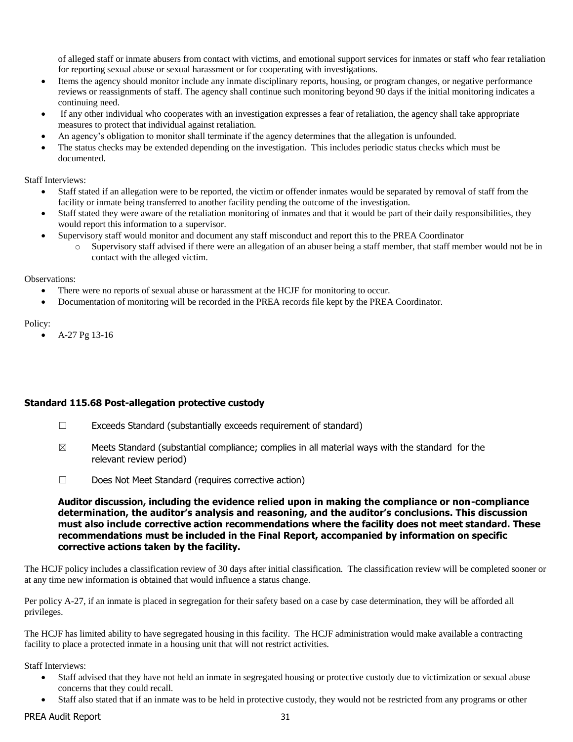of alleged staff or inmate abusers from contact with victims, and emotional support services for inmates or staff who fear retaliation for reporting sexual abuse or sexual harassment or for cooperating with investigations.

- Items the agency should monitor include any inmate disciplinary reports, housing, or program changes, or negative performance reviews or reassignments of staff. The agency shall continue such monitoring beyond 90 days if the initial monitoring indicates a continuing need.
- If any other individual who cooperates with an investigation expresses a fear of retaliation, the agency shall take appropriate measures to protect that individual against retaliation.
- An agency's obligation to monitor shall terminate if the agency determines that the allegation is unfounded.
- The status checks may be extended depending on the investigation. This includes periodic status checks which must be documented.

Staff Interviews:

- Staff stated if an allegation were to be reported, the victim or offender inmates would be separated by removal of staff from the facility or inmate being transferred to another facility pending the outcome of the investigation.
- Staff stated they were aware of the retaliation monitoring of inmates and that it would be part of their daily responsibilities, they would report this information to a supervisor.
- Supervisory staff would monitor and document any staff misconduct and report this to the PREA Coordinator
  - Supervisory staff advised if there were an allegation of an abuser being a staff member, that staff member would not be in contact with the alleged victim.

Observations:

- There were no reports of sexual abuse or harassment at the HCJF for monitoring to occur.
- Documentation of monitoring will be recorded in the PREA records file kept by the PREA Coordinator.

Policy:

- A-27 Pg 13-16

### Standard 115.68 Post-allegation protective custody

☐ Exceeds Standard (substantially exceeds requirement of standard)

☒ Meets Standard (substantial compliance; complies in all material ways with the standard for the relevant review period)

☐ Does Not Meet Standard (requires corrective action)

**Auditor discussion, including the evidence relied upon in making the compliance or non-compliance determination, the auditor's analysis and reasoning, and the auditor's conclusions. This discussion must also include corrective action recommendations where the facility does not meet standard. These recommendations must be included in the Final Report, accompanied by information on specific corrective actions taken by the facility.**

The HCJF policy includes a classification review of 30 days after initial classification. The classification review will be completed sooner or at any time new information is obtained that would influence a status change.

Per policy A-27, if an inmate is placed in segregation for their safety based on a case by case determination, they will be afforded all privileges.

The HCJF has limited ability to have segregated housing in this facility. The HCJF administration would make available a contracting facility to place a protected inmate in a housing unit that will not restrict activities.

Staff Interviews:

- Staff advised that they have not held an inmate in segregated housing or protective custody due to victimization or sexual abuse concerns that they could recall.
- Staff also stated that if an inmate was to be held in protective custody, they would not be restricted from any programs or other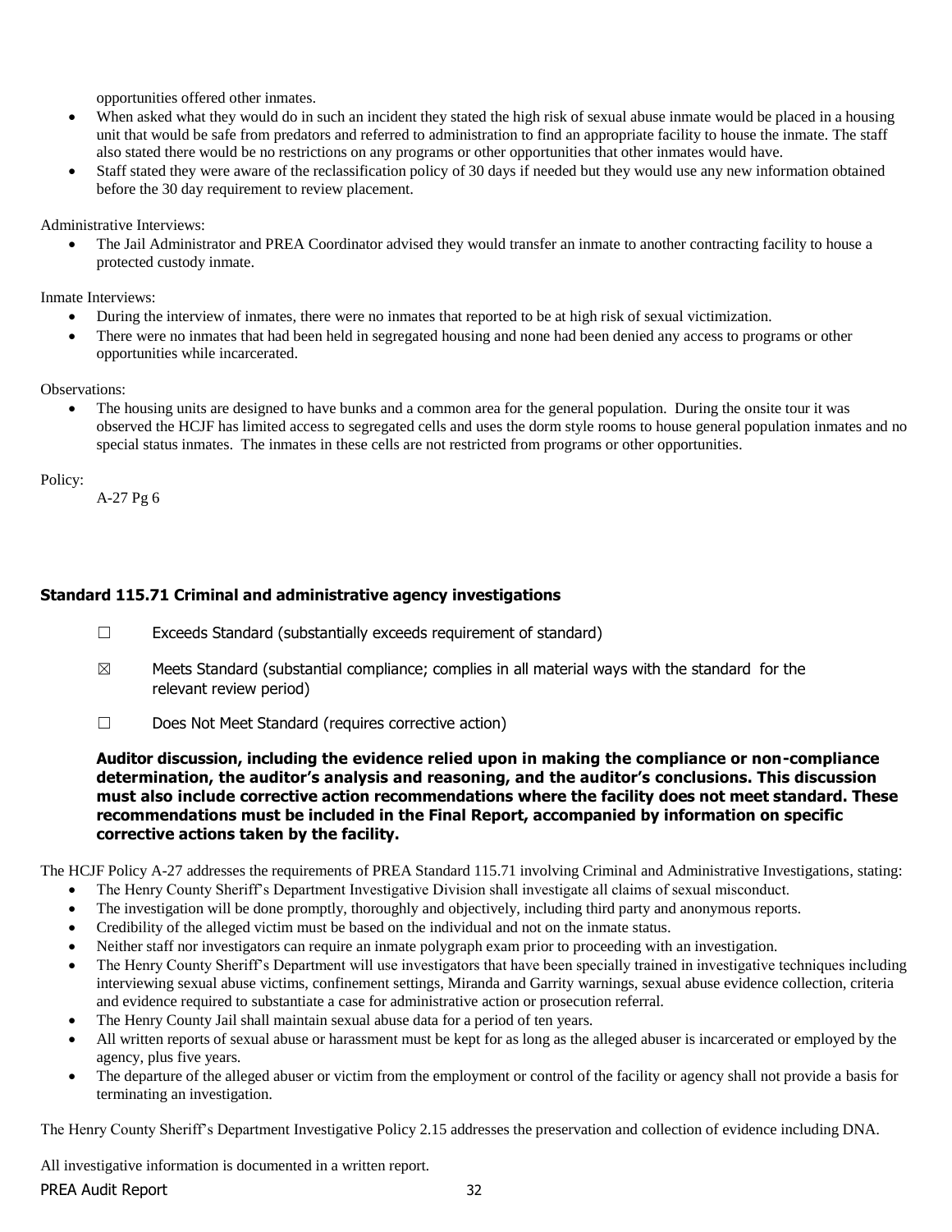opportunities offered other inmates.

- When asked what they would do in such an incident they stated the high risk of sexual abuse inmate would be placed in a housing unit that would be safe from predators and referred to administration to find an appropriate facility to house the inmate. The staff also stated there would be no restrictions on any programs or other opportunities that other inmates would have.
- Staff stated they were aware of the reclassification policy of 30 days if needed but they would use any new information obtained before the 30 day requirement to review placement.

Administrative Interviews:

- The Jail Administrator and PREA Coordinator advised they would transfer an inmate to another contracting facility to house a protected custody inmate.

Inmate Interviews:

- During the interview of inmates, there were no inmates that reported to be at high risk of sexual victimization.
- There were no inmates that had been held in segregated housing and none had been denied any access to programs or other opportunities while incarcerated.

Observations:

- The housing units are designed to have bunks and a common area for the general population. During the onsite tour it was observed the HCJF has limited access to segregated cells and uses the dorm style rooms to house general population inmates and no special status inmates. The inmates in these cells are not restricted from programs or other opportunities.

Policy:

A-27 Pg 6

### Standard 115.71 Criminal and administrative agency investigations

☐ Exceeds Standard (substantially exceeds requirement of standard)

☒ Meets Standard (substantial compliance; complies in all material ways with the standard for the relevant review period)

☐ Does Not Meet Standard (requires corrective action)

**Auditor discussion, including the evidence relied upon in making the compliance or non-compliance determination, the auditor's analysis and reasoning, and the auditor's conclusions. This discussion must also include corrective action recommendations where the facility does not meet standard. These recommendations must be included in the Final Report, accompanied by information on specific corrective actions taken by the facility.**

The HCJF Policy A-27 addresses the requirements of PREA Standard 115.71 involving Criminal and Administrative Investigations, stating:

- The Henry County Sheriff's Department Investigative Division shall investigate all claims of sexual misconduct.
- The investigation will be done promptly, thoroughly and objectively, including third party and anonymous reports.
- Credibility of the alleged victim must be based on the individual and not on the inmate status.
- Neither staff nor investigators can require an inmate polygraph exam prior to proceeding with an investigation.
- The Henry County Sheriff's Department will use investigators that have been specially trained in investigative techniques including interviewing sexual abuse victims, confinement settings, Miranda and Garrity warnings, sexual abuse evidence collection, criteria and evidence required to substantiate a case for administrative action or prosecution referral.
- The Henry County Jail shall maintain sexual abuse data for a period of ten years.
- All written reports of sexual abuse or harassment must be kept for as long as the alleged abuser is incarcerated or employed by the agency, plus five years.
- The departure of the alleged abuser or victim from the employment or control of the facility or agency shall not provide a basis for terminating an investigation.

The Henry County Sheriff's Department Investigative Policy 2.15 addresses the preservation and collection of evidence including DNA.

All investigative information is documented in a written report.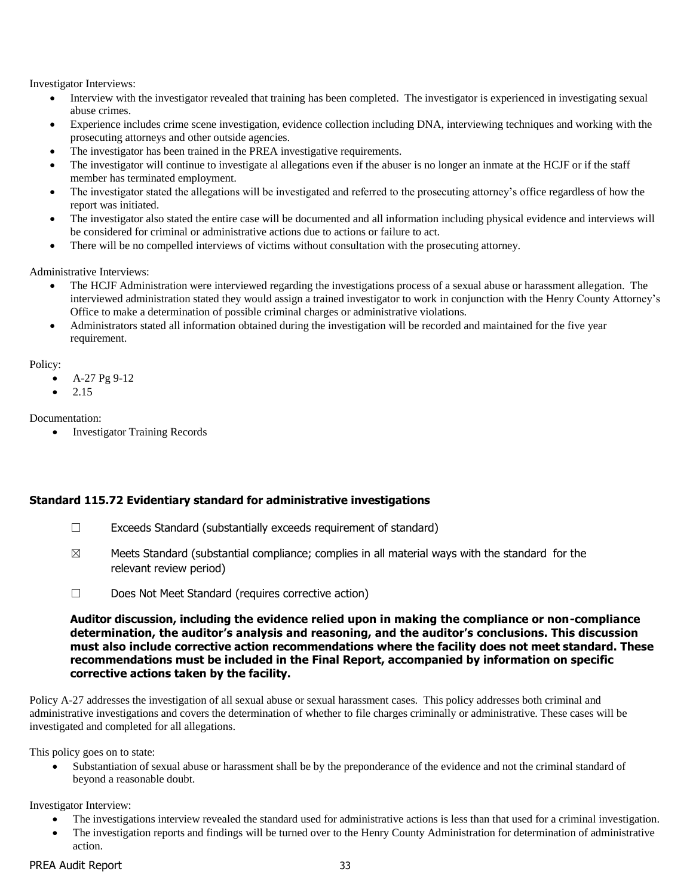Investigator Interviews:

- Interview with the investigator revealed that training has been completed. The investigator is experienced in investigating sexual abuse crimes.
- Experience includes crime scene investigation, evidence collection including DNA, interviewing techniques and working with the prosecuting attorneys and other outside agencies.
- The investigator has been trained in the PREA investigative requirements.
- The investigator will continue to investigate al allegations even if the abuser is no longer an inmate at the HCJF or if the staff member has terminated employment.
- The investigator stated the allegations will be investigated and referred to the prosecuting attorney's office regardless of how the report was initiated.
- The investigator also stated the entire case will be documented and all information including physical evidence and interviews will be considered for criminal or administrative actions due to actions or failure to act.
- There will be no compelled interviews of victims without consultation with the prosecuting attorney.

Administrative Interviews:

- The HCJF Administration were interviewed regarding the investigations process of a sexual abuse or harassment allegation. The interviewed administration stated they would assign a trained investigator to work in conjunction with the Henry County Attorney's Office to make a determination of possible criminal charges or administrative violations.
- Administrators stated all information obtained during the investigation will be recorded and maintained for the five year requirement.

Policy:

- A-27 Pg 9-12
- 2.15

Documentation:

- Investigator Training Records

### Standard 115.72 Evidentiary standard for administrative investigations

☐ Exceeds Standard (substantially exceeds requirement of standard)

☒ Meets Standard (substantial compliance; complies in all material ways with the standard for the relevant review period)

☐ Does Not Meet Standard (requires corrective action)

**Auditor discussion, including the evidence relied upon in making the compliance or non-compliance determination, the auditor's analysis and reasoning, and the auditor's conclusions. This discussion must also include corrective action recommendations where the facility does not meet standard. These recommendations must be included in the Final Report, accompanied by information on specific corrective actions taken by the facility.**

Policy A-27 addresses the investigation of all sexual abuse or sexual harassment cases. This policy addresses both criminal and administrative investigations and covers the determination of whether to file charges criminally or administrative. These cases will be investigated and completed for all allegations.

This policy goes on to state:

- Substantiation of sexual abuse or harassment shall be by the preponderance of the evidence and not the criminal standard of beyond a reasonable doubt.

Investigator Interview:

- The investigations interview revealed the standard used for administrative actions is less than that used for a criminal investigation.
- The investigation reports and findings will be turned over to the Henry County Administration for determination of administrative action.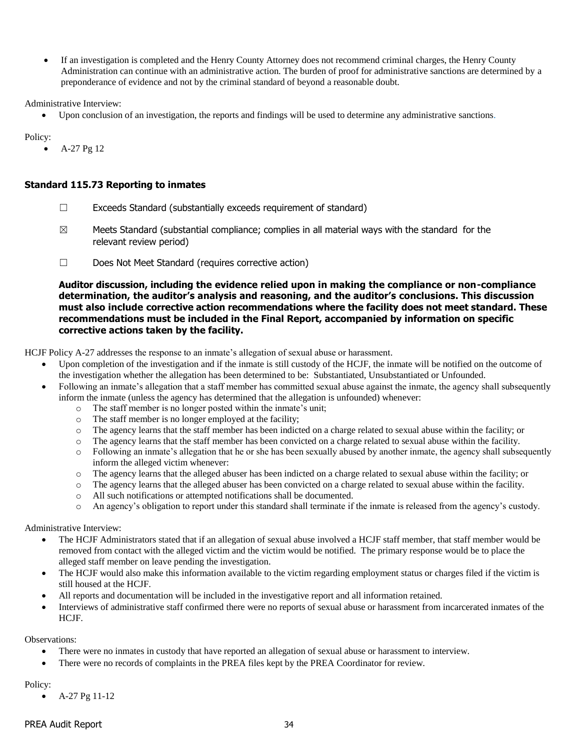- If an investigation is completed and the Henry County Attorney does not recommend criminal charges, the Henry County Administration can continue with an administrative action. The burden of proof for administrative sanctions are determined by a preponderance of evidence and not by the criminal standard of beyond a reasonable doubt.

Administrative Interview:

- Upon conclusion of an investigation, the reports and findings will be used to determine any administrative sanctions.

Policy:

- A-27 Pg 12

### Standard 115.73 Reporting to inmates

☐ Exceeds Standard (substantially exceeds requirement of standard)

☒ Meets Standard (substantial compliance; complies in all material ways with the standard for the relevant review period)

☐ Does Not Meet Standard (requires corrective action)

**Auditor discussion, including the evidence relied upon in making the compliance or non-compliance determination, the auditor's analysis and reasoning, and the auditor's conclusions. This discussion must also include corrective action recommendations where the facility does not meet standard. These recommendations must be included in the Final Report, accompanied by information on specific corrective actions taken by the facility.**

HCJF Policy A-27 addresses the response to an inmate's allegation of sexual abuse or harassment.

- Upon completion of the investigation and if the inmate is still custody of the HCJF, the inmate will be notified on the outcome of the investigation whether the allegation has been determined to be: Substantiated, Unsubstantiated or Unfounded.
- Following an inmate's allegation that a staff member has committed sexual abuse against the inmate, the agency shall subsequently inform the inmate (unless the agency has determined that the allegation is unfounded) whenever:
  - The staff member is no longer posted within the inmate's unit;
  - The staff member is no longer employed at the facility;
  - The agency learns that the staff member has been indicted on a charge related to sexual abuse within the facility; or
  - The agency learns that the staff member has been convicted on a charge related to sexual abuse within the facility.
  - Following an inmate's allegation that he or she has been sexually abused by another inmate, the agency shall subsequently inform the alleged victim whenever:
  - The agency learns that the alleged abuser has been indicted on a charge related to sexual abuse within the facility; or
  - The agency learns that the alleged abuser has been convicted on a charge related to sexual abuse within the facility.
  - All such notifications or attempted notifications shall be documented.
  - An agency's obligation to report under this standard shall terminate if the inmate is released from the agency's custody.

Administrative Interview:

- The HCJF Administrators stated that if an allegation of sexual abuse involved a HCJF staff member, that staff member would be removed from contact with the alleged victim and the victim would be notified. The primary response would be to place the alleged staff member on leave pending the investigation.
- The HCJF would also make this information available to the victim regarding employment status or charges filed if the victim is still housed at the HCJF.
- All reports and documentation will be included in the investigative report and all information retained.
- Interviews of administrative staff confirmed there were no reports of sexual abuse or harassment from incarcerated inmates of the HCJF.

Observations:

- There were no inmates in custody that have reported an allegation of sexual abuse or harassment to interview.
- There were no records of complaints in the PREA files kept by the PREA Coordinator for review.

Policy:

- A-27 Pg 11-12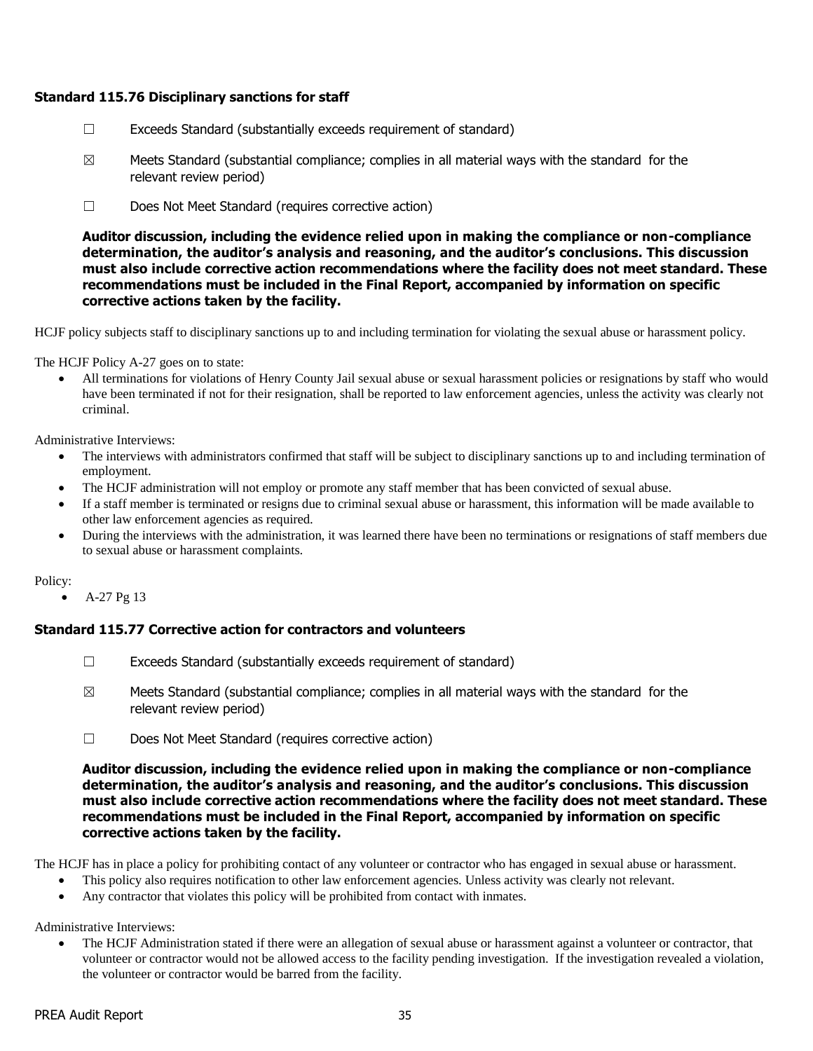### Standard 115.76 Disciplinary sanctions for staff

☐ Exceeds Standard (substantially exceeds requirement of standard)

☒ Meets Standard (substantial compliance; complies in all material ways with the standard for the relevant review period)

☐ Does Not Meet Standard (requires corrective action)

**Auditor discussion, including the evidence relied upon in making the compliance or non-compliance determination, the auditor's analysis and reasoning, and the auditor's conclusions. This discussion must also include corrective action recommendations where the facility does not meet standard. These recommendations must be included in the Final Report, accompanied by information on specific corrective actions taken by the facility.**

HCJF policy subjects staff to disciplinary sanctions up to and including termination for violating the sexual abuse or harassment policy.

The HCJF Policy A-27 goes on to state:

- All terminations for violations of Henry County Jail sexual abuse or sexual harassment policies or resignations by staff who would have been terminated if not for their resignation, shall be reported to law enforcement agencies, unless the activity was clearly not criminal.

Administrative Interviews:

- The interviews with administrators confirmed that staff will be subject to disciplinary sanctions up to and including termination of employment.
- The HCJF administration will not employ or promote any staff member that has been convicted of sexual abuse.
- If a staff member is terminated or resigns due to criminal sexual abuse or harassment, this information will be made available to other law enforcement agencies as required.
- During the interviews with the administration, it was learned there have been no terminations or resignations of staff members due to sexual abuse or harassment complaints.

Policy:

- A-27 Pg 13

### Standard 115.77 Corrective action for contractors and volunteers

☐ Exceeds Standard (substantially exceeds requirement of standard)

☒ Meets Standard (substantial compliance; complies in all material ways with the standard for the relevant review period)

☐ Does Not Meet Standard (requires corrective action)

**Auditor discussion, including the evidence relied upon in making the compliance or non-compliance determination, the auditor's analysis and reasoning, and the auditor's conclusions. This discussion must also include corrective action recommendations where the facility does not meet standard. These recommendations must be included in the Final Report, accompanied by information on specific corrective actions taken by the facility.**

The HCJF has in place a policy for prohibiting contact of any volunteer or contractor who has engaged in sexual abuse or harassment.

- This policy also requires notification to other law enforcement agencies. Unless activity was clearly not relevant.
- Any contractor that violates this policy will be prohibited from contact with inmates.

Administrative Interviews:

- The HCJF Administration stated if there were an allegation of sexual abuse or harassment against a volunteer or contractor, that volunteer or contractor would not be allowed access to the facility pending investigation. If the investigation revealed a violation, the volunteer or contractor would be barred from the facility.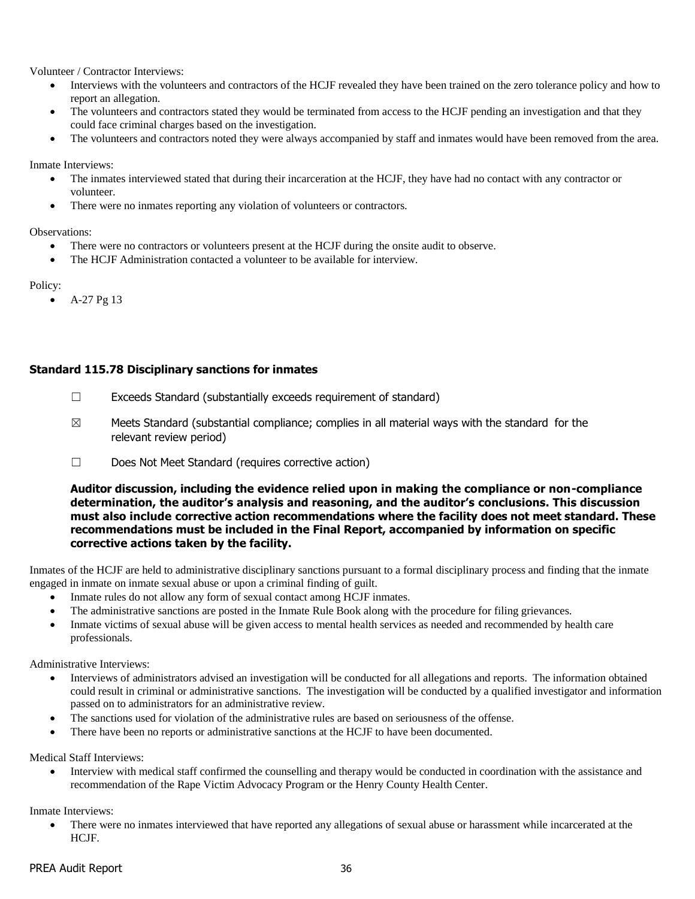Volunteer / Contractor Interviews:

- Interviews with the volunteers and contractors of the HCJF revealed they have been trained on the zero tolerance policy and how to report an allegation.
- The volunteers and contractors stated they would be terminated from access to the HCJF pending an investigation and that they could face criminal charges based on the investigation.
- The volunteers and contractors noted they were always accompanied by staff and inmates would have been removed from the area.

Inmate Interviews:

- The inmates interviewed stated that during their incarceration at the HCJF, they have had no contact with any contractor or volunteer.
- There were no inmates reporting any violation of volunteers or contractors.

Observations:

- There were no contractors or volunteers present at the HCJF during the onsite audit to observe.
- The HCJF Administration contacted a volunteer to be available for interview.

Policy:

- A-27 Pg 13

### Standard 115.78 Disciplinary sanctions for inmates

☐ Exceeds Standard (substantially exceeds requirement of standard)

☒ Meets Standard (substantial compliance; complies in all material ways with the standard for the relevant review period)

☐ Does Not Meet Standard (requires corrective action)

**Auditor discussion, including the evidence relied upon in making the compliance or non-compliance determination, the auditor's analysis and reasoning, and the auditor's conclusions. This discussion must also include corrective action recommendations where the facility does not meet standard. These recommendations must be included in the Final Report, accompanied by information on specific corrective actions taken by the facility.**

Inmates of the HCJF are held to administrative disciplinary sanctions pursuant to a formal disciplinary process and finding that the inmate engaged in inmate on inmate sexual abuse or upon a criminal finding of guilt.

- Inmate rules do not allow any form of sexual contact among HCJF inmates.
- The administrative sanctions are posted in the Inmate Rule Book along with the procedure for filing grievances.
- Inmate victims of sexual abuse will be given access to mental health services as needed and recommended by health care professionals.

Administrative Interviews:

- Interviews of administrators advised an investigation will be conducted for all allegations and reports. The information obtained could result in criminal or administrative sanctions. The investigation will be conducted by a qualified investigator and information passed on to administrators for an administrative review.
- The sanctions used for violation of the administrative rules are based on seriousness of the offense.
- There have been no reports or administrative sanctions at the HCJF to have been documented.

Medical Staff Interviews:

- Interview with medical staff confirmed the counselling and therapy would be conducted in coordination with the assistance and recommendation of the Rape Victim Advocacy Program or the Henry County Health Center.

Inmate Interviews:

- There were no inmates interviewed that have reported any allegations of sexual abuse or harassment while incarcerated at the HCJF.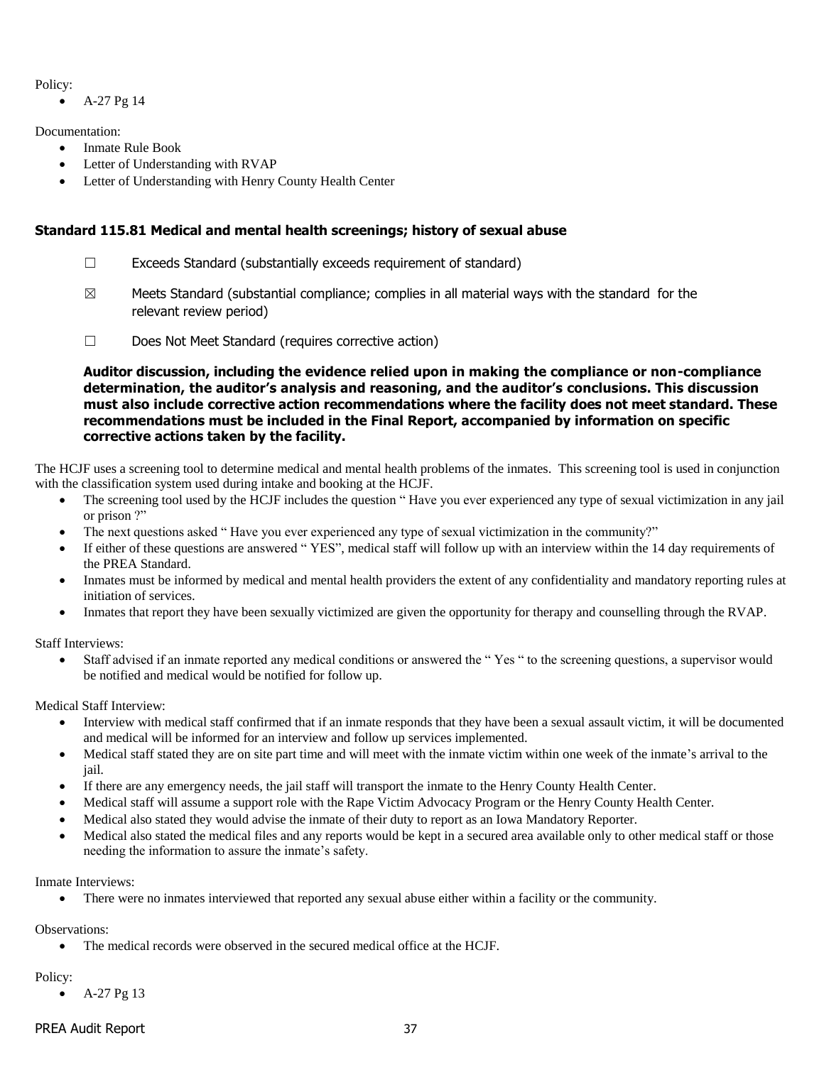Policy:

- A-27 Pg 14

Documentation:

- Inmate Rule Book
- Letter of Understanding with RVAP
- Letter of Understanding with Henry County Health Center

### Standard 115.81 Medical and mental health screenings; history of sexual abuse

☐ Exceeds Standard (substantially exceeds requirement of standard)

☒ Meets Standard (substantial compliance; complies in all material ways with the standard for the relevant review period)

☐ Does Not Meet Standard (requires corrective action)

**Auditor discussion, including the evidence relied upon in making the compliance or non-compliance determination, the auditor's analysis and reasoning, and the auditor's conclusions. This discussion must also include corrective action recommendations where the facility does not meet standard. These recommendations must be included in the Final Report, accompanied by information on specific corrective actions taken by the facility.**

The HCJF uses a screening tool to determine medical and mental health problems of the inmates. This screening tool is used in conjunction with the classification system used during intake and booking at the HCJF.

- The screening tool used by the HCJF includes the question " Have you ever experienced any type of sexual victimization in any jail or prison ?"
- The next questions asked " Have you ever experienced any type of sexual victimization in the community?"
- If either of these questions are answered " YES", medical staff will follow up with an interview within the 14 day requirements of the PREA Standard.
- Inmates must be informed by medical and mental health providers the extent of any confidentiality and mandatory reporting rules at initiation of services.
- Inmates that report they have been sexually victimized are given the opportunity for therapy and counselling through the RVAP.

Staff Interviews:

- Staff advised if an inmate reported any medical conditions or answered the " Yes " to the screening questions, a supervisor would be notified and medical would be notified for follow up.

Medical Staff Interview:

- Interview with medical staff confirmed that if an inmate responds that they have been a sexual assault victim, it will be documented and medical will be informed for an interview and follow up services implemented.
- Medical staff stated they are on site part time and will meet with the inmate victim within one week of the inmate's arrival to the jail.
- If there are any emergency needs, the jail staff will transport the inmate to the Henry County Health Center.
- Medical staff will assume a support role with the Rape Victim Advocacy Program or the Henry County Health Center.
- Medical also stated they would advise the inmate of their duty to report as an Iowa Mandatory Reporter.
- Medical also stated the medical files and any reports would be kept in a secured area available only to other medical staff or those needing the information to assure the inmate's safety.

Inmate Interviews:

- There were no inmates interviewed that reported any sexual abuse either within a facility or the community.

Observations:

- The medical records were observed in the secured medical office at the HCJF.

Policy:

- A-27 Pg 13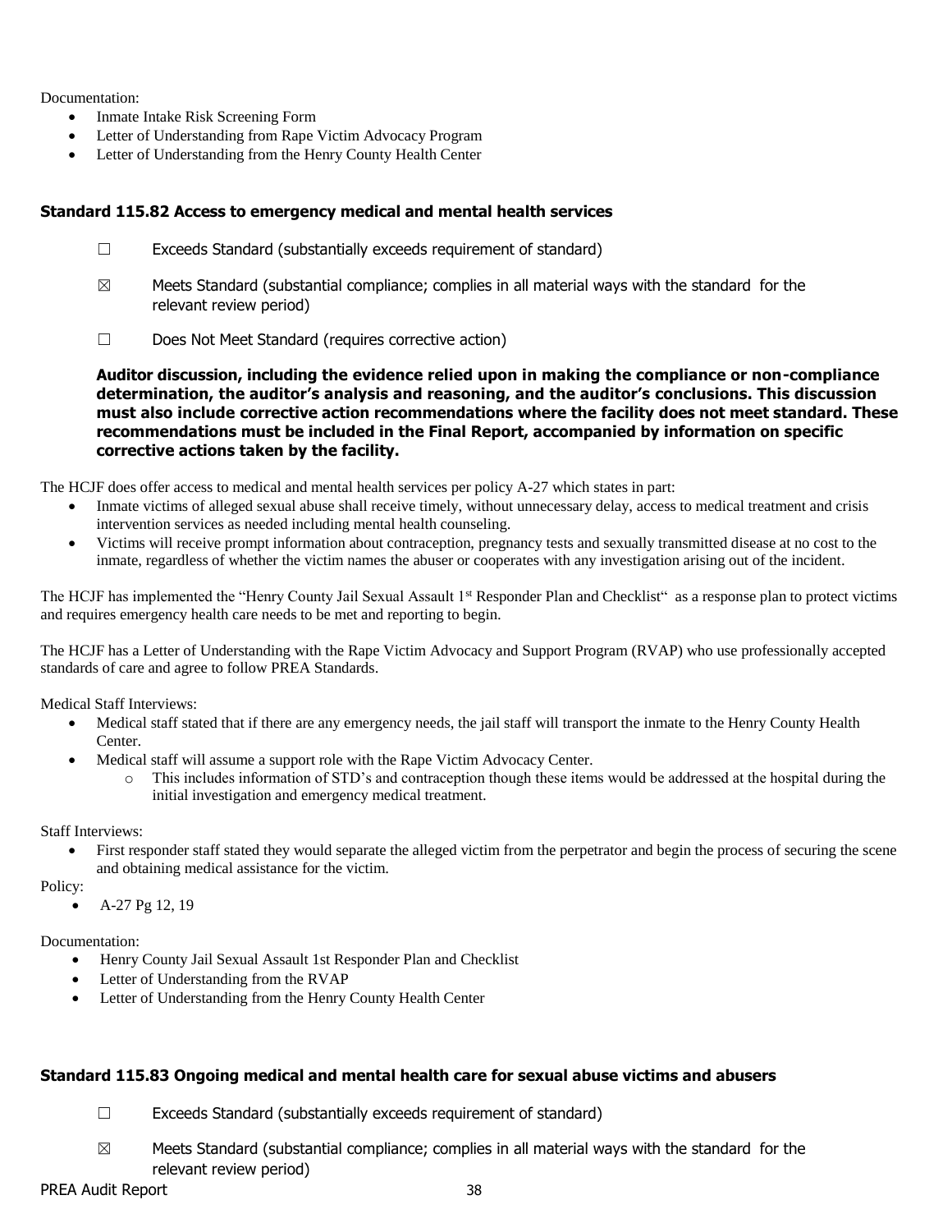Documentation:

- Inmate Intake Risk Screening Form
- Letter of Understanding from Rape Victim Advocacy Program
- Letter of Understanding from the Henry County Health Center

### Standard 115.82 Access to emergency medical and mental health services

☐ Exceeds Standard (substantially exceeds requirement of standard)

☒ Meets Standard (substantial compliance; complies in all material ways with the standard for the relevant review period)

☐ Does Not Meet Standard (requires corrective action)

**Auditor discussion, including the evidence relied upon in making the compliance or non-compliance determination, the auditor's analysis and reasoning, and the auditor's conclusions. This discussion must also include corrective action recommendations where the facility does not meet standard. These recommendations must be included in the Final Report, accompanied by information on specific corrective actions taken by the facility.**

The HCJF does offer access to medical and mental health services per policy A-27 which states in part:

- Inmate victims of alleged sexual abuse shall receive timely, without unnecessary delay, access to medical treatment and crisis intervention services as needed including mental health counseling.
- Victims will receive prompt information about contraception, pregnancy tests and sexually transmitted disease at no cost to the inmate, regardless of whether the victim names the abuser or cooperates with any investigation arising out of the incident.

The HCJF has implemented the "Henry County Jail Sexual Assault 1st Responder Plan and Checklist" as a response plan to protect victims and requires emergency health care needs to be met and reporting to begin.

The HCJF has a Letter of Understanding with the Rape Victim Advocacy and Support Program (RVAP) who use professionally accepted standards of care and agree to follow PREA Standards.

Medical Staff Interviews:

- Medical staff stated that if there are any emergency needs, the jail staff will transport the inmate to the Henry County Health Center.
- Medical staff will assume a support role with the Rape Victim Advocacy Center.
  - This includes information of STD's and contraception though these items would be addressed at the hospital during the initial investigation and emergency medical treatment.

Staff Interviews:

- First responder staff stated they would separate the alleged victim from the perpetrator and begin the process of securing the scene and obtaining medical assistance for the victim.

Policy:

- A-27 Pg 12, 19

Documentation:

- Henry County Jail Sexual Assault 1st Responder Plan and Checklist
- Letter of Understanding from the RVAP
- Letter of Understanding from the Henry County Health Center

### Standard 115.83 Ongoing medical and mental health care for sexual abuse victims and abusers

☐ Exceeds Standard (substantially exceeds requirement of standard)

☒ Meets Standard (substantial compliance; complies in all material ways with the standard for the relevant review period)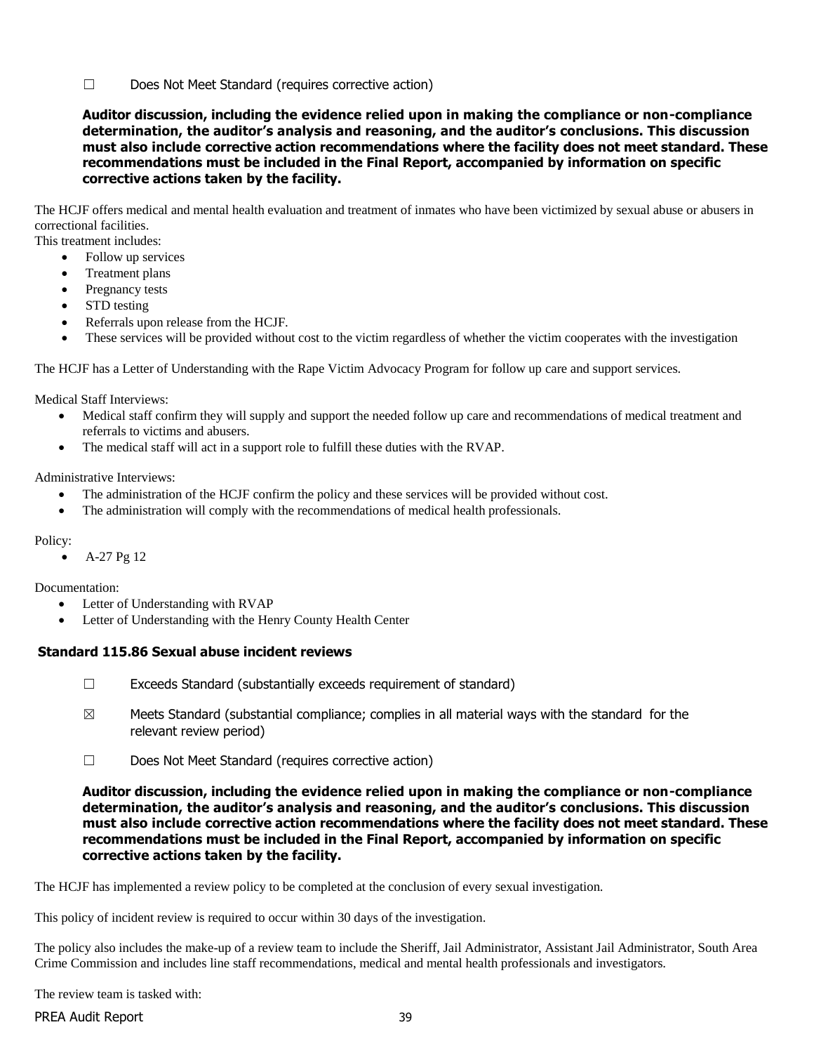☐ Does Not Meet Standard (requires corrective action)

**Auditor discussion, including the evidence relied upon in making the compliance or non-compliance determination, the auditor's analysis and reasoning, and the auditor's conclusions. This discussion must also include corrective action recommendations where the facility does not meet standard. These recommendations must be included in the Final Report, accompanied by information on specific corrective actions taken by the facility.**

The HCJF offers medical and mental health evaluation and treatment of inmates who have been victimized by sexual abuse or abusers in correctional facilities.

This treatment includes:

- Follow up services
- Treatment plans
- Pregnancy tests
- STD testing
- Referrals upon release from the HCJF.
- These services will be provided without cost to the victim regardless of whether the victim cooperates with the investigation

The HCJF has a Letter of Understanding with the Rape Victim Advocacy Program for follow up care and support services.

Medical Staff Interviews:

- Medical staff confirm they will supply and support the needed follow up care and recommendations of medical treatment and referrals to victims and abusers.
- The medical staff will act in a support role to fulfill these duties with the RVAP.

Administrative Interviews:

- The administration of the HCJF confirm the policy and these services will be provided without cost.
- The administration will comply with the recommendations of medical health professionals.

Policy:

- A-27 Pg 12

Documentation:

- Letter of Understanding with RVAP
- Letter of Understanding with the Henry County Health Center

### Standard 115.86 Sexual abuse incident reviews

☐ Exceeds Standard (substantially exceeds requirement of standard)

☒ Meets Standard (substantial compliance; complies in all material ways with the standard for the relevant review period)

☐ Does Not Meet Standard (requires corrective action)

**Auditor discussion, including the evidence relied upon in making the compliance or non-compliance determination, the auditor's analysis and reasoning, and the auditor's conclusions. This discussion must also include corrective action recommendations where the facility does not meet standard. These recommendations must be included in the Final Report, accompanied by information on specific corrective actions taken by the facility.**

The HCJF has implemented a review policy to be completed at the conclusion of every sexual investigation.

This policy of incident review is required to occur within 30 days of the investigation.

The policy also includes the make-up of a review team to include the Sheriff, Jail Administrator, Assistant Jail Administrator, South Area Crime Commission and includes line staff recommendations, medical and mental health professionals and investigators.

The review team is tasked with: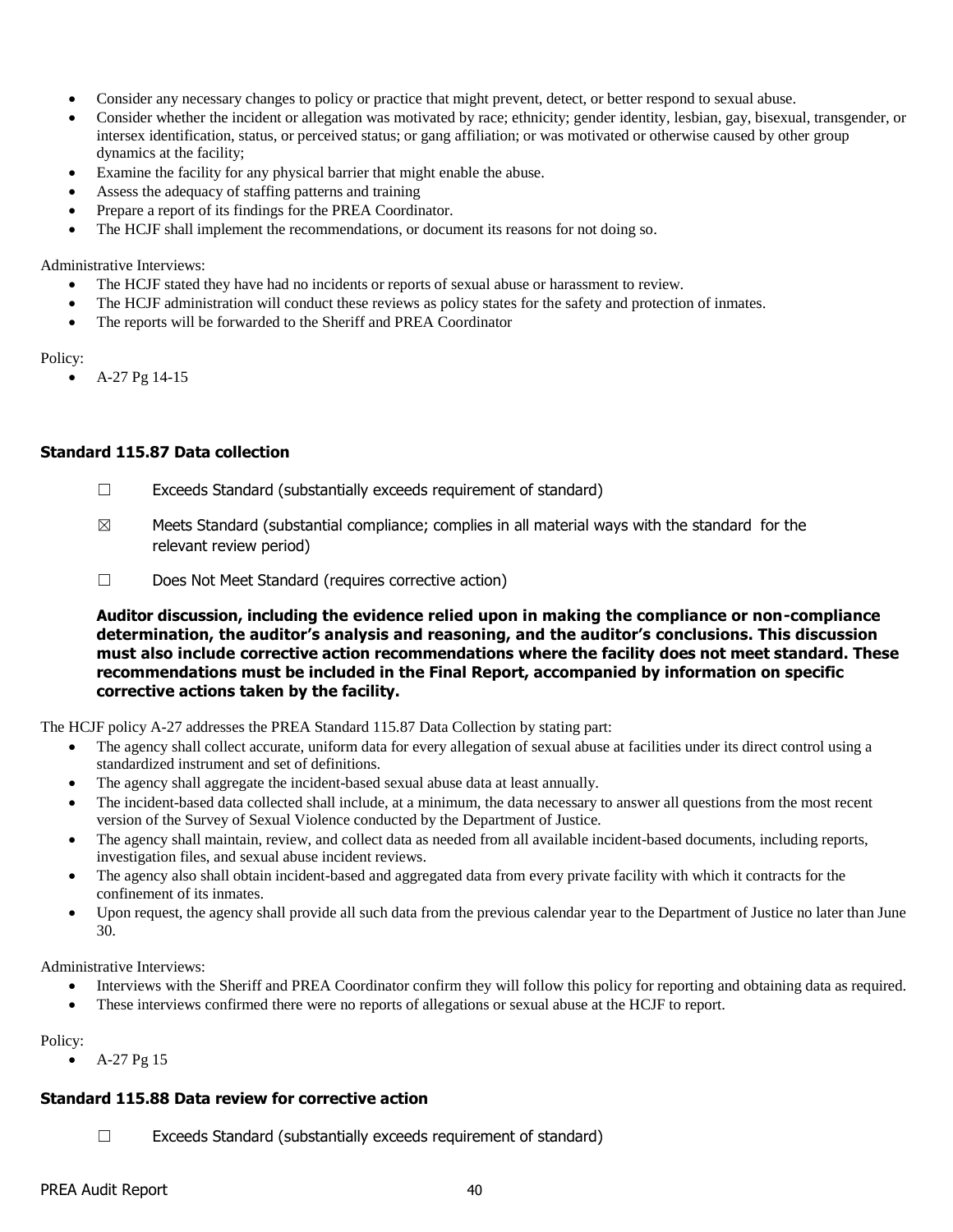- Consider any necessary changes to policy or practice that might prevent, detect, or better respond to sexual abuse.
- Consider whether the incident or allegation was motivated by race; ethnicity; gender identity, lesbian, gay, bisexual, transgender, or intersex identification, status, or perceived status; or gang affiliation; or was motivated or otherwise caused by other group dynamics at the facility;
- Examine the facility for any physical barrier that might enable the abuse.
- Assess the adequacy of staffing patterns and training
- Prepare a report of its findings for the PREA Coordinator.
- The HCJF shall implement the recommendations, or document its reasons for not doing so.

Administrative Interviews:

- The HCJF stated they have had no incidents or reports of sexual abuse or harassment to review.
- The HCJF administration will conduct these reviews as policy states for the safety and protection of inmates.
- The reports will be forwarded to the Sheriff and PREA Coordinator

Policy:

- A-27 Pg 14-15

### Standard 115.87 Data collection

☐ Exceeds Standard (substantially exceeds requirement of standard)

☒ Meets Standard (substantial compliance; complies in all material ways with the standard for the relevant review period)

☐ Does Not Meet Standard (requires corrective action)

**Auditor discussion, including the evidence relied upon in making the compliance or non-compliance determination, the auditor's analysis and reasoning, and the auditor's conclusions. This discussion must also include corrective action recommendations where the facility does not meet standard. These recommendations must be included in the Final Report, accompanied by information on specific corrective actions taken by the facility.**

The HCJF policy A-27 addresses the PREA Standard 115.87 Data Collection by stating part:

- The agency shall collect accurate, uniform data for every allegation of sexual abuse at facilities under its direct control using a standardized instrument and set of definitions.
- The agency shall aggregate the incident-based sexual abuse data at least annually.
- The incident-based data collected shall include, at a minimum, the data necessary to answer all questions from the most recent version of the Survey of Sexual Violence conducted by the Department of Justice.
- The agency shall maintain, review, and collect data as needed from all available incident-based documents, including reports, investigation files, and sexual abuse incident reviews.
- The agency also shall obtain incident-based and aggregated data from every private facility with which it contracts for the confinement of its inmates.
- Upon request, the agency shall provide all such data from the previous calendar year to the Department of Justice no later than June 30.

Administrative Interviews:

- Interviews with the Sheriff and PREA Coordinator confirm they will follow this policy for reporting and obtaining data as required.
- These interviews confirmed there were no reports of allegations or sexual abuse at the HCJF to report.

Policy:

- A-27 Pg 15

### Standard 115.88 Data review for corrective action

☐ Exceeds Standard (substantially exceeds requirement of standard)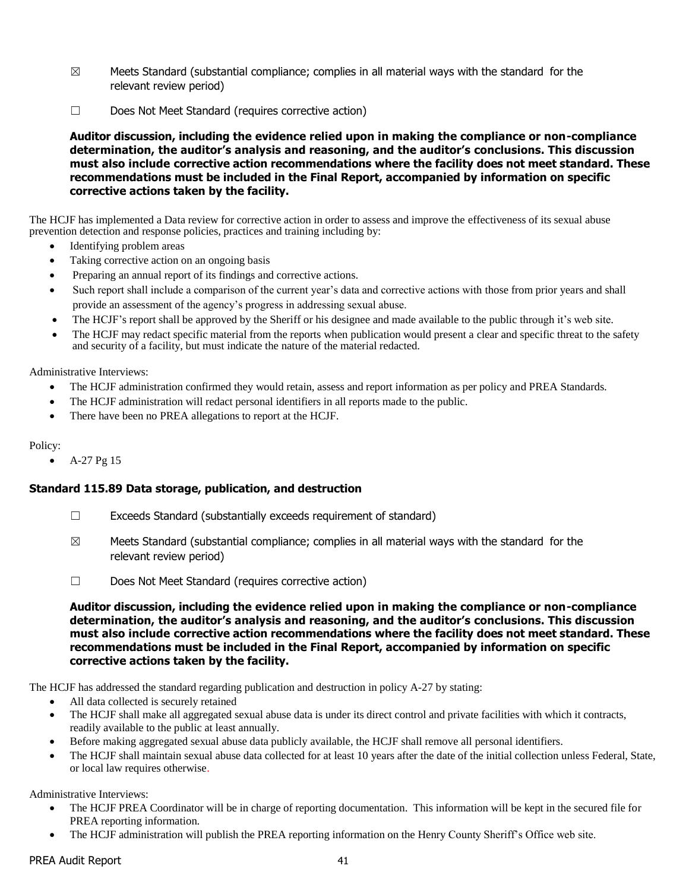☒ Meets Standard (substantial compliance; complies in all material ways with the standard for the relevant review period)

☐ Does Not Meet Standard (requires corrective action)

**Auditor discussion, including the evidence relied upon in making the compliance or non-compliance determination, the auditor's analysis and reasoning, and the auditor's conclusions. This discussion must also include corrective action recommendations where the facility does not meet standard. These recommendations must be included in the Final Report, accompanied by information on specific corrective actions taken by the facility.**

The HCJF has implemented a Data review for corrective action in order to assess and improve the effectiveness of its sexual abuse prevention detection and response policies, practices and training including by:

- Identifying problem areas
- Taking corrective action on an ongoing basis
- Preparing an annual report of its findings and corrective actions.
- Such report shall include a comparison of the current year's data and corrective actions with those from prior years and shall provide an assessment of the agency's progress in addressing sexual abuse.
- The HCJF's report shall be approved by the Sheriff or his designee and made available to the public through it's web site.
- The HCJF may redact specific material from the reports when publication would present a clear and specific threat to the safety and security of a facility, but must indicate the nature of the material redacted.

Administrative Interviews:

- The HCJF administration confirmed they would retain, assess and report information as per policy and PREA Standards.
- The HCJF administration will redact personal identifiers in all reports made to the public.
- There have been no PREA allegations to report at the HCJF.

Policy:

- A-27 Pg 15

### Standard 115.89 Data storage, publication, and destruction

☐ Exceeds Standard (substantially exceeds requirement of standard)

☒ Meets Standard (substantial compliance; complies in all material ways with the standard for the relevant review period)

☐ Does Not Meet Standard (requires corrective action)

**Auditor discussion, including the evidence relied upon in making the compliance or non-compliance determination, the auditor's analysis and reasoning, and the auditor's conclusions. This discussion must also include corrective action recommendations where the facility does not meet standard. These recommendations must be included in the Final Report, accompanied by information on specific corrective actions taken by the facility.**

The HCJF has addressed the standard regarding publication and destruction in policy A-27 by stating:

- All data collected is securely retained
- The HCJF shall make all aggregated sexual abuse data is under its direct control and private facilities with which it contracts, readily available to the public at least annually.
- Before making aggregated sexual abuse data publicly available, the HCJF shall remove all personal identifiers.
- The HCJF shall maintain sexual abuse data collected for at least 10 years after the date of the initial collection unless Federal, State, or local law requires otherwise.

Administrative Interviews:

- The HCJF PREA Coordinator will be in charge of reporting documentation. This information will be kept in the secured file for PREA reporting information.
- The HCJF administration will publish the PREA reporting information on the Henry County Sheriff's Office web site.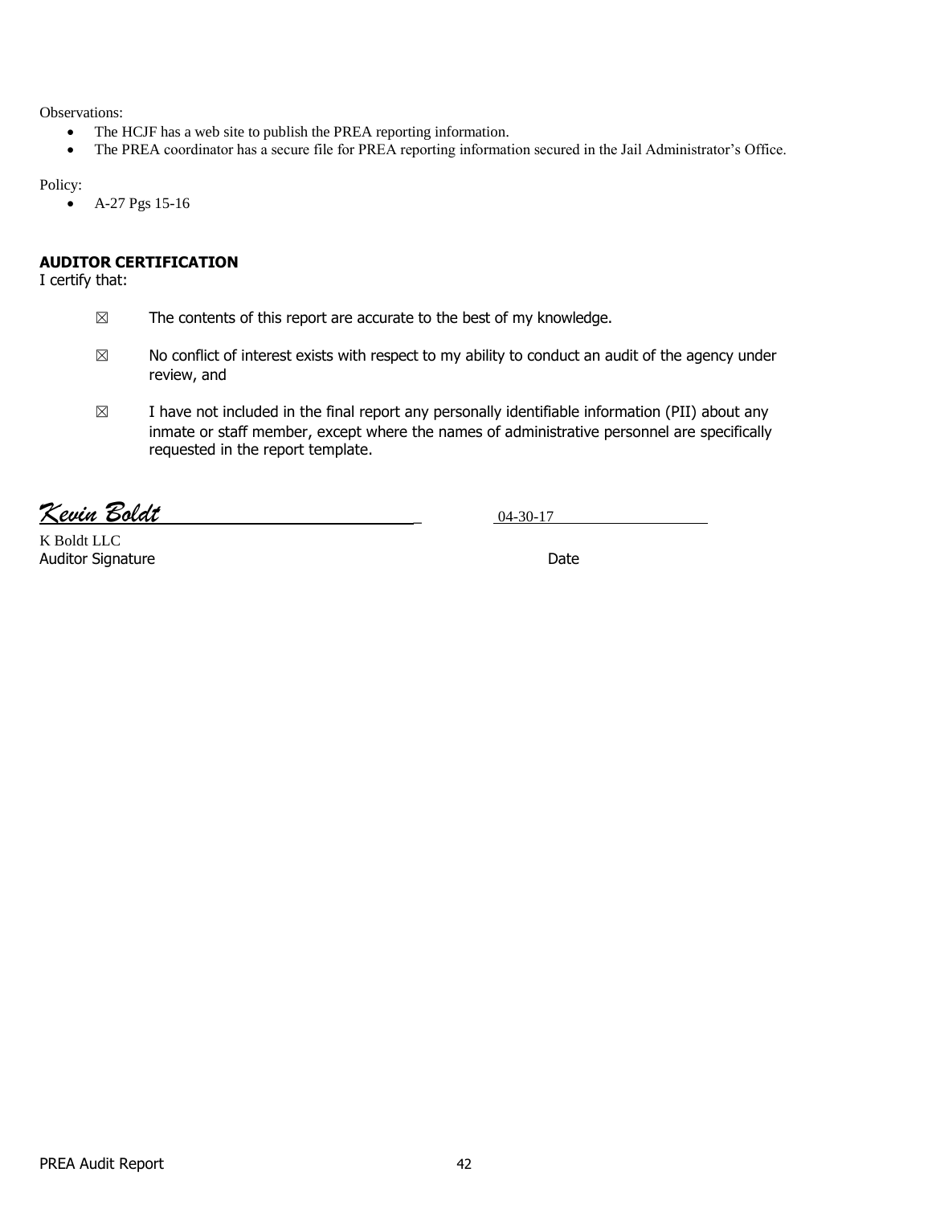Observations:

- The HCJF has a web site to publish the PREA reporting information.
- The PREA coordinator has a secure file for PREA reporting information secured in the Jail Administrator's Office.

Policy:

- A-27 Pgs 15-16

**AUDITOR CERTIFICATION**

I certify that:

☒ The contents of this report are accurate to the best of my knowledge.

☒ No conflict of interest exists with respect to my ability to conduct an audit of the agency under review, and

☒ I have not included in the final report any personally identifiable information (PII) about any inmate or staff member, except where the names of administrative personnel are specifically requested in the report template.

*Kevin Boldt* 04-30-17

K Boldt LLC

Auditor Signature Date